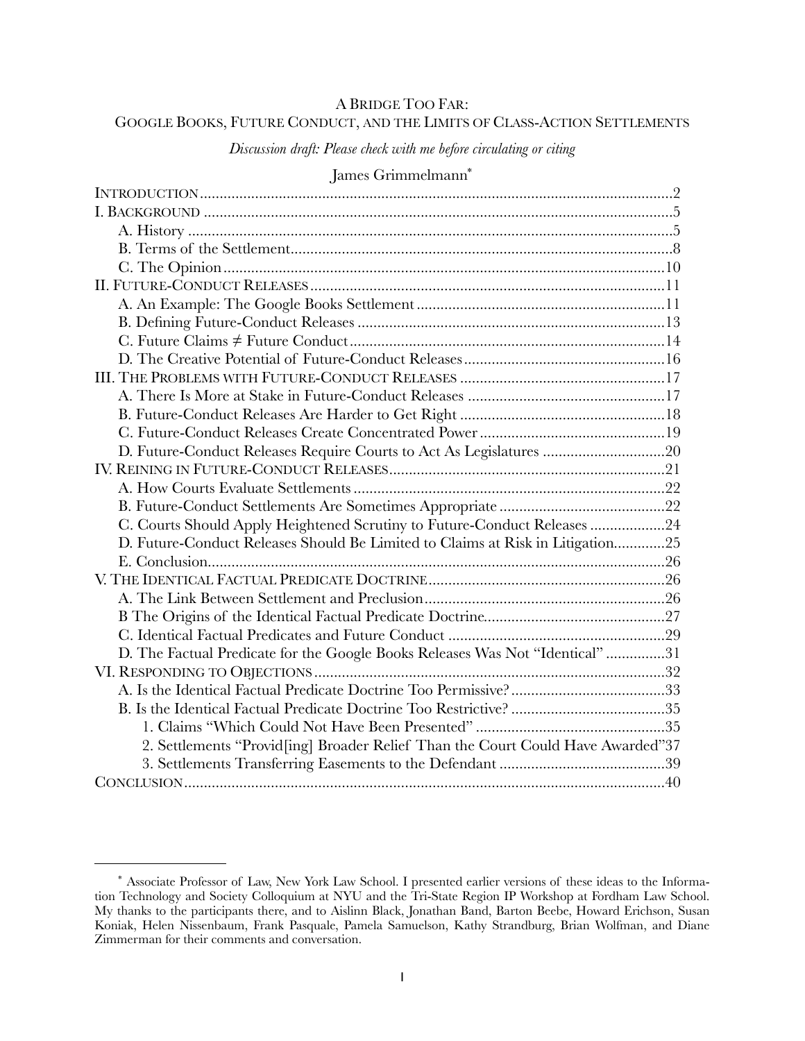# A Bridge Too Far:
## Google Books, Future Conduct, and the Limits of Class-Action Settlements

*Discussion draft: Please check with me before circulating or citing*

James Grimmelmann*

Introduction....................................................................................................................2
I. Background ....................................................................................................................5
  A. History ....................................................................................................................5
  B. Terms of the Settlement..............................................................................................8
  C. The Opinion ..............................................................................................................10
II. Future-Conduct Releases ..............................................................................................11
  A. An Example: The Google Books Settlement .................................................................11
  B. Defining Future-Conduct Releases ..............................................................................13
  C. Future Claims ≠ Future Conduct .................................................................................14
  D. The Creative Potential of Future-Conduct Releases .......................................................16
III. The Problems with Future-Conduct Releases .................................................................17
  A. There Is More at Stake in Future-Conduct Releases ......................................................17
  B. Future-Conduct Releases Are Harder to Get Right .......................................................18
  C. Future-Conduct Releases Create Concentrated Power ...................................................19
  D. Future-Conduct Releases Require Courts to Act As Legislatures ...................................20
IV. Reining in Future-Conduct Releases .............................................................................21
  A. How Courts Evaluate Settlements ...............................................................................22
  B. Future-Conduct Settlements Are Sometimes Appropriate ...............................................22
  C. Courts Should Apply Heightened Scrutiny to Future-Conduct Releases ...........................24
  D. Future-Conduct Releases Should Be Limited to Claims at Risk in Litigation.....................25
  E. Conclusion.................................................................................................................26
V. The Identical Factual Predicate Doctrine ........................................................................26
  A. The Link Between Settlement and Preclusion ...............................................................26
  B The Origins of the Identical Factual Predicate Doctrine..................................................27
  C. Identical Factual Predicates and Future Conduct ...........................................................29
  D. The Factual Predicate for the Google Books Releases Was Not "Identical" ......................31
VI. Responding to Objections .............................................................................................32
  A. Is the Identical Factual Predicate Doctrine Too Permissive? ............................................33
  B. Is the Identical Factual Predicate Doctrine Too Restrictive? ............................................35
    1. Claims "Which Could Not Have Been Presented" ......................................................35
    2. Settlements "Provid[ing] Broader Relief Than the Court Could Have Awarded" ............37
    3. Settlements Transferring Easements to the Defendant ..................................................39
Conclusion.......................................................................................................................40

---

\* Associate Professor of Law, New York Law School. I presented earlier versions of these ideas to the Information Technology and Society Colloquium at NYU and the Tri-State Region IP Workshop at Fordham Law School. My thanks to the participants there, and to Aislinn Black, Jonathan Band, Barton Beebe, Howard Erichson, Susan Koniak, Helen Nissenbaum, Frank Pasquale, Pamela Samuelson, Kathy Strandburg, Brian Wolfman, and Diane Zimmerman for their comments and conversation.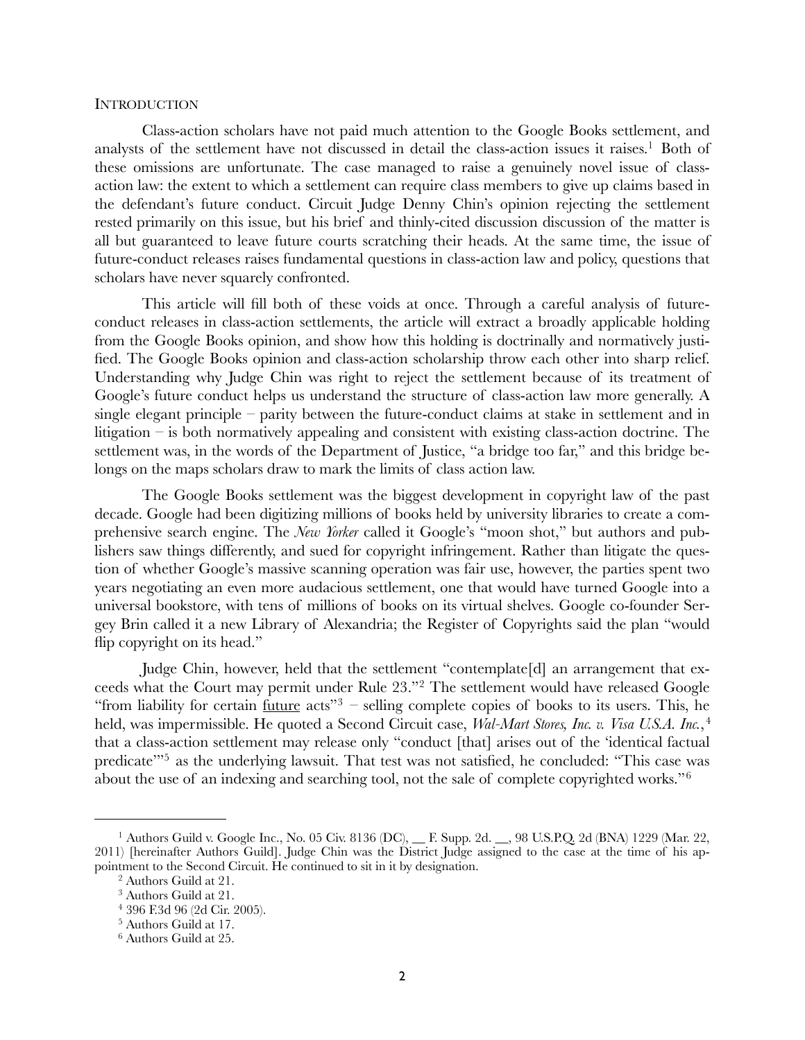## Introduction

Class-action scholars have not paid much attention to the Google Books settlement, and analysts of the settlement have not discussed in detail the class-action issues it raises.[1] Both of these omissions are unfortunate. The case managed to raise a genuinely novel issue of class-action law: the extent to which a settlement can require class members to give up claims based in the defendant's future conduct. Circuit Judge Denny Chin's opinion rejecting the settlement rested primarily on this issue, but his brief and thinly-cited discussion discussion of the matter is all but guaranteed to leave future courts scratching their heads. At the same time, the issue of future-conduct releases raises fundamental questions in class-action law and policy, questions that scholars have never squarely confronted.

This article will fill both of these voids at once. Through a careful analysis of future-conduct releases in class-action settlements, the article will extract a broadly applicable holding from the Google Books opinion, and show how this holding is doctrinally and normatively justified. The Google Books opinion and class-action scholarship throw each other into sharp relief. Understanding why Judge Chin was right to reject the settlement because of its treatment of Google's future conduct helps us understand the structure of class-action law more generally. A single elegant principle – parity between the future-conduct claims at stake in settlement and in litigation – is both normatively appealing and consistent with existing class-action doctrine. The settlement was, in the words of the Department of Justice, "a bridge too far," and this bridge belongs on the maps scholars draw to mark the limits of class action law.

The Google Books settlement was the biggest development in copyright law of the past decade. Google had been digitizing millions of books held by university libraries to create a comprehensive search engine. The *New Yorker* called it Google's "moon shot," but authors and publishers saw things differently, and sued for copyright infringement. Rather than litigate the question of whether Google's massive scanning operation was fair use, however, the parties spent two years negotiating an even more audacious settlement, one that would have turned Google into a universal bookstore, with tens of millions of books on its virtual shelves. Google co-founder Sergey Brin called it a new Library of Alexandria; the Register of Copyrights said the plan "would flip copyright on its head."

Judge Chin, however, held that the settlement "contemplate[d] an arrangement that exceeds what the Court may permit under Rule 23."[2] The settlement would have released Google "from liability for certain <u>future</u> acts"[3] – selling complete copies of books to its users. This, he held, was impermissible. He quoted a Second Circuit case, *Wal-Mart Stores, Inc. v. Visa U.S.A. Inc.*,[4] that a class-action settlement may release only "conduct [that] arises out of the 'identical factual predicate'"[5] as the underlying lawsuit. That test was not satisfied, he concluded: "This case was about the use of an indexing and searching tool, not the sale of complete copyrighted works."[6]

---

[1] Authors Guild v. Google Inc., No. 05 Civ. 8136 (DC), __ F. Supp. 2d. __, 98 U.S.P.Q. 2d (BNA) 1229 (Mar. 22, 2011) [hereinafter Authors Guild]. Judge Chin was the District Judge assigned to the case at the time of his appointment to the Second Circuit. He continued to sit in it by designation.

[2] Authors Guild at 21.

[3] Authors Guild at 21.

[4] 396 F.3d 96 (2d Cir. 2005).

[5] Authors Guild at 17.

[6] Authors Guild at 25.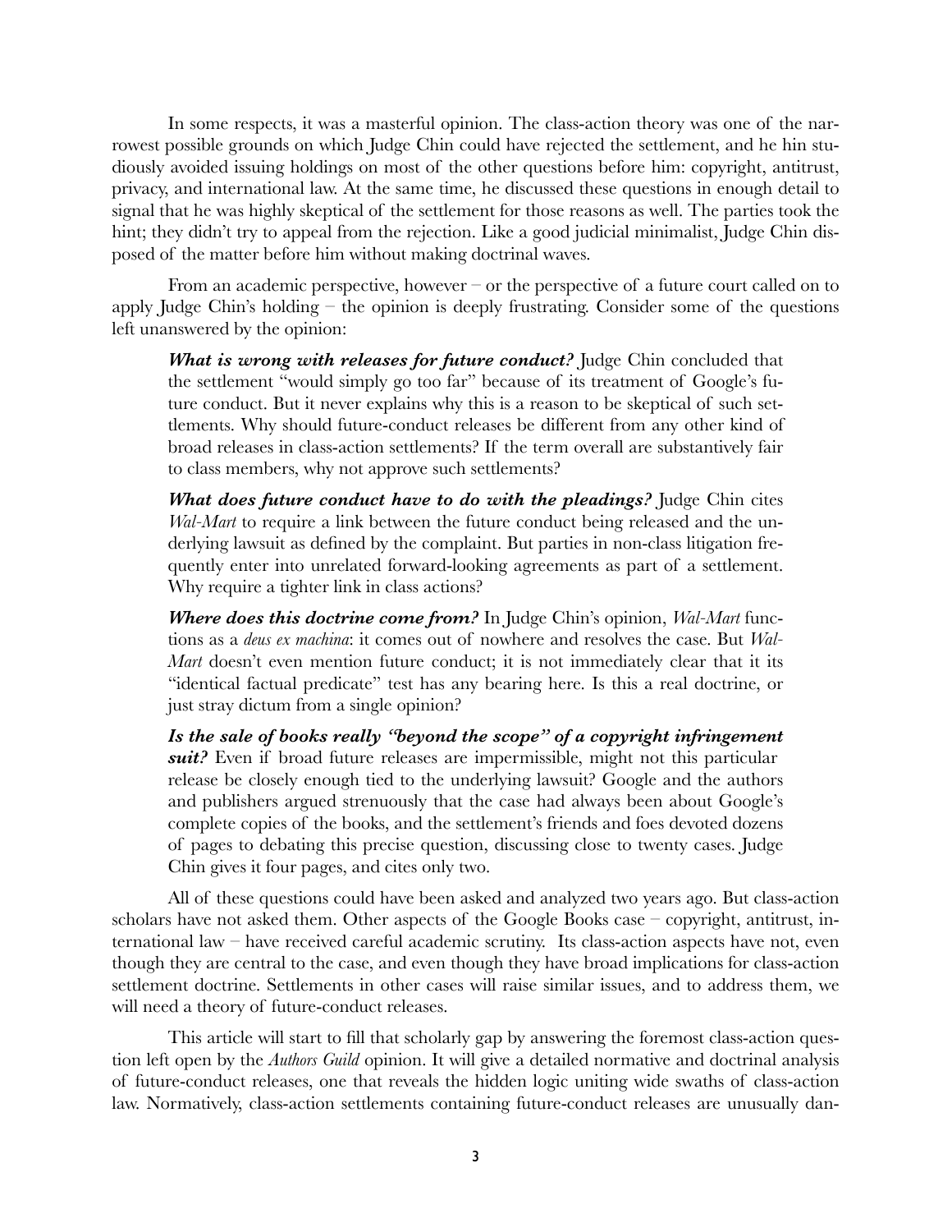In some respects, it was a masterful opinion. The class-action theory was one of the narrowest possible grounds on which Judge Chin could have rejected the settlement, and he hin studiously avoided issuing holdings on most of the other questions before him: copyright, antitrust, privacy, and international law. At the same time, he discussed these questions in enough detail to signal that he was highly skeptical of the settlement for those reasons as well. The parties took the hint; they didn't try to appeal from the rejection. Like a good judicial minimalist, Judge Chin disposed of the matter before him without making doctrinal waves.

From an academic perspective, however – or the perspective of a future court called on to apply Judge Chin's holding – the opinion is deeply frustrating. Consider some of the questions left unanswered by the opinion:

> ***What is wrong with releases for future conduct?*** Judge Chin concluded that the settlement "would simply go too far" because of its treatment of Google's future conduct. But it never explains why this is a reason to be skeptical of such settlements. Why should future-conduct releases be different from any other kind of broad releases in class-action settlements? If the term overall are substantively fair to class members, why not approve such settlements?
>
> ***What does future conduct have to do with the pleadings?*** Judge Chin cites *Wal-Mart* to require a link between the future conduct being released and the underlying lawsuit as defined by the complaint. But parties in non-class litigation frequently enter into unrelated forward-looking agreements as part of a settlement. Why require a tighter link in class actions?
>
> ***Where does this doctrine come from?*** In Judge Chin's opinion, *Wal-Mart* functions as a *deus ex machina*: it comes out of nowhere and resolves the case. But *Wal-Mart* doesn't even mention future conduct; it is not immediately clear that it its "identical factual predicate" test has any bearing here. Is this a real doctrine, or just stray dictum from a single opinion?
>
> ***Is the sale of books really "beyond the scope" of a copyright infringement suit?*** Even if broad future releases are impermissible, might not this particular release be closely enough tied to the underlying lawsuit? Google and the authors and publishers argued strenuously that the case had always been about Google's complete copies of the books, and the settlement's friends and foes devoted dozens of pages to debating this precise question, discussing close to twenty cases. Judge Chin gives it four pages, and cites only two.

All of these questions could have been asked and analyzed two years ago. But class-action scholars have not asked them. Other aspects of the Google Books case – copyright, antitrust, international law – have received careful academic scrutiny. Its class-action aspects have not, even though they are central to the case, and even though they have broad implications for class-action settlement doctrine. Settlements in other cases will raise similar issues, and to address them, we will need a theory of future-conduct releases.

This article will start to fill that scholarly gap by answering the foremost class-action question left open by the *Authors Guild* opinion. It will give a detailed normative and doctrinal analysis of future-conduct releases, one that reveals the hidden logic uniting wide swaths of class-action law. Normatively, class-action settlements containing future-conduct releases are unusually dan-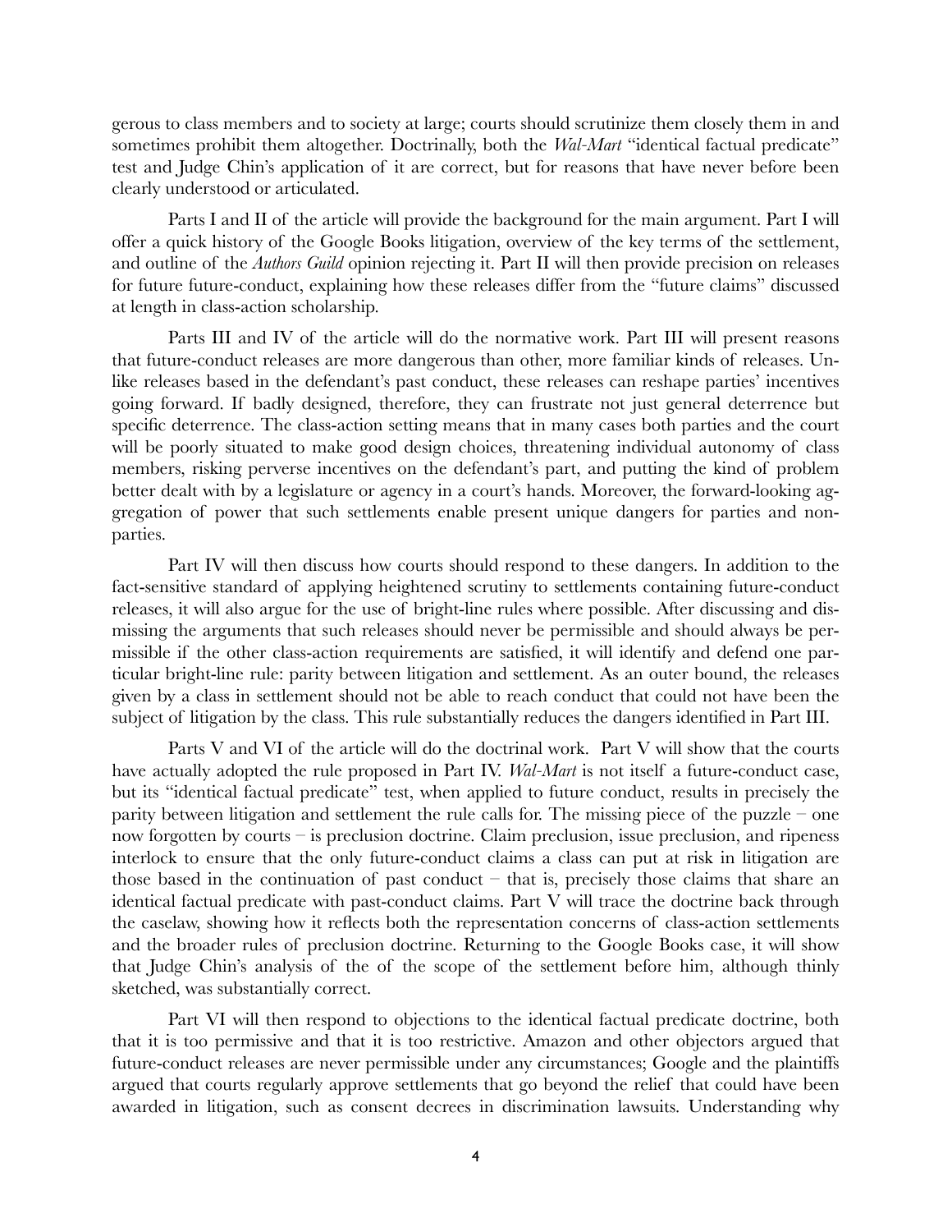gerous to class members and to society at large; courts should scrutinize them closely them in and sometimes prohibit them altogether. Doctrinally, both the *Wal-Mart* "identical factual predicate" test and Judge Chin's application of it are correct, but for reasons that have never before been clearly understood or articulated.

Parts I and II of the article will provide the background for the main argument. Part I will offer a quick history of the Google Books litigation, overview of the key terms of the settlement, and outline of the *Authors Guild* opinion rejecting it. Part II will then provide precision on releases for future future-conduct, explaining how these releases differ from the "future claims" discussed at length in class-action scholarship.

Parts III and IV of the article will do the normative work. Part III will present reasons that future-conduct releases are more dangerous than other, more familiar kinds of releases. Unlike releases based in the defendant's past conduct, these releases can reshape parties' incentives going forward. If badly designed, therefore, they can frustrate not just general deterrence but specific deterrence. The class-action setting means that in many cases both parties and the court will be poorly situated to make good design choices, threatening individual autonomy of class members, risking perverse incentives on the defendant's part, and putting the kind of problem better dealt with by a legislature or agency in a court's hands. Moreover, the forward-looking aggregation of power that such settlements enable present unique dangers for parties and non-parties.

Part IV will then discuss how courts should respond to these dangers. In addition to the fact-sensitive standard of applying heightened scrutiny to settlements containing future-conduct releases, it will also argue for the use of bright-line rules where possible. After discussing and dismissing the arguments that such releases should never be permissible and should always be permissible if the other class-action requirements are satisfied, it will identify and defend one particular bright-line rule: parity between litigation and settlement. As an outer bound, the releases given by a class in settlement should not be able to reach conduct that could not have been the subject of litigation by the class. This rule substantially reduces the dangers identified in Part III.

Parts V and VI of the article will do the doctrinal work. Part V will show that the courts have actually adopted the rule proposed in Part IV. *Wal-Mart* is not itself a future-conduct case, but its "identical factual predicate" test, when applied to future conduct, results in precisely the parity between litigation and settlement the rule calls for. The missing piece of the puzzle – one now forgotten by courts – is preclusion doctrine. Claim preclusion, issue preclusion, and ripeness interlock to ensure that the only future-conduct claims a class can put at risk in litigation are those based in the continuation of past conduct – that is, precisely those claims that share an identical factual predicate with past-conduct claims. Part V will trace the doctrine back through the caselaw, showing how it reflects both the representation concerns of class-action settlements and the broader rules of preclusion doctrine. Returning to the Google Books case, it will show that Judge Chin's analysis of the of the scope of the settlement before him, although thinly sketched, was substantially correct.

Part VI will then respond to objections to the identical factual predicate doctrine, both that it is too permissive and that it is too restrictive. Amazon and other objectors argued that future-conduct releases are never permissible under any circumstances; Google and the plaintiffs argued that courts regularly approve settlements that go beyond the relief that could have been awarded in litigation, such as consent decrees in discrimination lawsuits. Understanding why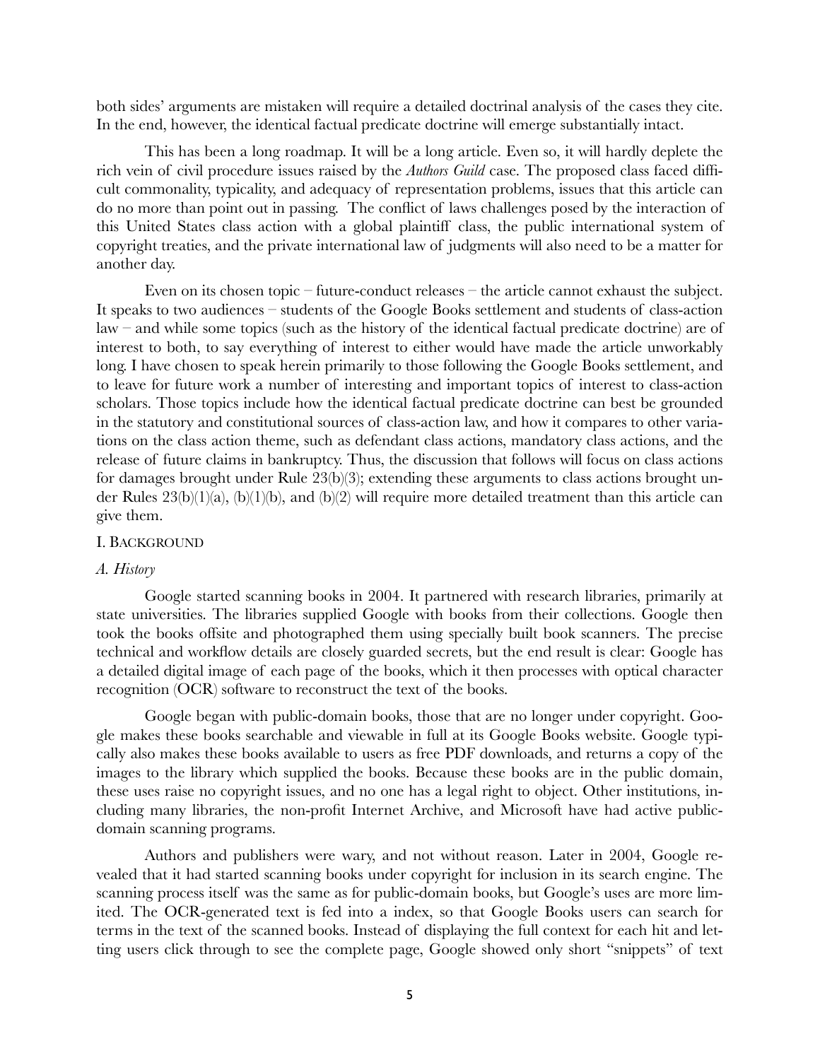both sides' arguments are mistaken will require a detailed doctrinal analysis of the cases they cite. In the end, however, the identical factual predicate doctrine will emerge substantially intact.

This has been a long roadmap. It will be a long article. Even so, it will hardly deplete the rich vein of civil procedure issues raised by the *Authors Guild* case. The proposed class faced difficult commonality, typicality, and adequacy of representation problems, issues that this article can do no more than point out in passing. The conflict of laws challenges posed by the interaction of this United States class action with a global plaintiff class, the public international system of copyright treaties, and the private international law of judgments will also need to be a matter for another day.

Even on its chosen topic – future-conduct releases – the article cannot exhaust the subject. It speaks to two audiences – students of the Google Books settlement and students of class-action law – and while some topics (such as the history of the identical factual predicate doctrine) are of interest to both, to say everything of interest to either would have made the article unworkably long. I have chosen to speak herein primarily to those following the Google Books settlement, and to leave for future work a number of interesting and important topics of interest to class-action scholars. Those topics include how the identical factual predicate doctrine can best be grounded in the statutory and constitutional sources of class-action law, and how it compares to other variations on the class action theme, such as defendant class actions, mandatory class actions, and the release of future claims in bankruptcy. Thus, the discussion that follows will focus on class actions for damages brought under Rule 23(b)(3); extending these arguments to class actions brought under Rules 23(b)(1)(a), (b)(1)(b), and (b)(2) will require more detailed treatment than this article can give them.

## I. Background

### *A. History*

Google started scanning books in 2004. It partnered with research libraries, primarily at state universities. The libraries supplied Google with books from their collections. Google then took the books offsite and photographed them using specially built book scanners. The precise technical and workflow details are closely guarded secrets, but the end result is clear: Google has a detailed digital image of each page of the books, which it then processes with optical character recognition (OCR) software to reconstruct the text of the books.

Google began with public-domain books, those that are no longer under copyright. Google makes these books searchable and viewable in full at its Google Books website. Google typically also makes these books available to users as free PDF downloads, and returns a copy of the images to the library which supplied the books. Because these books are in the public domain, these uses raise no copyright issues, and no one has a legal right to object. Other institutions, including many libraries, the non-profit Internet Archive, and Microsoft have had active public-domain scanning programs.

Authors and publishers were wary, and not without reason. Later in 2004, Google revealed that it had started scanning books under copyright for inclusion in its search engine. The scanning process itself was the same as for public-domain books, but Google's uses are more limited. The OCR-generated text is fed into a index, so that Google Books users can search for terms in the text of the scanned books. Instead of displaying the full context for each hit and letting users click through to see the complete page, Google showed only short "snippets" of text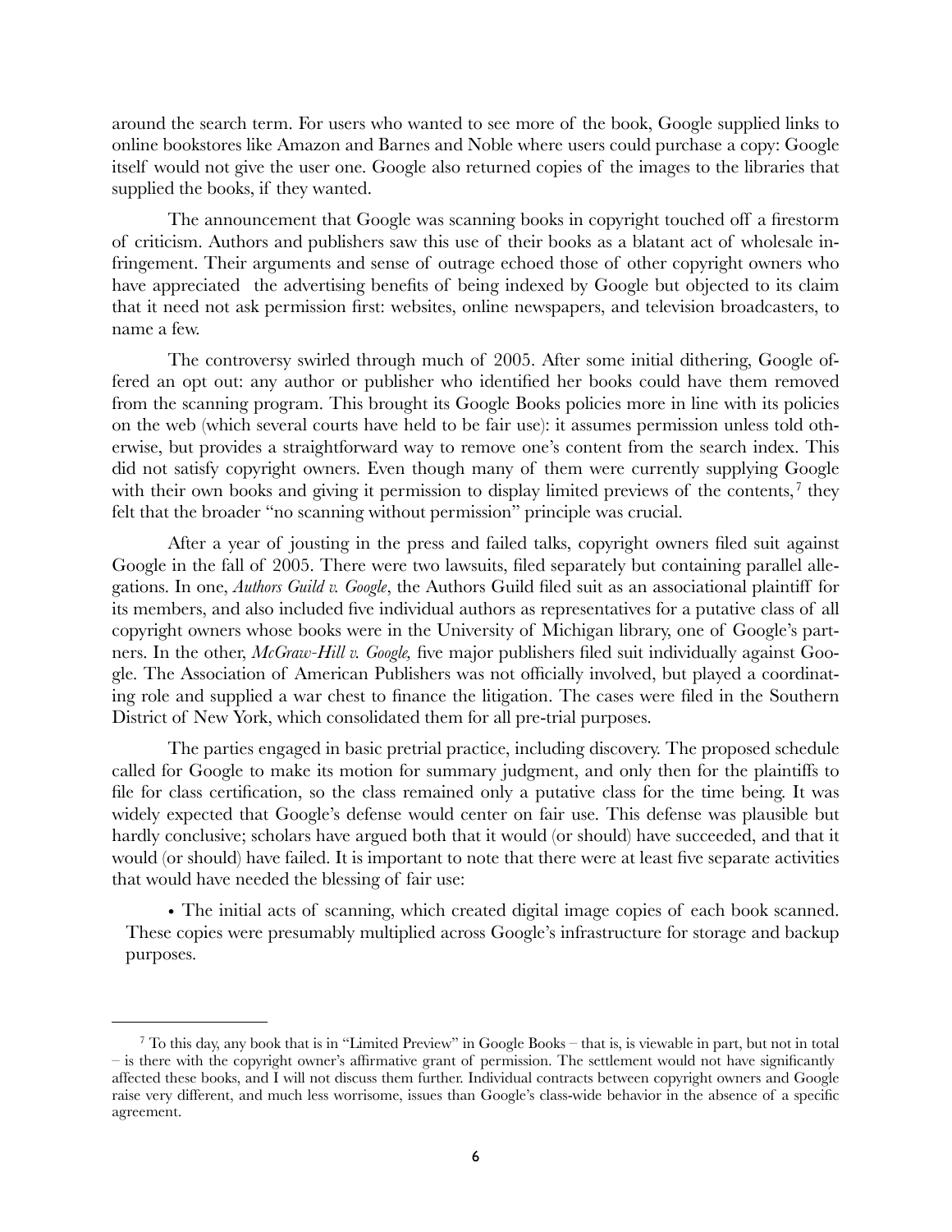around the search term. For users who wanted to see more of the book, Google supplied links to online bookstores like Amazon and Barnes and Noble where users could purchase a copy: Google itself would not give the user one. Google also returned copies of the images to the libraries that supplied the books, if they wanted.

The announcement that Google was scanning books in copyright touched off a firestorm of criticism. Authors and publishers saw this use of their books as a blatant act of wholesale infringement. Their arguments and sense of outrage echoed those of other copyright owners who have appreciated the advertising benefits of being indexed by Google but objected to its claim that it need not ask permission first: websites, online newspapers, and television broadcasters, to name a few.

The controversy swirled through much of 2005. After some initial dithering, Google offered an opt out: any author or publisher who identified her books could have them removed from the scanning program. This brought its Google Books policies more in line with its policies on the web (which several courts have held to be fair use): it assumes permission unless told otherwise, but provides a straightforward way to remove one's content from the search index. This did not satisfy copyright owners. Even though many of them were currently supplying Google with their own books and giving it permission to display limited previews of the contents,[7] they felt that the broader "no scanning without permission" principle was crucial.

After a year of jousting in the press and failed talks, copyright owners filed suit against Google in the fall of 2005. There were two lawsuits, filed separately but containing parallel allegations. In one, *Authors Guild v. Google*, the Authors Guild filed suit as an associational plaintiff for its members, and also included five individual authors as representatives for a putative class of all copyright owners whose books were in the University of Michigan library, one of Google's partners. In the other, *McGraw-Hill v. Google,* five major publishers filed suit individually against Google. The Association of American Publishers was not officially involved, but played a coordinating role and supplied a war chest to finance the litigation. The cases were filed in the Southern District of New York, which consolidated them for all pre-trial purposes.

The parties engaged in basic pretrial practice, including discovery. The proposed schedule called for Google to make its motion for summary judgment, and only then for the plaintiffs to file for class certification, so the class remained only a putative class for the time being. It was widely expected that Google's defense would center on fair use. This defense was plausible but hardly conclusive; scholars have argued both that it would (or should) have succeeded, and that it would (or should) have failed. It is important to note that there were at least five separate activities that would have needed the blessing of fair use:

- The initial acts of scanning, which created digital image copies of each book scanned. These copies were presumably multiplied across Google's infrastructure for storage and backup purposes.

---

[7] To this day, any book that is in "Limited Preview" in Google Books – that is, is viewable in part, but not in total – is there with the copyright owner's affirmative grant of permission. The settlement would not have significantly affected these books, and I will not discuss them further. Individual contracts between copyright owners and Google raise very different, and much less worrisome, issues than Google's class-wide behavior in the absence of a specific agreement.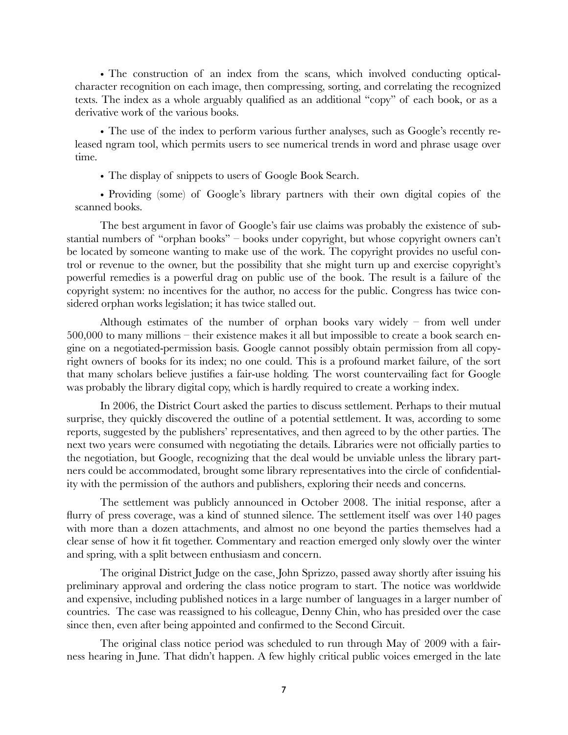- The construction of an index from the scans, which involved conducting optical-character recognition on each image, then compressing, sorting, and correlating the recognized texts. The index as a whole arguably qualified as an additional "copy" of each book, or as a derivative work of the various books.

- The use of the index to perform various further analyses, such as Google's recently released ngram tool, which permits users to see numerical trends in word and phrase usage over time.

- The display of snippets to users of Google Book Search.

- Providing (some) of Google's library partners with their own digital copies of the scanned books.

The best argument in favor of Google's fair use claims was probably the existence of substantial numbers of "orphan books" – books under copyright, but whose copyright owners can't be located by someone wanting to make use of the work. The copyright provides no useful control or revenue to the owner, but the possibility that she might turn up and exercise copyright's powerful remedies is a powerful drag on public use of the book. The result is a failure of the copyright system: no incentives for the author, no access for the public. Congress has twice considered orphan works legislation; it has twice stalled out.

Although estimates of the number of orphan books vary widely – from well under 500,000 to many millions – their existence makes it all but impossible to create a book search engine on a negotiated-permission basis. Google cannot possibly obtain permission from all copyright owners of books for its index; no one could. This is a profound market failure, of the sort that many scholars believe justifies a fair-use holding. The worst countervailing fact for Google was probably the library digital copy, which is hardly required to create a working index.

In 2006, the District Court asked the parties to discuss settlement. Perhaps to their mutual surprise, they quickly discovered the outline of a potential settlement. It was, according to some reports, suggested by the publishers' representatives, and then agreed to by the other parties. The next two years were consumed with negotiating the details. Libraries were not officially parties to the negotiation, but Google, recognizing that the deal would be unviable unless the library partners could be accommodated, brought some library representatives into the circle of confidentiality with the permission of the authors and publishers, exploring their needs and concerns.

The settlement was publicly announced in October 2008. The initial response, after a flurry of press coverage, was a kind of stunned silence. The settlement itself was over 140 pages with more than a dozen attachments, and almost no one beyond the parties themselves had a clear sense of how it fit together. Commentary and reaction emerged only slowly over the winter and spring, with a split between enthusiasm and concern.

The original District Judge on the case, John Sprizzo, passed away shortly after issuing his preliminary approval and ordering the class notice program to start. The notice was worldwide and expensive, including published notices in a large number of languages in a larger number of countries. The case was reassigned to his colleague, Denny Chin, who has presided over the case since then, even after being appointed and confirmed to the Second Circuit.

The original class notice period was scheduled to run through May of 2009 with a fairness hearing in June. That didn't happen. A few highly critical public voices emerged in the late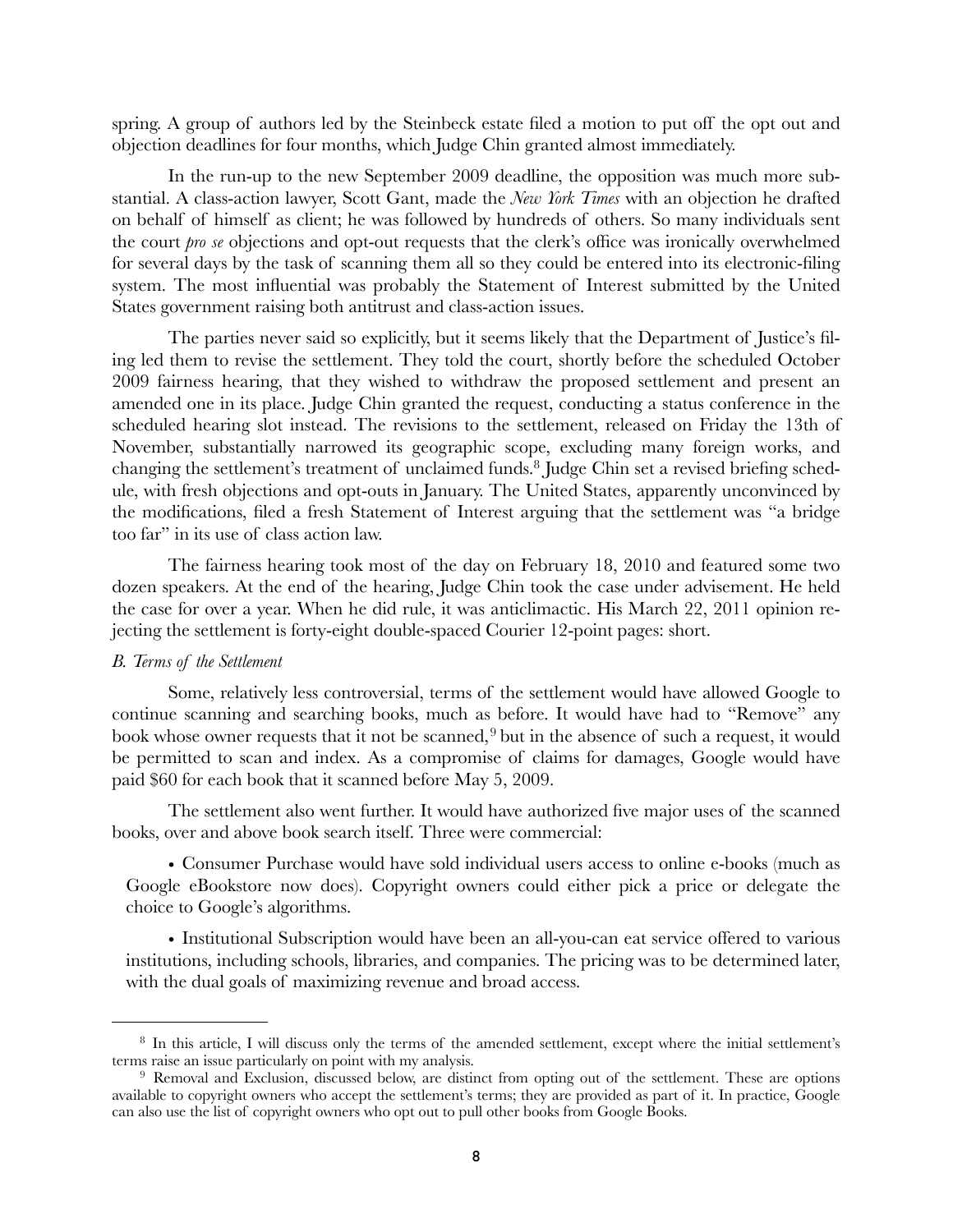spring. A group of authors led by the Steinbeck estate filed a motion to put off the opt out and objection deadlines for four months, which Judge Chin granted almost immediately.

In the run-up to the new September 2009 deadline, the opposition was much more substantial. A class-action lawyer, Scott Gant, made the *New York Times* with an objection he drafted on behalf of himself as client; he was followed by hundreds of others. So many individuals sent the court *pro se* objections and opt-out requests that the clerk's office was ironically overwhelmed for several days by the task of scanning them all so they could be entered into its electronic-filing system. The most influential was probably the Statement of Interest submitted by the United States government raising both antitrust and class-action issues.

The parties never said so explicitly, but it seems likely that the Department of Justice's filing led them to revise the settlement. They told the court, shortly before the scheduled October 2009 fairness hearing, that they wished to withdraw the proposed settlement and present an amended one in its place. Judge Chin granted the request, conducting a status conference in the scheduled hearing slot instead. The revisions to the settlement, released on Friday the 13th of November, substantially narrowed its geographic scope, excluding many foreign works, and changing the settlement's treatment of unclaimed funds.[8] Judge Chin set a revised briefing schedule, with fresh objections and opt-outs in January. The United States, apparently unconvinced by the modifications, filed a fresh Statement of Interest arguing that the settlement was "a bridge too far" in its use of class action law.

The fairness hearing took most of the day on February 18, 2010 and featured some two dozen speakers. At the end of the hearing, Judge Chin took the case under advisement. He held the case for over a year. When he did rule, it was anticlimactic. His March 22, 2011 opinion rejecting the settlement is forty-eight double-spaced Courier 12-point pages: short.

*B. Terms of the Settlement*

Some, relatively less controversial, terms of the settlement would have allowed Google to continue scanning and searching books, much as before. It would have had to "Remove" any book whose owner requests that it not be scanned,[9] but in the absence of such a request, it would be permitted to scan and index. As a compromise of claims for damages, Google would have paid $60 for each book that it scanned before May 5, 2009.

The settlement also went further. It would have authorized five major uses of the scanned books, over and above book search itself. Three were commercial:

- Consumer Purchase would have sold individual users access to online e-books (much as Google eBookstore now does). Copyright owners could either pick a price or delegate the choice to Google's algorithms.

- Institutional Subscription would have been an all-you-can eat service offered to various institutions, including schools, libraries, and companies. The pricing was to be determined later, with the dual goals of maximizing revenue and broad access.

---

[8] In this article, I will discuss only the terms of the amended settlement, except where the initial settlement's terms raise an issue particularly on point with my analysis.

[9] Removal and Exclusion, discussed below, are distinct from opting out of the settlement. These are options available to copyright owners who accept the settlement's terms; they are provided as part of it. In practice, Google can also use the list of copyright owners who opt out to pull other books from Google Books.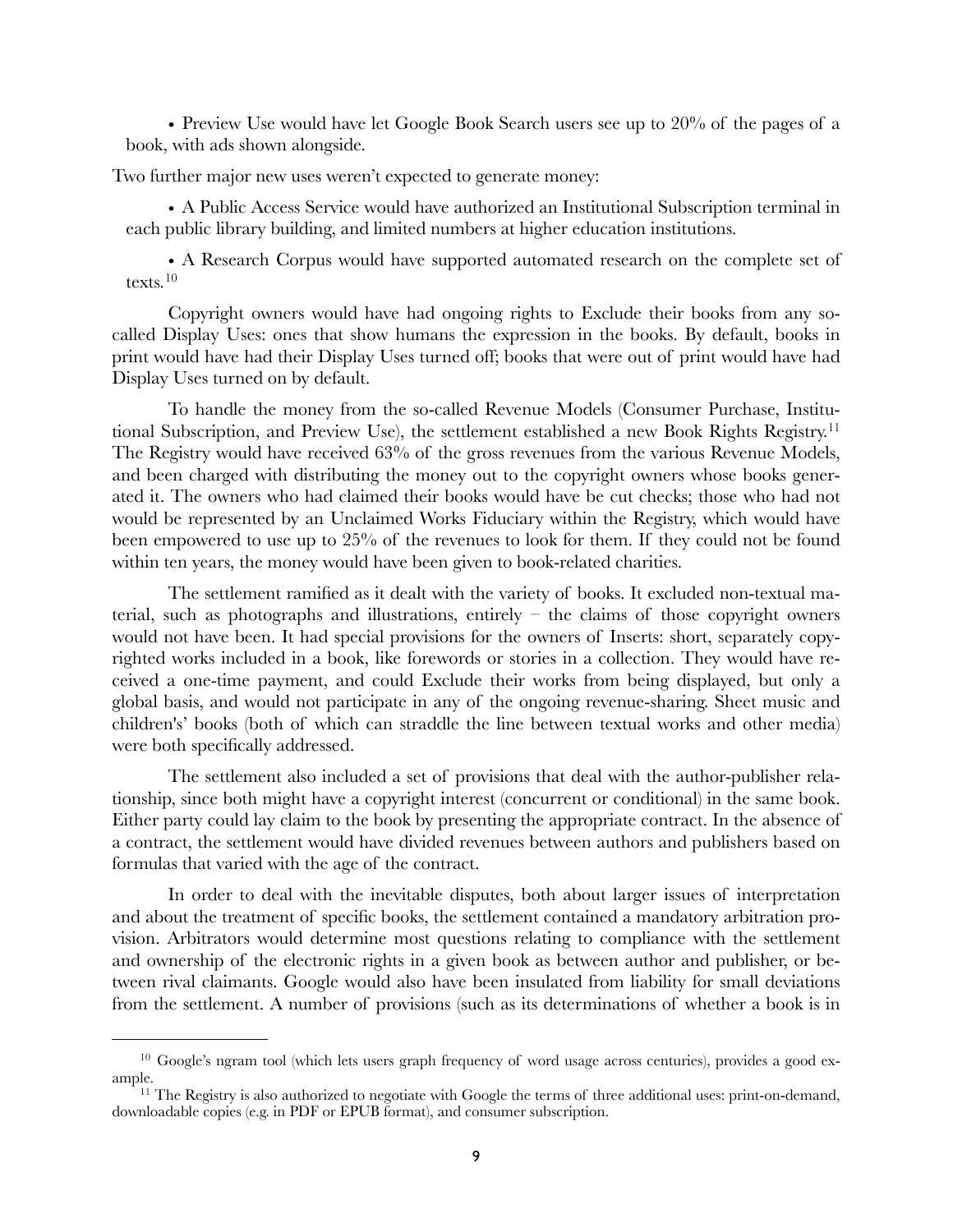• Preview Use would have let Google Book Search users see up to 20% of the pages of a book, with ads shown alongside.

Two further major new uses weren't expected to generate money:

• A Public Access Service would have authorized an Institutional Subscription terminal in each public library building, and limited numbers at higher education institutions.

• A Research Corpus would have supported automated research on the complete set of texts.[10]

Copyright owners would have had ongoing rights to Exclude their books from any so-called Display Uses: ones that show humans the expression in the books. By default, books in print would have had their Display Uses turned off; books that were out of print would have had Display Uses turned on by default.

To handle the money from the so-called Revenue Models (Consumer Purchase, Institutional Subscription, and Preview Use), the settlement established a new Book Rights Registry.[11] The Registry would have received 63% of the gross revenues from the various Revenue Models, and been charged with distributing the money out to the copyright owners whose books generated it. The owners who had claimed their books would have be cut checks; those who had not would be represented by an Unclaimed Works Fiduciary within the Registry, which would have been empowered to use up to 25% of the revenues to look for them. If they could not be found within ten years, the money would have been given to book-related charities.

The settlement ramified as it dealt with the variety of books. It excluded non-textual material, such as photographs and illustrations, entirely – the claims of those copyright owners would not have been. It had special provisions for the owners of Inserts: short, separately copyrighted works included in a book, like forewords or stories in a collection. They would have received a one-time payment, and could Exclude their works from being displayed, but only a global basis, and would not participate in any of the ongoing revenue-sharing. Sheet music and children's' books (both of which can straddle the line between textual works and other media) were both specifically addressed.

The settlement also included a set of provisions that deal with the author-publisher relationship, since both might have a copyright interest (concurrent or conditional) in the same book. Either party could lay claim to the book by presenting the appropriate contract. In the absence of a contract, the settlement would have divided revenues between authors and publishers based on formulas that varied with the age of the contract.

In order to deal with the inevitable disputes, both about larger issues of interpretation and about the treatment of specific books, the settlement contained a mandatory arbitration provision. Arbitrators would determine most questions relating to compliance with the settlement and ownership of the electronic rights in a given book as between author and publisher, or between rival claimants. Google would also have been insulated from liability for small deviations from the settlement. A number of provisions (such as its determinations of whether a book is in

---

[10] Google's ngram tool (which lets users graph frequency of word usage across centuries), provides a good example.

[11] The Registry is also authorized to negotiate with Google the terms of three additional uses: print-on-demand, downloadable copies (e.g. in PDF or EPUB format), and consumer subscription.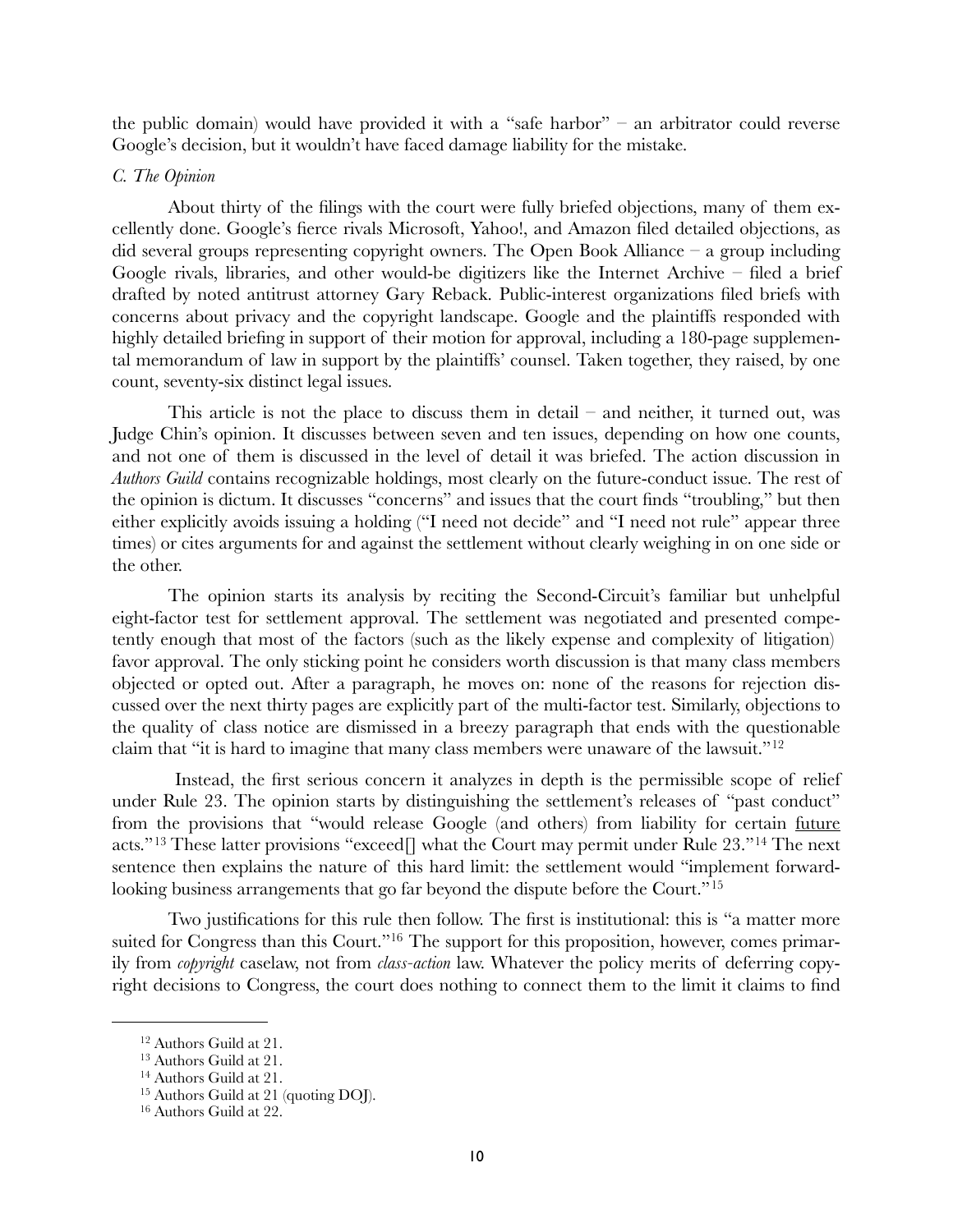the public domain) would have provided it with a "safe harbor" – an arbitrator could reverse Google's decision, but it wouldn't have faced damage liability for the mistake.

### *C. The Opinion*

About thirty of the filings with the court were fully briefed objections, many of them excellently done. Google's fierce rivals Microsoft, Yahoo!, and Amazon filed detailed objections, as did several groups representing copyright owners. The Open Book Alliance – a group including Google rivals, libraries, and other would-be digitizers like the Internet Archive – filed a brief drafted by noted antitrust attorney Gary Reback. Public-interest organizations filed briefs with concerns about privacy and the copyright landscape. Google and the plaintiffs responded with highly detailed briefing in support of their motion for approval, including a 180-page supplemental memorandum of law in support by the plaintiffs' counsel. Taken together, they raised, by one count, seventy-six distinct legal issues.

This article is not the place to discuss them in detail – and neither, it turned out, was Judge Chin's opinion. It discusses between seven and ten issues, depending on how one counts, and not one of them is discussed in the level of detail it was briefed. The action discussion in *Authors Guild* contains recognizable holdings, most clearly on the future-conduct issue. The rest of the opinion is dictum. It discusses "concerns" and issues that the court finds "troubling," but then either explicitly avoids issuing a holding ("I need not decide" and "I need not rule" appear three times) or cites arguments for and against the settlement without clearly weighing in on one side or the other.

The opinion starts its analysis by reciting the Second-Circuit's familiar but unhelpful eight-factor test for settlement approval. The settlement was negotiated and presented competently enough that most of the factors (such as the likely expense and complexity of litigation) favor approval. The only sticking point he considers worth discussion is that many class members objected or opted out. After a paragraph, he moves on: none of the reasons for rejection discussed over the next thirty pages are explicitly part of the multi-factor test. Similarly, objections to the quality of class notice are dismissed in a breezy paragraph that ends with the questionable claim that "it is hard to imagine that many class members were unaware of the lawsuit."[12]

Instead, the first serious concern it analyzes in depth is the permissible scope of relief under Rule 23. The opinion starts by distinguishing the settlement's releases of "past conduct" from the provisions that "would release Google (and others) from liability for certain <u>future</u> acts."[13] These latter provisions "exceed[] what the Court may permit under Rule 23."[14] The next sentence then explains the nature of this hard limit: the settlement would "implement forward-looking business arrangements that go far beyond the dispute before the Court."[15]

Two justifications for this rule then follow. The first is institutional: this is "a matter more suited for Congress than this Court."[16] The support for this proposition, however, comes primarily from *copyright* caselaw, not from *class-action* law. Whatever the policy merits of deferring copyright decisions to Congress, the court does nothing to connect them to the limit it claims to find

---

[12] Authors Guild at 21.

[13] Authors Guild at 21.

[14] Authors Guild at 21.

[15] Authors Guild at 21 (quoting DOJ).

[16] Authors Guild at 22.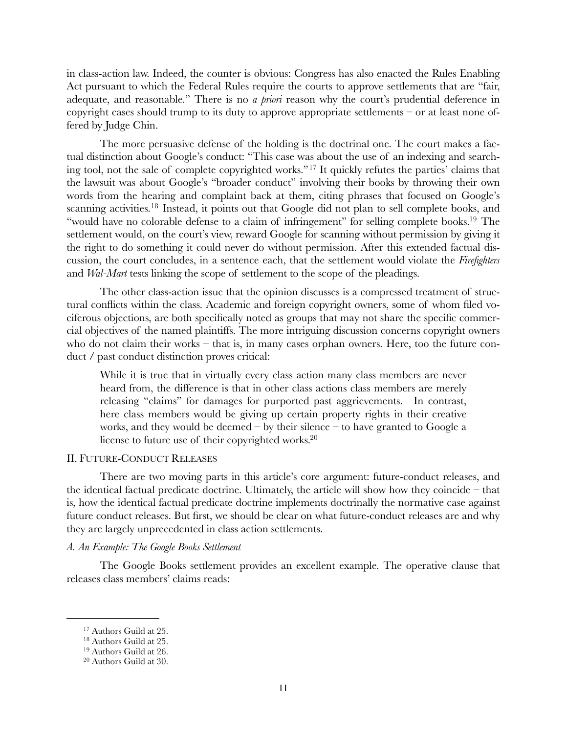in class-action law. Indeed, the counter is obvious: Congress has also enacted the Rules Enabling Act pursuant to which the Federal Rules require the courts to approve settlements that are "fair, adequate, and reasonable." There is no *a priori* reason why the court's prudential deference in copyright cases should trump to its duty to approve appropriate settlements – or at least none offered by Judge Chin.

The more persuasive defense of the holding is the doctrinal one. The court makes a factual distinction about Google's conduct: "This case was about the use of an indexing and searching tool, not the sale of complete copyrighted works."[17] It quickly refutes the parties' claims that the lawsuit was about Google's "broader conduct" involving their books by throwing their own words from the hearing and complaint back at them, citing phrases that focused on Google's scanning activities.[18] Instead, it points out that Google did not plan to sell complete books, and "would have no colorable defense to a claim of infringement" for selling complete books.[19] The settlement would, on the court's view, reward Google for scanning without permission by giving it the right to do something it could never do without permission. After this extended factual discussion, the court concludes, in a sentence each, that the settlement would violate the *Firefighters* and *Wal-Mart* tests linking the scope of settlement to the scope of the pleadings.

The other class-action issue that the opinion discusses is a compressed treatment of structural conflicts within the class. Academic and foreign copyright owners, some of whom filed vociferous objections, are both specifically noted as groups that may not share the specific commercial objectives of the named plaintiffs. The more intriguing discussion concerns copyright owners who do not claim their works – that is, in many cases orphan owners. Here, too the future conduct / past conduct distinction proves critical:

> While it is true that in virtually every class action many class members are never heard from, the difference is that in other class actions class members are merely releasing "claims" for damages for purported past aggrievements. In contrast, here class members would be giving up certain property rights in their creative works, and they would be deemed – by their silence – to have granted to Google a license to future use of their copyrighted works.[20]

## II. Future-Conduct Releases

There are two moving parts in this article's core argument: future-conduct releases, and the identical factual predicate doctrine. Ultimately, the article will show how they coincide – that is, how the identical factual predicate doctrine implements doctrinally the normative case against future conduct releases. But first, we should be clear on what future-conduct releases are and why they are largely unprecedented in class action settlements.

### *A. An Example: The Google Books Settlement*

The Google Books settlement provides an excellent example. The operative clause that releases class members' claims reads:

---

[17] Authors Guild at 25.

[18] Authors Guild at 25.

[19] Authors Guild at 26.

[20] Authors Guild at 30.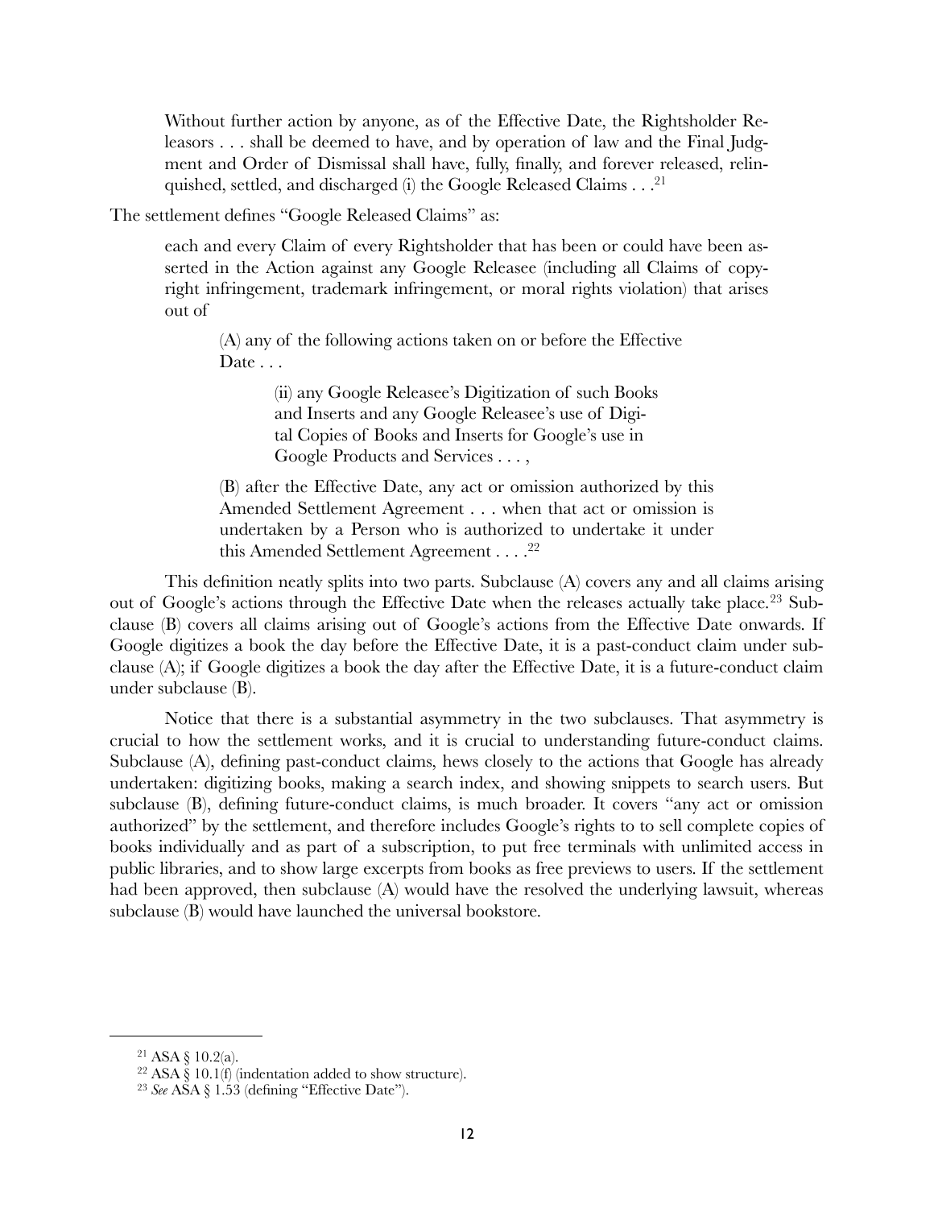> Without further action by anyone, as of the Effective Date, the Rightsholder Releasors . . . shall be deemed to have, and by operation of law and the Final Judgment and Order of Dismissal shall have, fully, finally, and forever released, relinquished, settled, and discharged (i) the Google Released Claims . . .[21]

The settlement defines "Google Released Claims" as:

> each and every Claim of every Rightsholder that has been or could have been asserted in the Action against any Google Releasee (including all Claims of copyright infringement, trademark infringement, or moral rights violation) that arises out of
>
> > (A) any of the following actions taken on or before the Effective Date . . .
> >
> > > (ii) any Google Releasee's Digitization of such Books and Inserts and any Google Releasee's use of Digital Copies of Books and Inserts for Google's use in Google Products and Services . . . ,
> >
> > (B) after the Effective Date, any act or omission authorized by this Amended Settlement Agreement . . . when that act or omission is undertaken by a Person who is authorized to undertake it under this Amended Settlement Agreement . . . .[22]

This definition neatly splits into two parts. Subclause (A) covers any and all claims arising out of Google's actions through the Effective Date when the releases actually take place.[23] Subclause (B) covers all claims arising out of Google's actions from the Effective Date onwards. If Google digitizes a book the day before the Effective Date, it is a past-conduct claim under subclause (A); if Google digitizes a book the day after the Effective Date, it is a future-conduct claim under subclause (B).

Notice that there is a substantial asymmetry in the two subclauses. That asymmetry is crucial to how the settlement works, and it is crucial to understanding future-conduct claims. Subclause (A), defining past-conduct claims, hews closely to the actions that Google has already undertaken: digitizing books, making a search index, and showing snippets to search users. But subclause (B), defining future-conduct claims, is much broader. It covers "any act or omission authorized" by the settlement, and therefore includes Google's rights to to sell complete copies of books individually and as part of a subscription, to put free terminals with unlimited access in public libraries, and to show large excerpts from books as free previews to users. If the settlement had been approved, then subclause (A) would have the resolved the underlying lawsuit, whereas subclause (B) would have launched the universal bookstore.

---

[21] ASA § 10.2(a).

[22] ASA § 10.1(f) (indentation added to show structure).

[23] *See* ASA § 1.53 (defining "Effective Date").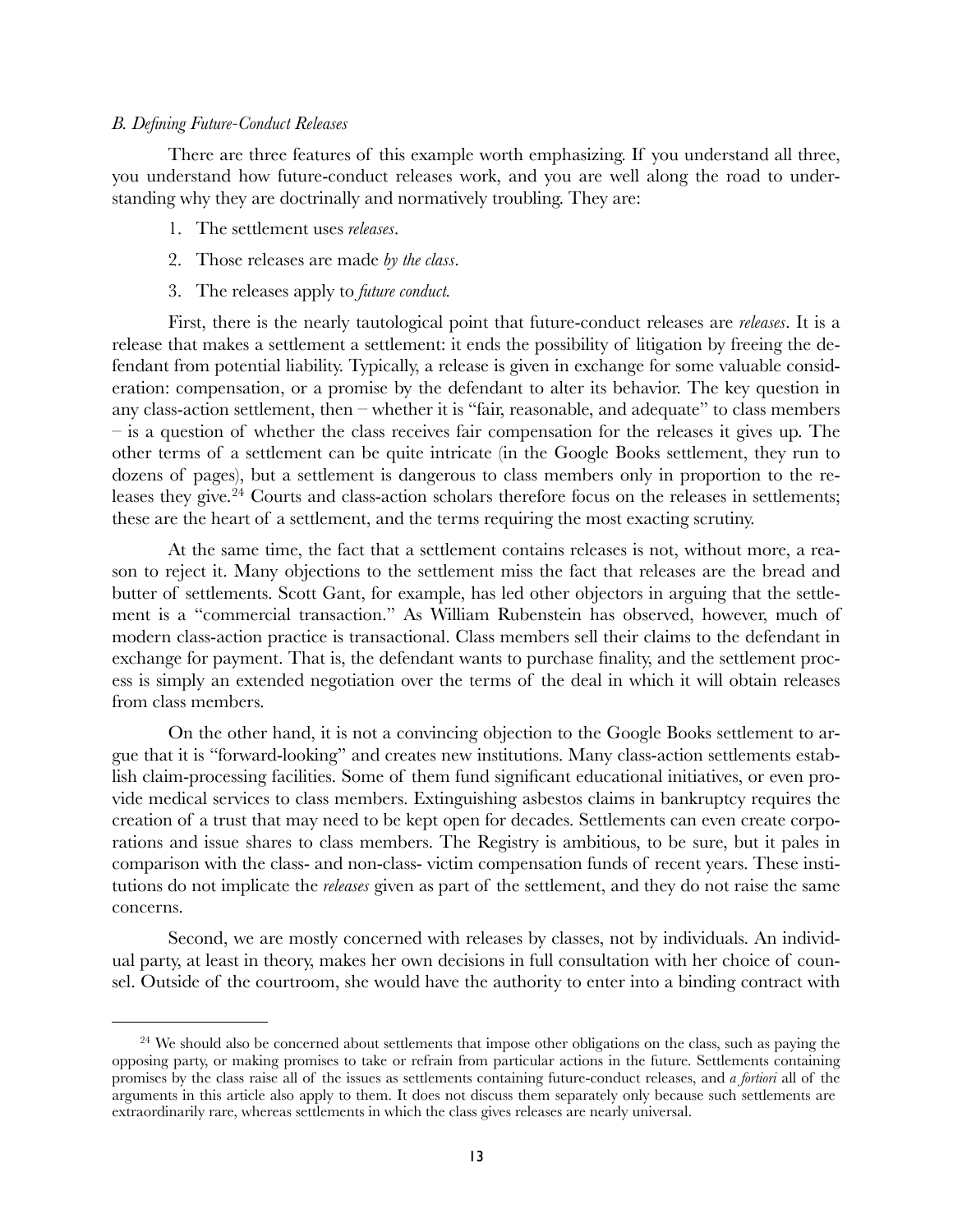### *B. Defining Future-Conduct Releases*

There are three features of this example worth emphasizing. If you understand all three, you understand how future-conduct releases work, and you are well along the road to understanding why they are doctrinally and normatively troubling. They are:

1. The settlement uses *releases*.
2. Those releases are made *by the class*.
3. The releases apply to *future conduct.*

First, there is the nearly tautological point that future-conduct releases are *releases*. It is a release that makes a settlement a settlement: it ends the possibility of litigation by freeing the defendant from potential liability. Typically, a release is given in exchange for some valuable consideration: compensation, or a promise by the defendant to alter its behavior. The key question in any class-action settlement, then – whether it is "fair, reasonable, and adequate" to class members – is a question of whether the class receives fair compensation for the releases it gives up. The other terms of a settlement can be quite intricate (in the Google Books settlement, they run to dozens of pages), but a settlement is dangerous to class members only in proportion to the releases they give.[24] Courts and class-action scholars therefore focus on the releases in settlements; these are the heart of a settlement, and the terms requiring the most exacting scrutiny.

At the same time, the fact that a settlement contains releases is not, without more, a reason to reject it. Many objections to the settlement miss the fact that releases are the bread and butter of settlements. Scott Gant, for example, has led other objectors in arguing that the settlement is a "commercial transaction." As William Rubenstein has observed, however, much of modern class-action practice is transactional. Class members sell their claims to the defendant in exchange for payment. That is, the defendant wants to purchase finality, and the settlement process is simply an extended negotiation over the terms of the deal in which it will obtain releases from class members.

On the other hand, it is not a convincing objection to the Google Books settlement to argue that it is "forward-looking" and creates new institutions. Many class-action settlements establish claim-processing facilities. Some of them fund significant educational initiatives, or even provide medical services to class members. Extinguishing asbestos claims in bankruptcy requires the creation of a trust that may need to be kept open for decades. Settlements can even create corporations and issue shares to class members. The Registry is ambitious, to be sure, but it pales in comparison with the class- and non-class- victim compensation funds of recent years. These institutions do not implicate the *releases* given as part of the settlement, and they do not raise the same concerns.

Second, we are mostly concerned with releases by classes, not by individuals. An individual party, at least in theory, makes her own decisions in full consultation with her choice of counsel. Outside of the courtroom, she would have the authority to enter into a binding contract with

---

[24] We should also be concerned about settlements that impose other obligations on the class, such as paying the opposing party, or making promises to take or refrain from particular actions in the future. Settlements containing promises by the class raise all of the issues as settlements containing future-conduct releases, and *a fortiori* all of the arguments in this article also apply to them. It does not discuss them separately only because such settlements are extraordinarily rare, whereas settlements in which the class gives releases are nearly universal.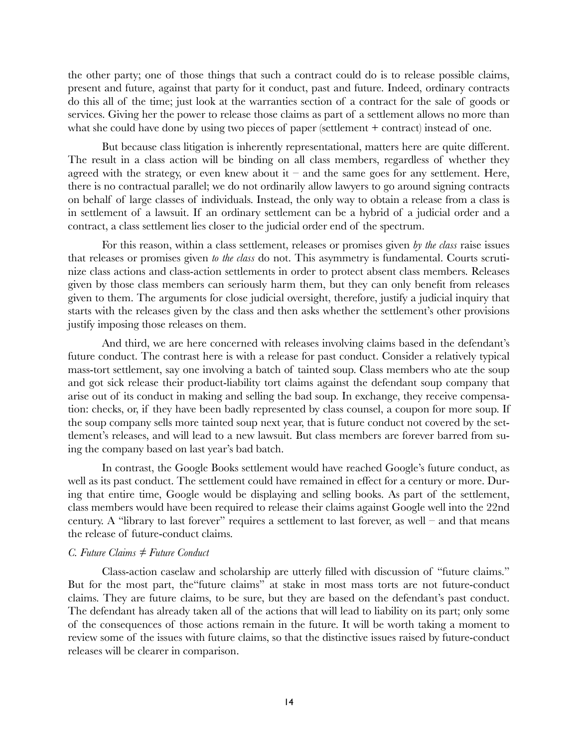the other party; one of those things that such a contract could do is to release possible claims, present and future, against that party for it conduct, past and future. Indeed, ordinary contracts do this all of the time; just look at the warranties section of a contract for the sale of goods or services. Giving her the power to release those claims as part of a settlement allows no more than what she could have done by using two pieces of paper (settlement + contract) instead of one.

But because class litigation is inherently representational, matters here are quite different. The result in a class action will be binding on all class members, regardless of whether they agreed with the strategy, or even knew about it – and the same goes for any settlement. Here, there is no contractual parallel; we do not ordinarily allow lawyers to go around signing contracts on behalf of large classes of individuals. Instead, the only way to obtain a release from a class is in settlement of a lawsuit. If an ordinary settlement can be a hybrid of a judicial order and a contract, a class settlement lies closer to the judicial order end of the spectrum.

For this reason, within a class settlement, releases or promises given *by the class* raise issues that releases or promises given *to the class* do not. This asymmetry is fundamental. Courts scrutinize class actions and class-action settlements in order to protect absent class members. Releases given by those class members can seriously harm them, but they can only benefit from releases given to them. The arguments for close judicial oversight, therefore, justify a judicial inquiry that starts with the releases given by the class and then asks whether the settlement's other provisions justify imposing those releases on them.

And third, we are here concerned with releases involving claims based in the defendant's future conduct. The contrast here is with a release for past conduct. Consider a relatively typical mass-tort settlement, say one involving a batch of tainted soup. Class members who ate the soup and got sick release their product-liability tort claims against the defendant soup company that arise out of its conduct in making and selling the bad soup. In exchange, they receive compensation: checks, or, if they have been badly represented by class counsel, a coupon for more soup. If the soup company sells more tainted soup next year, that is future conduct not covered by the settlement's releases, and will lead to a new lawsuit. But class members are forever barred from suing the company based on last year's bad batch.

In contrast, the Google Books settlement would have reached Google's future conduct, as well as its past conduct. The settlement could have remained in effect for a century or more. During that entire time, Google would be displaying and selling books. As part of the settlement, class members would have been required to release their claims against Google well into the 22nd century. A "library to last forever" requires a settlement to last forever, as well – and that means the release of future-conduct claims.

### *C. Future Claims ≠ Future Conduct*

Class-action caselaw and scholarship are utterly filled with discussion of "future claims." But for the most part, the"future claims" at stake in most mass torts are not future-conduct claims. They are future claims, to be sure, but they are based on the defendant's past conduct. The defendant has already taken all of the actions that will lead to liability on its part; only some of the consequences of those actions remain in the future. It will be worth taking a moment to review some of the issues with future claims, so that the distinctive issues raised by future-conduct releases will be clearer in comparison.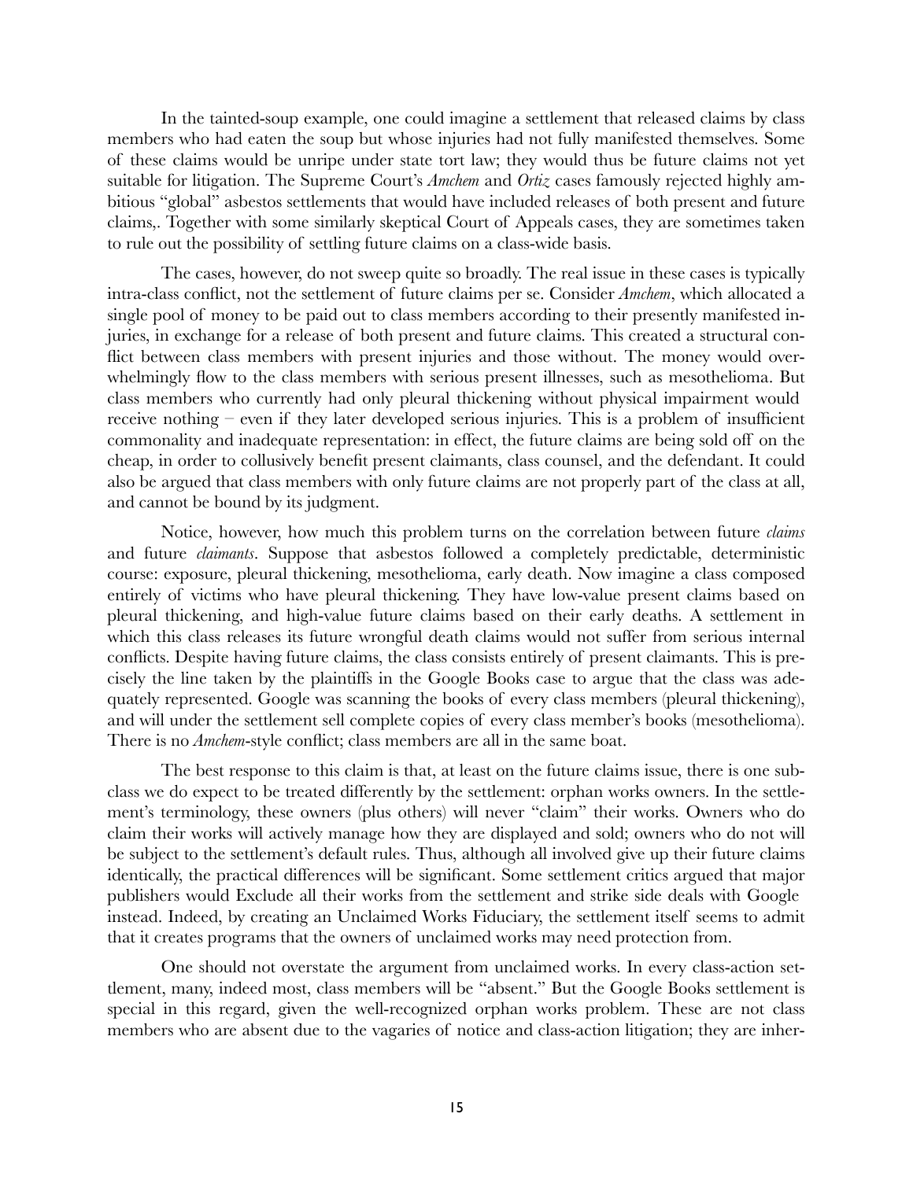In the tainted-soup example, one could imagine a settlement that released claims by class members who had eaten the soup but whose injuries had not fully manifested themselves. Some of these claims would be unripe under state tort law; they would thus be future claims not yet suitable for litigation. The Supreme Court's *Amchem* and *Ortiz* cases famously rejected highly ambitious "global" asbestos settlements that would have included releases of both present and future claims,. Together with some similarly skeptical Court of Appeals cases, they are sometimes taken to rule out the possibility of settling future claims on a class-wide basis.

The cases, however, do not sweep quite so broadly. The real issue in these cases is typically intra-class conflict, not the settlement of future claims per se. Consider *Amchem*, which allocated a single pool of money to be paid out to class members according to their presently manifested injuries, in exchange for a release of both present and future claims. This created a structural conflict between class members with present injuries and those without. The money would overwhelmingly flow to the class members with serious present illnesses, such as mesothelioma. But class members who currently had only pleural thickening without physical impairment would receive nothing – even if they later developed serious injuries. This is a problem of insufficient commonality and inadequate representation: in effect, the future claims are being sold off on the cheap, in order to collusively benefit present claimants, class counsel, and the defendant. It could also be argued that class members with only future claims are not properly part of the class at all, and cannot be bound by its judgment.

Notice, however, how much this problem turns on the correlation between future *claims* and future *claimants*. Suppose that asbestos followed a completely predictable, deterministic course: exposure, pleural thickening, mesothelioma, early death. Now imagine a class composed entirely of victims who have pleural thickening. They have low-value present claims based on pleural thickening, and high-value future claims based on their early deaths. A settlement in which this class releases its future wrongful death claims would not suffer from serious internal conflicts. Despite having future claims, the class consists entirely of present claimants. This is precisely the line taken by the plaintiffs in the Google Books case to argue that the class was adequately represented. Google was scanning the books of every class members (pleural thickening), and will under the settlement sell complete copies of every class member's books (mesothelioma). There is no *Amchem*-style conflict; class members are all in the same boat.

The best response to this claim is that, at least on the future claims issue, there is one subclass we do expect to be treated differently by the settlement: orphan works owners. In the settlement's terminology, these owners (plus others) will never "claim" their works. Owners who do claim their works will actively manage how they are displayed and sold; owners who do not will be subject to the settlement's default rules. Thus, although all involved give up their future claims identically, the practical differences will be significant. Some settlement critics argued that major publishers would Exclude all their works from the settlement and strike side deals with Google instead. Indeed, by creating an Unclaimed Works Fiduciary, the settlement itself seems to admit that it creates programs that the owners of unclaimed works may need protection from.

One should not overstate the argument from unclaimed works. In every class-action settlement, many, indeed most, class members will be "absent." But the Google Books settlement is special in this regard, given the well-recognized orphan works problem. These are not class members who are absent due to the vagaries of notice and class-action litigation; they are inher-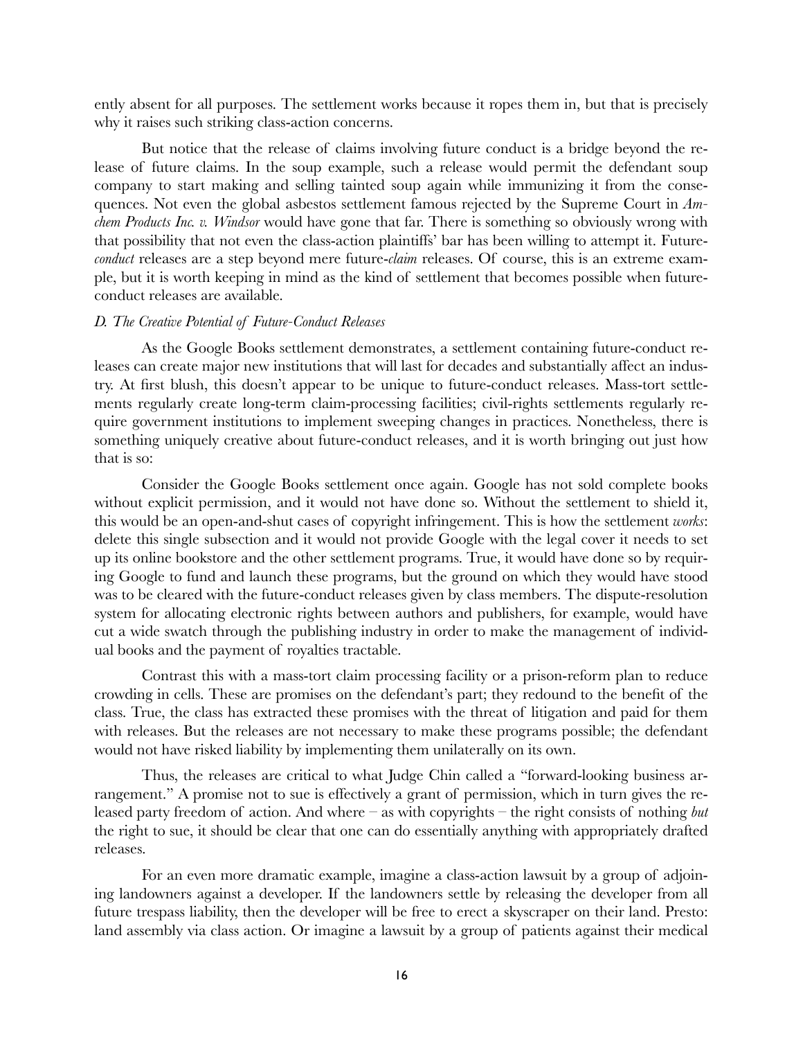ently absent for all purposes. The settlement works because it ropes them in, but that is precisely why it raises such striking class-action concerns.

But notice that the release of claims involving future conduct is a bridge beyond the release of future claims. In the soup example, such a release would permit the defendant soup company to start making and selling tainted soup again while immunizing it from the consequences. Not even the global asbestos settlement famous rejected by the Supreme Court in *Amchem Products Inc. v. Windsor* would have gone that far. There is something so obviously wrong with that possibility that not even the class-action plaintiffs' bar has been willing to attempt it. Future-*conduct* releases are a step beyond mere future-*claim* releases. Of course, this is an extreme example, but it is worth keeping in mind as the kind of settlement that becomes possible when future-conduct releases are available.

### *D. The Creative Potential of Future-Conduct Releases*

As the Google Books settlement demonstrates, a settlement containing future-conduct releases can create major new institutions that will last for decades and substantially affect an industry. At first blush, this doesn't appear to be unique to future-conduct releases. Mass-tort settlements regularly create long-term claim-processing facilities; civil-rights settlements regularly require government institutions to implement sweeping changes in practices. Nonetheless, there is something uniquely creative about future-conduct releases, and it is worth bringing out just how that is so:

Consider the Google Books settlement once again. Google has not sold complete books without explicit permission, and it would not have done so. Without the settlement to shield it, this would be an open-and-shut cases of copyright infringement. This is how the settlement *works*: delete this single subsection and it would not provide Google with the legal cover it needs to set up its online bookstore and the other settlement programs. True, it would have done so by requiring Google to fund and launch these programs, but the ground on which they would have stood was to be cleared with the future-conduct releases given by class members. The dispute-resolution system for allocating electronic rights between authors and publishers, for example, would have cut a wide swatch through the publishing industry in order to make the management of individual books and the payment of royalties tractable.

Contrast this with a mass-tort claim processing facility or a prison-reform plan to reduce crowding in cells. These are promises on the defendant's part; they redound to the benefit of the class. True, the class has extracted these promises with the threat of litigation and paid for them with releases. But the releases are not necessary to make these programs possible; the defendant would not have risked liability by implementing them unilaterally on its own.

Thus, the releases are critical to what Judge Chin called a "forward-looking business arrangement." A promise not to sue is effectively a grant of permission, which in turn gives the released party freedom of action. And where – as with copyrights – the right consists of nothing *but* the right to sue, it should be clear that one can do essentially anything with appropriately drafted releases.

For an even more dramatic example, imagine a class-action lawsuit by a group of adjoining landowners against a developer. If the landowners settle by releasing the developer from all future trespass liability, then the developer will be free to erect a skyscraper on their land. Presto: land assembly via class action. Or imagine a lawsuit by a group of patients against their medical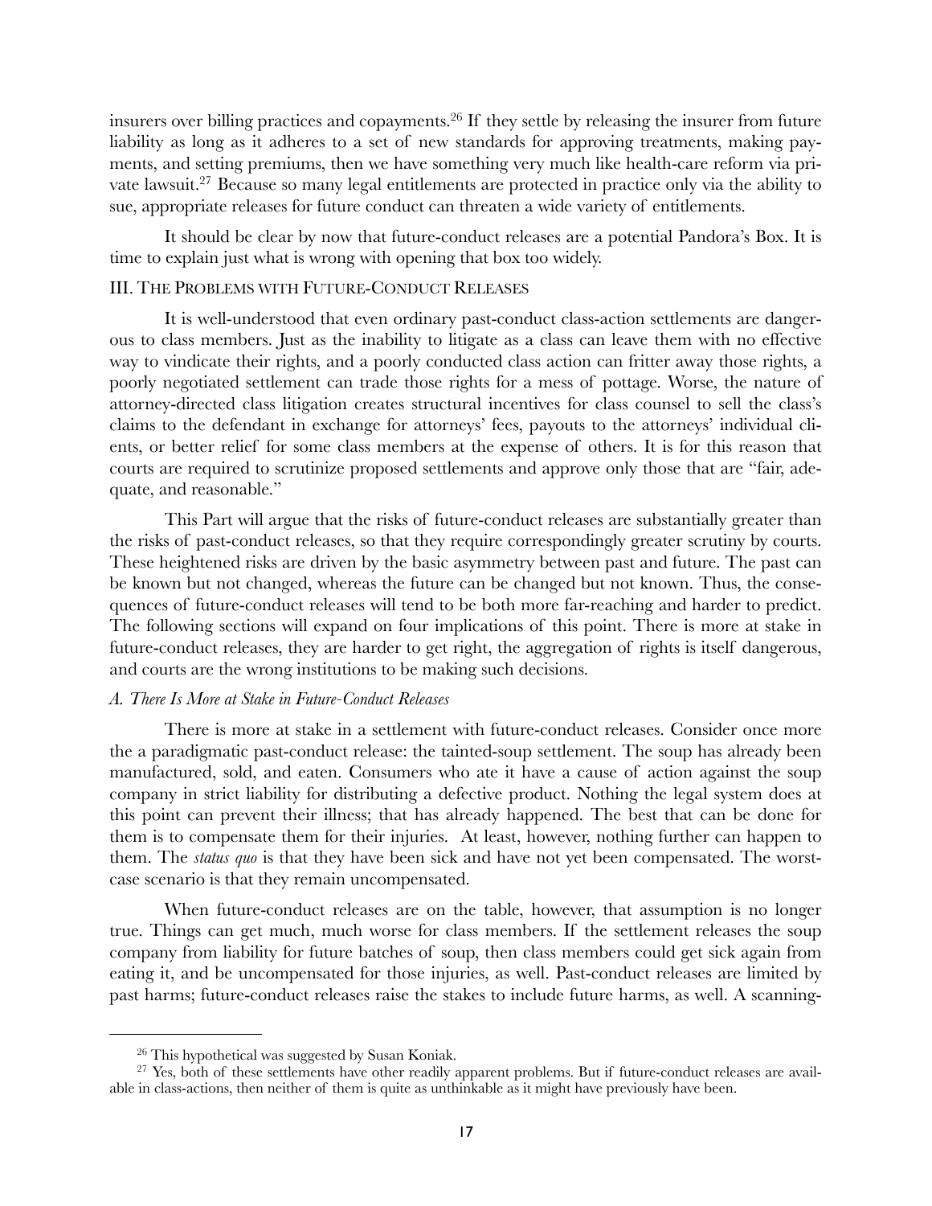insurers over billing practices and copayments.[26] If they settle by releasing the insurer from future liability as long as it adheres to a set of new standards for approving treatments, making payments, and setting premiums, then we have something very much like health-care reform via private lawsuit.[27] Because so many legal entitlements are protected in practice only via the ability to sue, appropriate releases for future conduct can threaten a wide variety of entitlements.

It should be clear by now that future-conduct releases are a potential Pandora's Box. It is time to explain just what is wrong with opening that box too widely.

## III. The Problems with Future-Conduct Releases

It is well-understood that even ordinary past-conduct class-action settlements are dangerous to class members. Just as the inability to litigate as a class can leave them with no effective way to vindicate their rights, and a poorly conducted class action can fritter away those rights, a poorly negotiated settlement can trade those rights for a mess of pottage. Worse, the nature of attorney-directed class litigation creates structural incentives for class counsel to sell the class's claims to the defendant in exchange for attorneys' fees, payouts to the attorneys' individual clients, or better relief for some class members at the expense of others. It is for this reason that courts are required to scrutinize proposed settlements and approve only those that are "fair, adequate, and reasonable."

This Part will argue that the risks of future-conduct releases are substantially greater than the risks of past-conduct releases, so that they require correspondingly greater scrutiny by courts. These heightened risks are driven by the basic asymmetry between past and future. The past can be known but not changed, whereas the future can be changed but not known. Thus, the consequences of future-conduct releases will tend to be both more far-reaching and harder to predict. The following sections will expand on four implications of this point. There is more at stake in future-conduct releases, they are harder to get right, the aggregation of rights is itself dangerous, and courts are the wrong institutions to be making such decisions.

### *A. There Is More at Stake in Future-Conduct Releases*

There is more at stake in a settlement with future-conduct releases. Consider once more the a paradigmatic past-conduct release: the tainted-soup settlement. The soup has already been manufactured, sold, and eaten. Consumers who ate it have a cause of action against the soup company in strict liability for distributing a defective product. Nothing the legal system does at this point can prevent their illness; that has already happened. The best that can be done for them is to compensate them for their injuries. At least, however, nothing further can happen to them. The *status quo* is that they have been sick and have not yet been compensated. The worst-case scenario is that they remain uncompensated.

When future-conduct releases are on the table, however, that assumption is no longer true. Things can get much, much worse for class members. If the settlement releases the soup company from liability for future batches of soup, then class members could get sick again from eating it, and be uncompensated for those injuries, as well. Past-conduct releases are limited by past harms; future-conduct releases raise the stakes to include future harms, as well. A scanning-

---

[26] This hypothetical was suggested by Susan Koniak.

[27] Yes, both of these settlements have other readily apparent problems. But if future-conduct releases are available in class-actions, then neither of them is quite as unthinkable as it might have previously have been.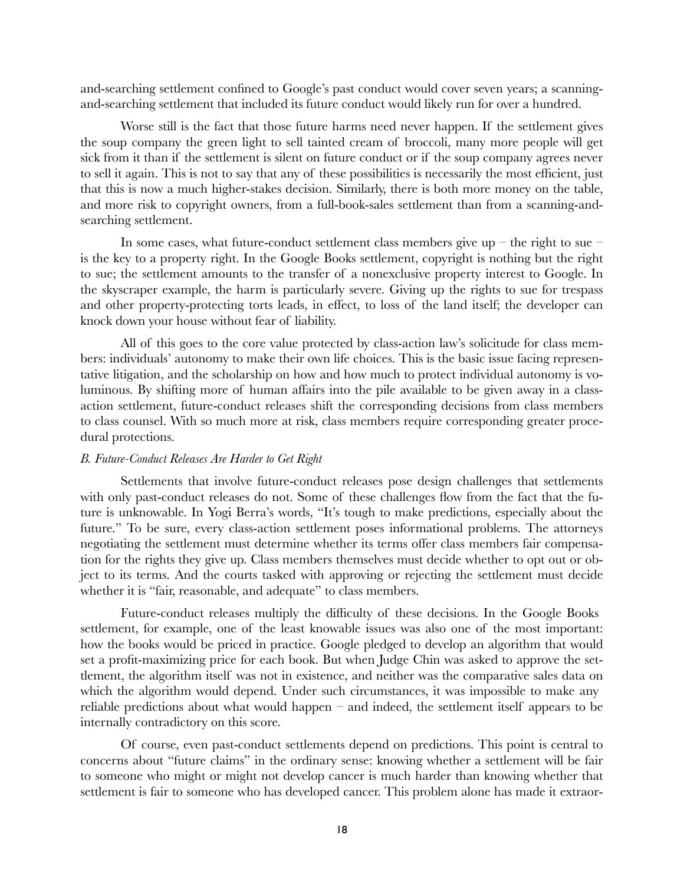and-searching settlement confined to Google's past conduct would cover seven years; a scanning-and-searching settlement that included its future conduct would likely run for over a hundred.

Worse still is the fact that those future harms need never happen. If the settlement gives the soup company the green light to sell tainted cream of broccoli, many more people will get sick from it than if the settlement is silent on future conduct or if the soup company agrees never to sell it again. This is not to say that any of these possibilities is necessarily the most efficient, just that this is now a much higher-stakes decision. Similarly, there is both more money on the table, and more risk to copyright owners, from a full-book-sales settlement than from a scanning-and-searching settlement.

In some cases, what future-conduct settlement class members give up – the right to sue – is the key to a property right. In the Google Books settlement, copyright is nothing but the right to sue; the settlement amounts to the transfer of a nonexclusive property interest to Google. In the skyscraper example, the harm is particularly severe. Giving up the rights to sue for trespass and other property-protecting torts leads, in effect, to loss of the land itself; the developer can knock down your house without fear of liability.

All of this goes to the core value protected by class-action law's solicitude for class members: individuals' autonomy to make their own life choices. This is the basic issue facing representative litigation, and the scholarship on how and how much to protect individual autonomy is voluminous. By shifting more of human affairs into the pile available to be given away in a class-action settlement, future-conduct releases shift the corresponding decisions from class members to class counsel. With so much more at risk, class members require corresponding greater procedural protections.

### *B. Future-Conduct Releases Are Harder to Get Right*

Settlements that involve future-conduct releases pose design challenges that settlements with only past-conduct releases do not. Some of these challenges flow from the fact that the future is unknowable. In Yogi Berra's words, "It's tough to make predictions, especially about the future." To be sure, every class-action settlement poses informational problems. The attorneys negotiating the settlement must determine whether its terms offer class members fair compensation for the rights they give up. Class members themselves must decide whether to opt out or object to its terms. And the courts tasked with approving or rejecting the settlement must decide whether it is "fair, reasonable, and adequate" to class members.

Future-conduct releases multiply the difficulty of these decisions. In the Google Books settlement, for example, one of the least knowable issues was also one of the most important: how the books would be priced in practice. Google pledged to develop an algorithm that would set a profit-maximizing price for each book. But when Judge Chin was asked to approve the settlement, the algorithm itself was not in existence, and neither was the comparative sales data on which the algorithm would depend. Under such circumstances, it was impossible to make any reliable predictions about what would happen – and indeed, the settlement itself appears to be internally contradictory on this score.

Of course, even past-conduct settlements depend on predictions. This point is central to concerns about "future claims" in the ordinary sense: knowing whether a settlement will be fair to someone who might or might not develop cancer is much harder than knowing whether that settlement is fair to someone who has developed cancer. This problem alone has made it extraor-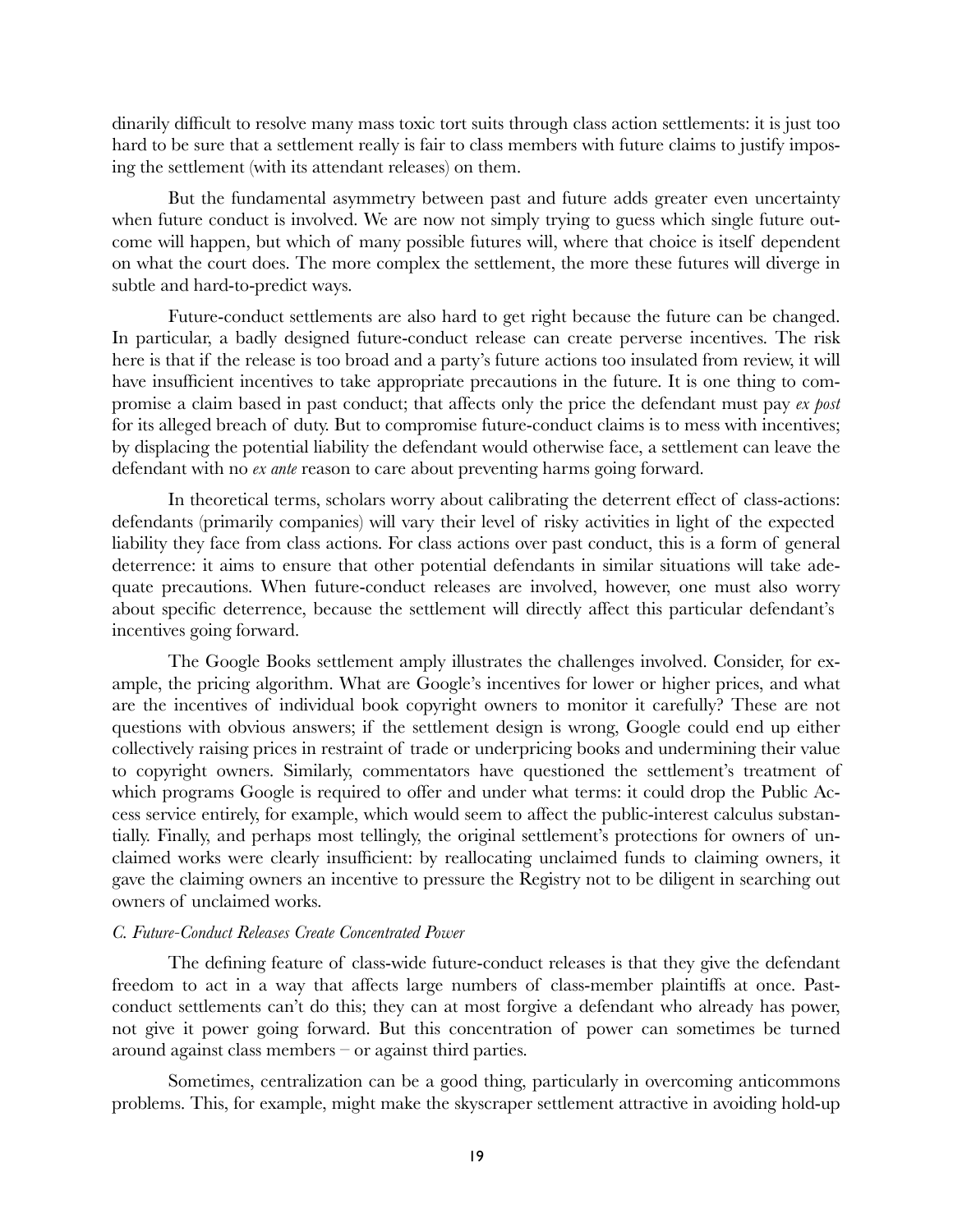dinarily difficult to resolve many mass toxic tort suits through class action settlements: it is just too hard to be sure that a settlement really is fair to class members with future claims to justify imposing the settlement (with its attendant releases) on them.

But the fundamental asymmetry between past and future adds greater even uncertainty when future conduct is involved. We are now not simply trying to guess which single future outcome will happen, but which of many possible futures will, where that choice is itself dependent on what the court does. The more complex the settlement, the more these futures will diverge in subtle and hard-to-predict ways.

Future-conduct settlements are also hard to get right because the future can be changed. In particular, a badly designed future-conduct release can create perverse incentives. The risk here is that if the release is too broad and a party's future actions too insulated from review, it will have insufficient incentives to take appropriate precautions in the future. It is one thing to compromise a claim based in past conduct; that affects only the price the defendant must pay *ex post* for its alleged breach of duty. But to compromise future-conduct claims is to mess with incentives; by displacing the potential liability the defendant would otherwise face, a settlement can leave the defendant with no *ex ante* reason to care about preventing harms going forward.

In theoretical terms, scholars worry about calibrating the deterrent effect of class-actions: defendants (primarily companies) will vary their level of risky activities in light of the expected liability they face from class actions. For class actions over past conduct, this is a form of general deterrence: it aims to ensure that other potential defendants in similar situations will take adequate precautions. When future-conduct releases are involved, however, one must also worry about specific deterrence, because the settlement will directly affect this particular defendant's incentives going forward.

The Google Books settlement amply illustrates the challenges involved. Consider, for example, the pricing algorithm. What are Google's incentives for lower or higher prices, and what are the incentives of individual book copyright owners to monitor it carefully? These are not questions with obvious answers; if the settlement design is wrong, Google could end up either collectively raising prices in restraint of trade or underpricing books and undermining their value to copyright owners. Similarly, commentators have questioned the settlement's treatment of which programs Google is required to offer and under what terms: it could drop the Public Access service entirely, for example, which would seem to affect the public-interest calculus substantially. Finally, and perhaps most tellingly, the original settlement's protections for owners of unclaimed works were clearly insufficient: by reallocating unclaimed funds to claiming owners, it gave the claiming owners an incentive to pressure the Registry not to be diligent in searching out owners of unclaimed works.

### *C. Future-Conduct Releases Create Concentrated Power*

The defining feature of class-wide future-conduct releases is that they give the defendant freedom to act in a way that affects large numbers of class-member plaintiffs at once. Past-conduct settlements can't do this; they can at most forgive a defendant who already has power, not give it power going forward. But this concentration of power can sometimes be turned around against class members – or against third parties.

Sometimes, centralization can be a good thing, particularly in overcoming anticommons problems. This, for example, might make the skyscraper settlement attractive in avoiding hold-up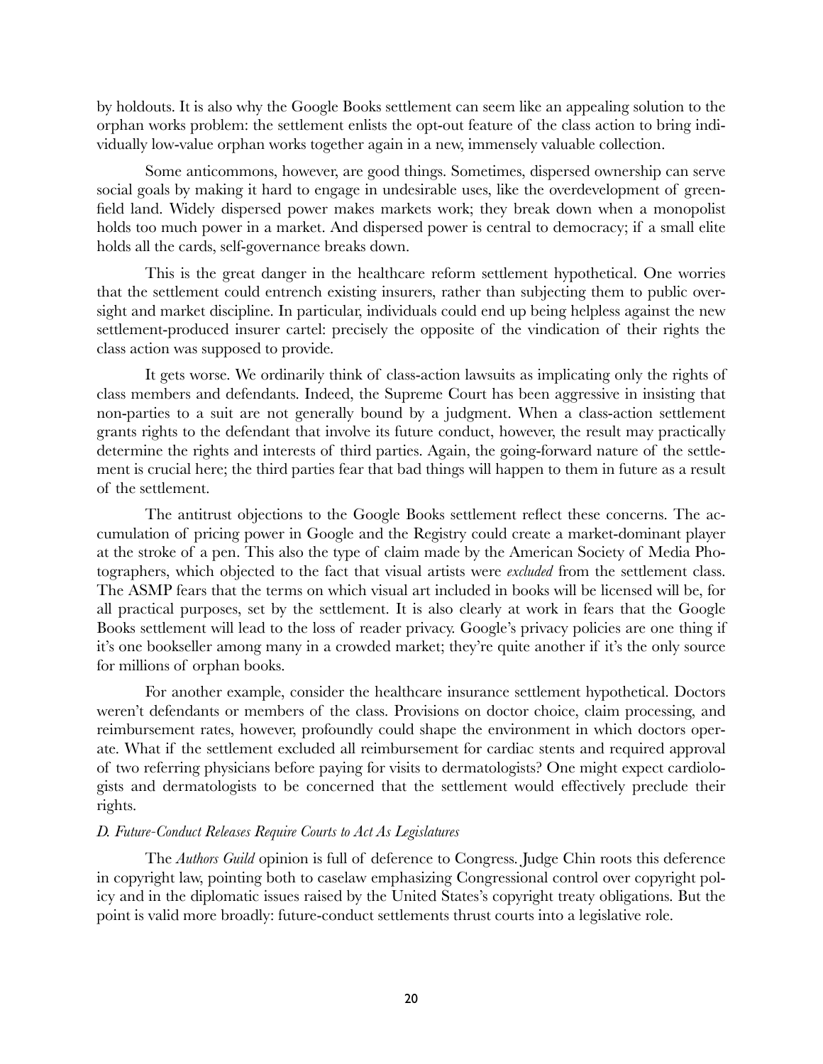by holdouts. It is also why the Google Books settlement can seem like an appealing solution to the orphan works problem: the settlement enlists the opt-out feature of the class action to bring individually low-value orphan works together again in a new, immensely valuable collection.

Some anticommons, however, are good things. Sometimes, dispersed ownership can serve social goals by making it hard to engage in undesirable uses, like the overdevelopment of greenfield land. Widely dispersed power makes markets work; they break down when a monopolist holds too much power in a market. And dispersed power is central to democracy; if a small elite holds all the cards, self-governance breaks down.

This is the great danger in the healthcare reform settlement hypothetical. One worries that the settlement could entrench existing insurers, rather than subjecting them to public oversight and market discipline. In particular, individuals could end up being helpless against the new settlement-produced insurer cartel: precisely the opposite of the vindication of their rights the class action was supposed to provide.

It gets worse. We ordinarily think of class-action lawsuits as implicating only the rights of class members and defendants. Indeed, the Supreme Court has been aggressive in insisting that non-parties to a suit are not generally bound by a judgment. When a class-action settlement grants rights to the defendant that involve its future conduct, however, the result may practically determine the rights and interests of third parties. Again, the going-forward nature of the settlement is crucial here; the third parties fear that bad things will happen to them in future as a result of the settlement.

The antitrust objections to the Google Books settlement reflect these concerns. The accumulation of pricing power in Google and the Registry could create a market-dominant player at the stroke of a pen. This also the type of claim made by the American Society of Media Photographers, which objected to the fact that visual artists were *excluded* from the settlement class. The ASMP fears that the terms on which visual art included in books will be licensed will be, for all practical purposes, set by the settlement. It is also clearly at work in fears that the Google Books settlement will lead to the loss of reader privacy. Google's privacy policies are one thing if it's one bookseller among many in a crowded market; they're quite another if it's the only source for millions of orphan books.

For another example, consider the healthcare insurance settlement hypothetical. Doctors weren't defendants or members of the class. Provisions on doctor choice, claim processing, and reimbursement rates, however, profoundly could shape the environment in which doctors operate. What if the settlement excluded all reimbursement for cardiac stents and required approval of two referring physicians before paying for visits to dermatologists? One might expect cardiologists and dermatologists to be concerned that the settlement would effectively preclude their rights.

### *D. Future-Conduct Releases Require Courts to Act As Legislatures*

The *Authors Guild* opinion is full of deference to Congress. Judge Chin roots this deference in copyright law, pointing both to caselaw emphasizing Congressional control over copyright policy and in the diplomatic issues raised by the United States's copyright treaty obligations. But the point is valid more broadly: future-conduct settlements thrust courts into a legislative role.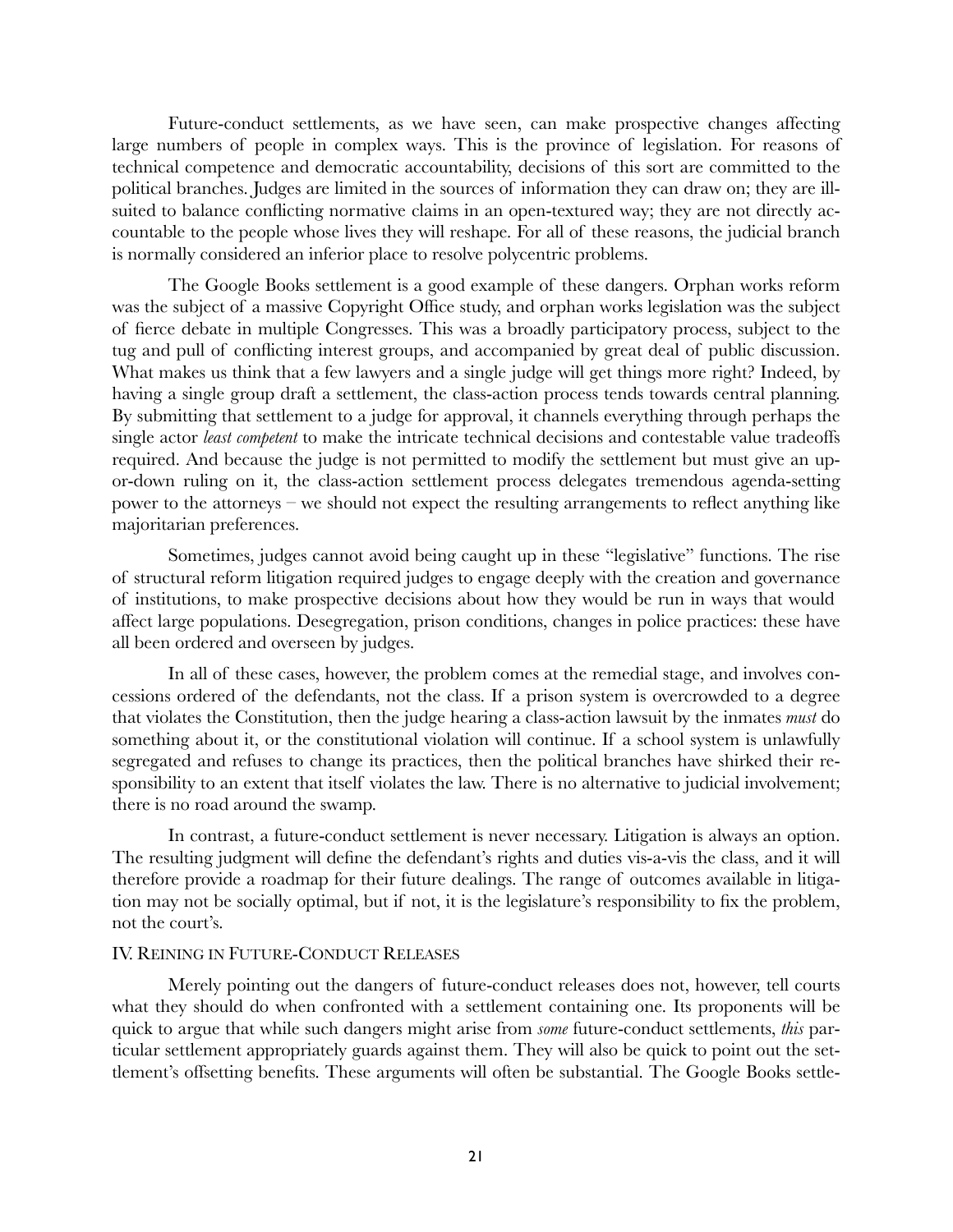Future-conduct settlements, as we have seen, can make prospective changes affecting large numbers of people in complex ways. This is the province of legislation. For reasons of technical competence and democratic accountability, decisions of this sort are committed to the political branches. Judges are limited in the sources of information they can draw on; they are ill-suited to balance conflicting normative claims in an open-textured way; they are not directly accountable to the people whose lives they will reshape. For all of these reasons, the judicial branch is normally considered an inferior place to resolve polycentric problems.

The Google Books settlement is a good example of these dangers. Orphan works reform was the subject of a massive Copyright Office study, and orphan works legislation was the subject of fierce debate in multiple Congresses. This was a broadly participatory process, subject to the tug and pull of conflicting interest groups, and accompanied by great deal of public discussion. What makes us think that a few lawyers and a single judge will get things more right? Indeed, by having a single group draft a settlement, the class-action process tends towards central planning. By submitting that settlement to a judge for approval, it channels everything through perhaps the single actor *least competent* to make the intricate technical decisions and contestable value tradeoffs required. And because the judge is not permitted to modify the settlement but must give an up-or-down ruling on it, the class-action settlement process delegates tremendous agenda-setting power to the attorneys – we should not expect the resulting arrangements to reflect anything like majoritarian preferences.

Sometimes, judges cannot avoid being caught up in these "legislative" functions. The rise of structural reform litigation required judges to engage deeply with the creation and governance of institutions, to make prospective decisions about how they would be run in ways that would affect large populations. Desegregation, prison conditions, changes in police practices: these have all been ordered and overseen by judges.

In all of these cases, however, the problem comes at the remedial stage, and involves concessions ordered of the defendants, not the class. If a prison system is overcrowded to a degree that violates the Constitution, then the judge hearing a class-action lawsuit by the inmates *must* do something about it, or the constitutional violation will continue. If a school system is unlawfully segregated and refuses to change its practices, then the political branches have shirked their responsibility to an extent that itself violates the law. There is no alternative to judicial involvement; there is no road around the swamp.

In contrast, a future-conduct settlement is never necessary. Litigation is always an option. The resulting judgment will define the defendant's rights and duties vis-a-vis the class, and it will therefore provide a roadmap for their future dealings. The range of outcomes available in litigation may not be socially optimal, but if not, it is the legislature's responsibility to fix the problem, not the court's.

## IV. Reining in Future-Conduct Releases

Merely pointing out the dangers of future-conduct releases does not, however, tell courts what they should do when confronted with a settlement containing one. Its proponents will be quick to argue that while such dangers might arise from *some* future-conduct settlements, *this* particular settlement appropriately guards against them. They will also be quick to point out the settlement's offsetting benefits. These arguments will often be substantial. The Google Books settle-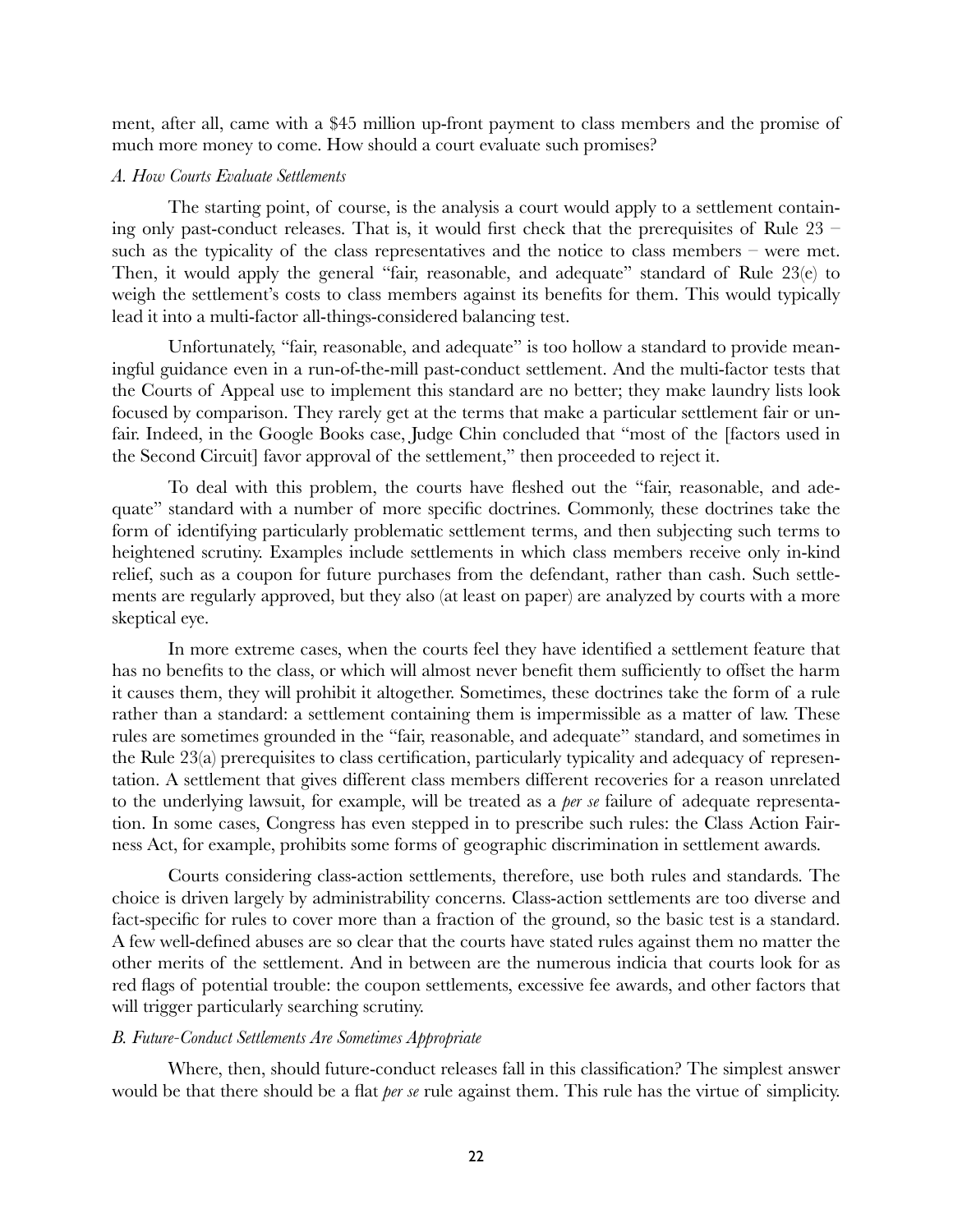ment, after all, came with a $45 million up-front payment to class members and the promise of much more money to come. How should a court evaluate such promises?

### *A. How Courts Evaluate Settlements*

The starting point, of course, is the analysis a court would apply to a settlement containing only past-conduct releases. That is, it would first check that the prerequisites of Rule 23 – such as the typicality of the class representatives and the notice to class members – were met. Then, it would apply the general "fair, reasonable, and adequate" standard of Rule 23(e) to weigh the settlement's costs to class members against its benefits for them. This would typically lead it into a multi-factor all-things-considered balancing test.

Unfortunately, "fair, reasonable, and adequate" is too hollow a standard to provide meaningful guidance even in a run-of-the-mill past-conduct settlement. And the multi-factor tests that the Courts of Appeal use to implement this standard are no better; they make laundry lists look focused by comparison. They rarely get at the terms that make a particular settlement fair or unfair. Indeed, in the Google Books case, Judge Chin concluded that "most of the [factors used in the Second Circuit] favor approval of the settlement," then proceeded to reject it.

To deal with this problem, the courts have fleshed out the "fair, reasonable, and adequate" standard with a number of more specific doctrines. Commonly, these doctrines take the form of identifying particularly problematic settlement terms, and then subjecting such terms to heightened scrutiny. Examples include settlements in which class members receive only in-kind relief, such as a coupon for future purchases from the defendant, rather than cash. Such settlements are regularly approved, but they also (at least on paper) are analyzed by courts with a more skeptical eye.

In more extreme cases, when the courts feel they have identified a settlement feature that has no benefits to the class, or which will almost never benefit them sufficiently to offset the harm it causes them, they will prohibit it altogether. Sometimes, these doctrines take the form of a rule rather than a standard: a settlement containing them is impermissible as a matter of law. These rules are sometimes grounded in the "fair, reasonable, and adequate" standard, and sometimes in the Rule 23(a) prerequisites to class certification, particularly typicality and adequacy of representation. A settlement that gives different class members different recoveries for a reason unrelated to the underlying lawsuit, for example, will be treated as a *per se* failure of adequate representation. In some cases, Congress has even stepped in to prescribe such rules: the Class Action Fairness Act, for example, prohibits some forms of geographic discrimination in settlement awards.

Courts considering class-action settlements, therefore, use both rules and standards. The choice is driven largely by administrability concerns. Class-action settlements are too diverse and fact-specific for rules to cover more than a fraction of the ground, so the basic test is a standard. A few well-defined abuses are so clear that the courts have stated rules against them no matter the other merits of the settlement. And in between are the numerous indicia that courts look for as red flags of potential trouble: the coupon settlements, excessive fee awards, and other factors that will trigger particularly searching scrutiny.

### *B. Future-Conduct Settlements Are Sometimes Appropriate*

Where, then, should future-conduct releases fall in this classification? The simplest answer would be that there should be a flat *per se* rule against them. This rule has the virtue of simplicity.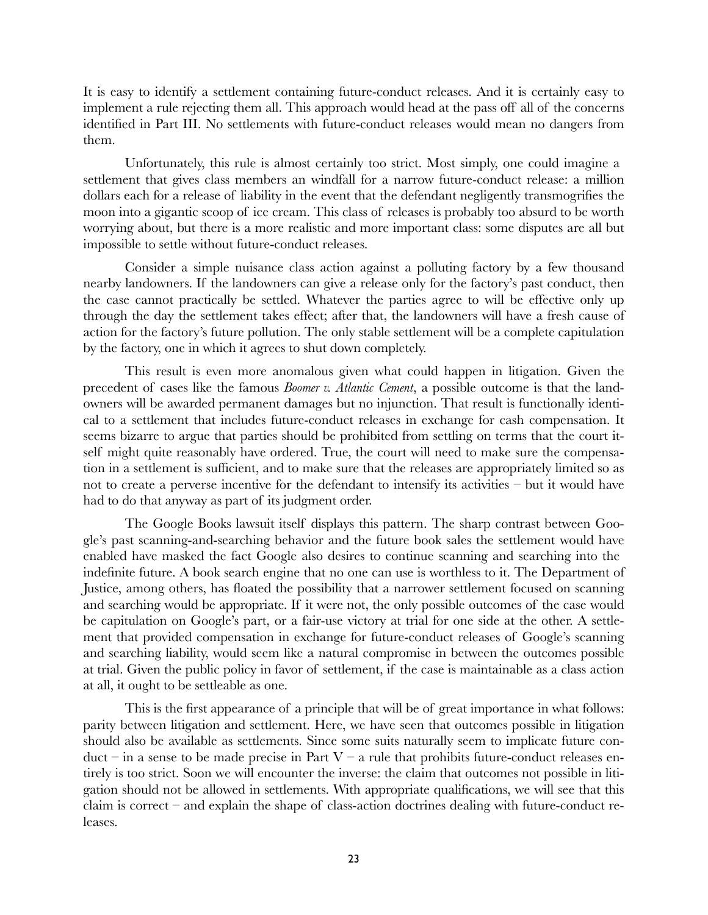It is easy to identify a settlement containing future-conduct releases. And it is certainly easy to implement a rule rejecting them all. This approach would head at the pass off all of the concerns identified in Part III. No settlements with future-conduct releases would mean no dangers from them.

Unfortunately, this rule is almost certainly too strict. Most simply, one could imagine a settlement that gives class members an windfall for a narrow future-conduct release: a million dollars each for a release of liability in the event that the defendant negligently transmogrifies the moon into a gigantic scoop of ice cream. This class of releases is probably too absurd to be worth worrying about, but there is a more realistic and more important class: some disputes are all but impossible to settle without future-conduct releases.

Consider a simple nuisance class action against a polluting factory by a few thousand nearby landowners. If the landowners can give a release only for the factory's past conduct, then the case cannot practically be settled. Whatever the parties agree to will be effective only up through the day the settlement takes effect; after that, the landowners will have a fresh cause of action for the factory's future pollution. The only stable settlement will be a complete capitulation by the factory, one in which it agrees to shut down completely.

This result is even more anomalous given what could happen in litigation. Given the precedent of cases like the famous *Boomer v. Atlantic Cement*, a possible outcome is that the landowners will be awarded permanent damages but no injunction. That result is functionally identical to a settlement that includes future-conduct releases in exchange for cash compensation. It seems bizarre to argue that parties should be prohibited from settling on terms that the court itself might quite reasonably have ordered. True, the court will need to make sure the compensation in a settlement is sufficient, and to make sure that the releases are appropriately limited so as not to create a perverse incentive for the defendant to intensify its activities – but it would have had to do that anyway as part of its judgment order.

The Google Books lawsuit itself displays this pattern. The sharp contrast between Google's past scanning-and-searching behavior and the future book sales the settlement would have enabled have masked the fact Google also desires to continue scanning and searching into the indefinite future. A book search engine that no one can use is worthless to it. The Department of Justice, among others, has floated the possibility that a narrower settlement focused on scanning and searching would be appropriate. If it were not, the only possible outcomes of the case would be capitulation on Google's part, or a fair-use victory at trial for one side at the other. A settlement that provided compensation in exchange for future-conduct releases of Google's scanning and searching liability, would seem like a natural compromise in between the outcomes possible at trial. Given the public policy in favor of settlement, if the case is maintainable as a class action at all, it ought to be settleable as one.

This is the first appearance of a principle that will be of great importance in what follows: parity between litigation and settlement. Here, we have seen that outcomes possible in litigation should also be available as settlements. Since some suits naturally seem to implicate future conduct – in a sense to be made precise in Part V – a rule that prohibits future-conduct releases entirely is too strict. Soon we will encounter the inverse: the claim that outcomes not possible in litigation should not be allowed in settlements. With appropriate qualifications, we will see that this claim is correct – and explain the shape of class-action doctrines dealing with future-conduct releases.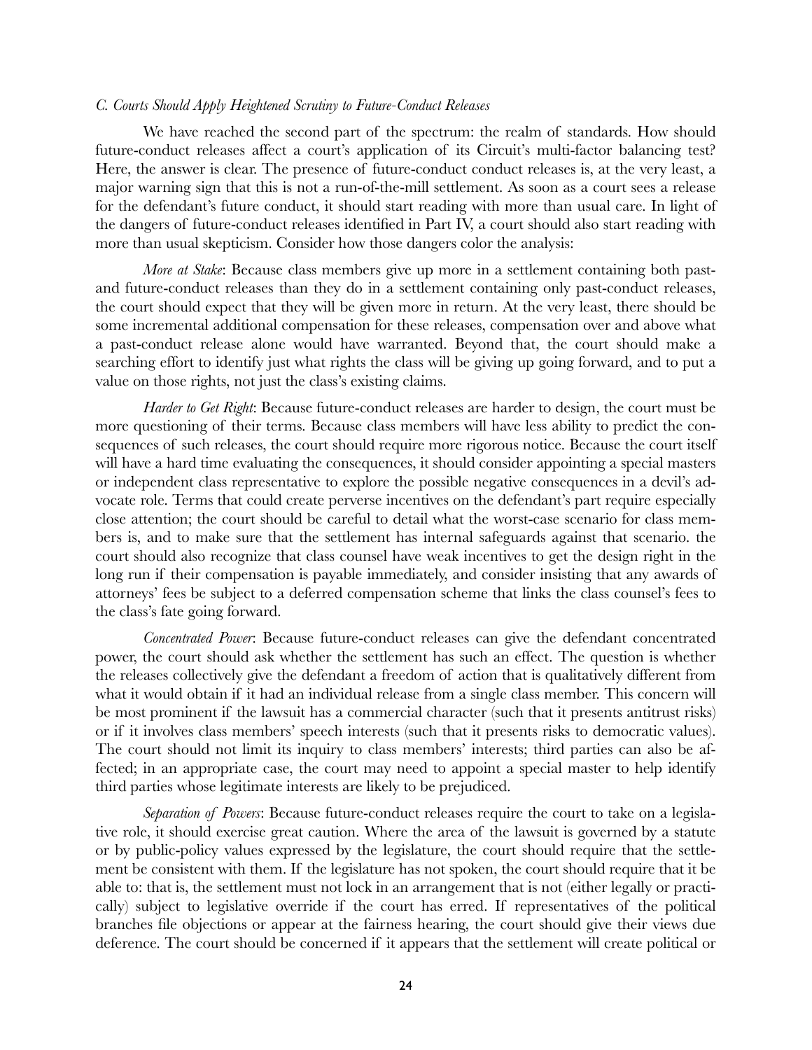### *C. Courts Should Apply Heightened Scrutiny to Future-Conduct Releases*

We have reached the second part of the spectrum: the realm of standards. How should future-conduct releases affect a court's application of its Circuit's multi-factor balancing test? Here, the answer is clear. The presence of future-conduct conduct releases is, at the very least, a major warning sign that this is not a run-of-the-mill settlement. As soon as a court sees a release for the defendant's future conduct, it should start reading with more than usual care. In light of the dangers of future-conduct releases identified in Part IV, a court should also start reading with more than usual skepticism. Consider how those dangers color the analysis:

*More at Stake*: Because class members give up more in a settlement containing both past- and future-conduct releases than they do in a settlement containing only past-conduct releases, the court should expect that they will be given more in return. At the very least, there should be some incremental additional compensation for these releases, compensation over and above what a past-conduct release alone would have warranted. Beyond that, the court should make a searching effort to identify just what rights the class will be giving up going forward, and to put a value on those rights, not just the class's existing claims.

*Harder to Get Right*: Because future-conduct releases are harder to design, the court must be more questioning of their terms. Because class members will have less ability to predict the consequences of such releases, the court should require more rigorous notice. Because the court itself will have a hard time evaluating the consequences, it should consider appointing a special masters or independent class representative to explore the possible negative consequences in a devil's advocate role. Terms that could create perverse incentives on the defendant's part require especially close attention; the court should be careful to detail what the worst-case scenario for class members is, and to make sure that the settlement has internal safeguards against that scenario. the court should also recognize that class counsel have weak incentives to get the design right in the long run if their compensation is payable immediately, and consider insisting that any awards of attorneys' fees be subject to a deferred compensation scheme that links the class counsel's fees to the class's fate going forward.

*Concentrated Power*: Because future-conduct releases can give the defendant concentrated power, the court should ask whether the settlement has such an effect. The question is whether the releases collectively give the defendant a freedom of action that is qualitatively different from what it would obtain if it had an individual release from a single class member. This concern will be most prominent if the lawsuit has a commercial character (such that it presents antitrust risks) or if it involves class members' speech interests (such that it presents risks to democratic values). The court should not limit its inquiry to class members' interests; third parties can also be affected; in an appropriate case, the court may need to appoint a special master to help identify third parties whose legitimate interests are likely to be prejudiced.

*Separation of Powers*: Because future-conduct releases require the court to take on a legislative role, it should exercise great caution. Where the area of the lawsuit is governed by a statute or by public-policy values expressed by the legislature, the court should require that the settlement be consistent with them. If the legislature has not spoken, the court should require that it be able to: that is, the settlement must not lock in an arrangement that is not (either legally or practically) subject to legislative override if the court has erred. If representatives of the political branches file objections or appear at the fairness hearing, the court should give their views due deference. The court should be concerned if it appears that the settlement will create political or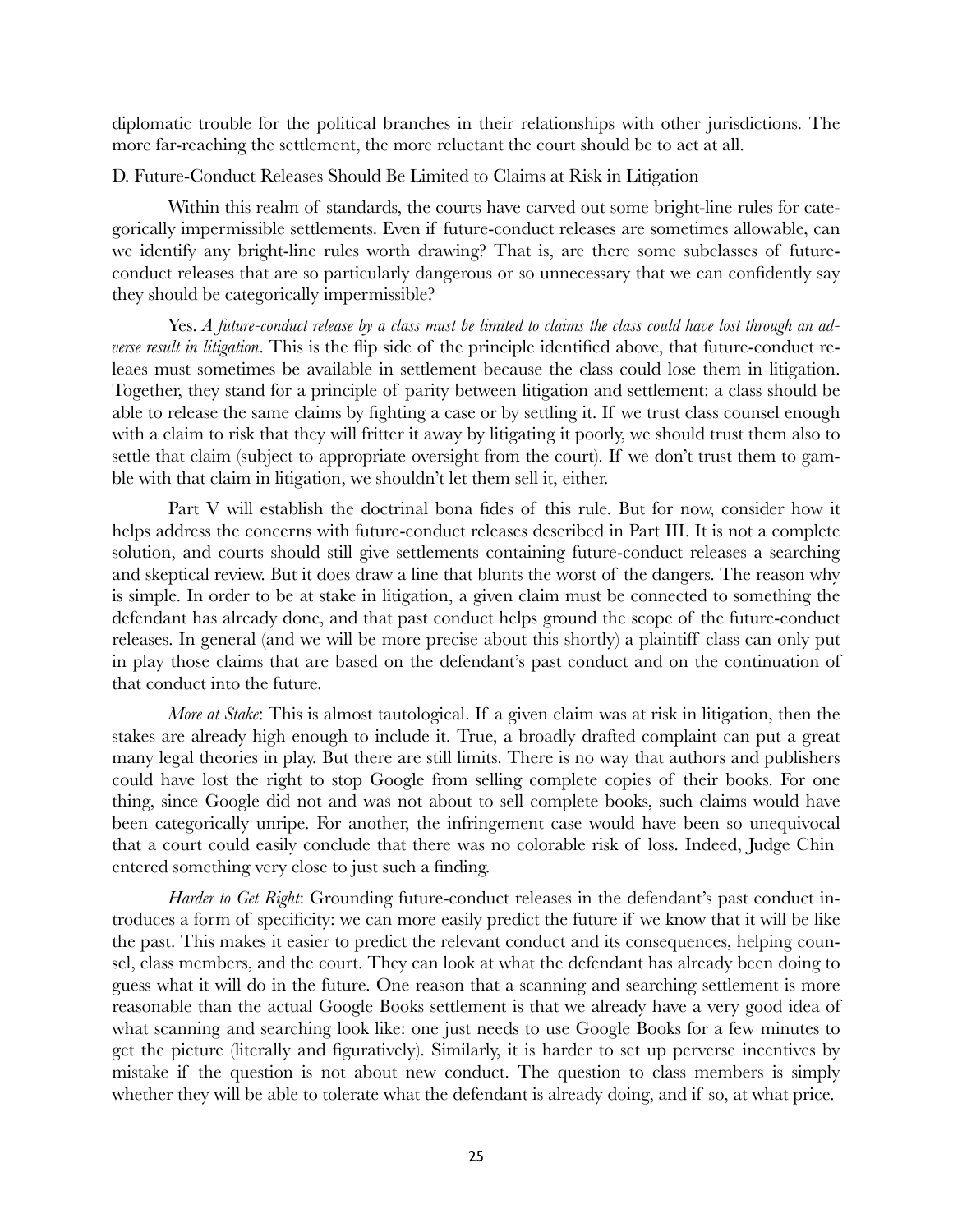diplomatic trouble for the political branches in their relationships with other jurisdictions. The more far-reaching the settlement, the more reluctant the court should be to act at all.

### D. Future-Conduct Releases Should Be Limited to Claims at Risk in Litigation

Within this realm of standards, the courts have carved out some bright-line rules for categorically impermissible settlements. Even if future-conduct releases are sometimes allowable, can we identify any bright-line rules worth drawing? That is, are there some subclasses of future-conduct releases that are so particularly dangerous or so unnecessary that we can confidently say they should be categorically impermissible?

Yes. *A future-conduct release by a class must be limited to claims the class could have lost through an adverse result in litigation*. This is the flip side of the principle identified above, that future-conduct releaes must sometimes be available in settlement because the class could lose them in litigation. Together, they stand for a principle of parity between litigation and settlement: a class should be able to release the same claims by fighting a case or by settling it. If we trust class counsel enough with a claim to risk that they will fritter it away by litigating it poorly, we should trust them also to settle that claim (subject to appropriate oversight from the court). If we don't trust them to gamble with that claim in litigation, we shouldn't let them sell it, either.

Part V will establish the doctrinal bona fides of this rule. But for now, consider how it helps address the concerns with future-conduct releases described in Part III. It is not a complete solution, and courts should still give settlements containing future-conduct releases a searching and skeptical review. But it does draw a line that blunts the worst of the dangers. The reason why is simple. In order to be at stake in litigation, a given claim must be connected to something the defendant has already done, and that past conduct helps ground the scope of the future-conduct releases. In general (and we will be more precise about this shortly) a plaintiff class can only put in play those claims that are based on the defendant's past conduct and on the continuation of that conduct into the future.

*More at Stake*: This is almost tautological. If a given claim was at risk in litigation, then the stakes are already high enough to include it. True, a broadly drafted complaint can put a great many legal theories in play. But there are still limits. There is no way that authors and publishers could have lost the right to stop Google from selling complete copies of their books. For one thing, since Google did not and was not about to sell complete books, such claims would have been categorically unripe. For another, the infringement case would have been so unequivocal that a court could easily conclude that there was no colorable risk of loss. Indeed, Judge Chin entered something very close to just such a finding.

*Harder to Get Right*: Grounding future-conduct releases in the defendant's past conduct introduces a form of specificity: we can more easily predict the future if we know that it will be like the past. This makes it easier to predict the relevant conduct and its consequences, helping counsel, class members, and the court. They can look at what the defendant has already been doing to guess what it will do in the future. One reason that a scanning and searching settlement is more reasonable than the actual Google Books settlement is that we already have a very good idea of what scanning and searching look like: one just needs to use Google Books for a few minutes to get the picture (literally and figuratively). Similarly, it is harder to set up perverse incentives by mistake if the question is not about new conduct. The question to class members is simply whether they will be able to tolerate what the defendant is already doing, and if so, at what price.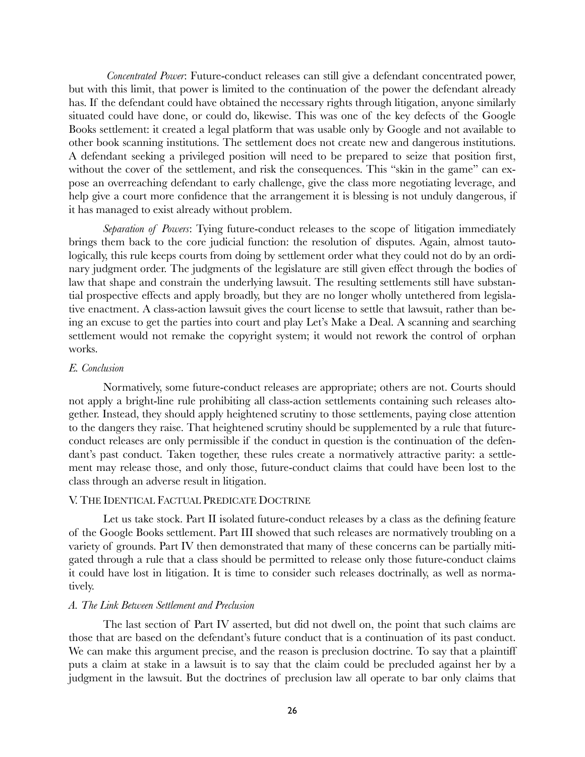*Concentrated Power*: Future-conduct releases can still give a defendant concentrated power, but with this limit, that power is limited to the continuation of the power the defendant already has. If the defendant could have obtained the necessary rights through litigation, anyone similarly situated could have done, or could do, likewise. This was one of the key defects of the Google Books settlement: it created a legal platform that was usable only by Google and not available to other book scanning institutions. The settlement does not create new and dangerous institutions. A defendant seeking a privileged position will need to be prepared to seize that position first, without the cover of the settlement, and risk the consequences. This "skin in the game" can expose an overreaching defendant to early challenge, give the class more negotiating leverage, and help give a court more confidence that the arrangement it is blessing is not unduly dangerous, if it has managed to exist already without problem.

*Separation of Powers*: Tying future-conduct releases to the scope of litigation immediately brings them back to the core judicial function: the resolution of disputes. Again, almost tautologically, this rule keeps courts from doing by settlement order what they could not do by an ordinary judgment order. The judgments of the legislature are still given effect through the bodies of law that shape and constrain the underlying lawsuit. The resulting settlements still have substantial prospective effects and apply broadly, but they are no longer wholly untethered from legislative enactment. A class-action lawsuit gives the court license to settle that lawsuit, rather than being an excuse to get the parties into court and play Let's Make a Deal. A scanning and searching settlement would not remake the copyright system; it would not rework the control of orphan works.

### *E. Conclusion*

Normatively, some future-conduct releases are appropriate; others are not. Courts should not apply a bright-line rule prohibiting all class-action settlements containing such releases altogether. Instead, they should apply heightened scrutiny to those settlements, paying close attention to the dangers they raise. That heightened scrutiny should be supplemented by a rule that future-conduct releases are only permissible if the conduct in question is the continuation of the defendant's past conduct. Taken together, these rules create a normatively attractive parity: a settlement may release those, and only those, future-conduct claims that could have been lost to the class through an adverse result in litigation.

## V. The Identical Factual Predicate Doctrine

Let us take stock. Part II isolated future-conduct releases by a class as the defining feature of the Google Books settlement. Part III showed that such releases are normatively troubling on a variety of grounds. Part IV then demonstrated that many of these concerns can be partially mitigated through a rule that a class should be permitted to release only those future-conduct claims it could have lost in litigation. It is time to consider such releases doctrinally, as well as normatively.

### *A. The Link Between Settlement and Preclusion*

The last section of Part IV asserted, but did not dwell on, the point that such claims are those that are based on the defendant's future conduct that is a continuation of its past conduct. We can make this argument precise, and the reason is preclusion doctrine. To say that a plaintiff puts a claim at stake in a lawsuit is to say that the claim could be precluded against her by a judgment in the lawsuit. But the doctrines of preclusion law all operate to bar only claims that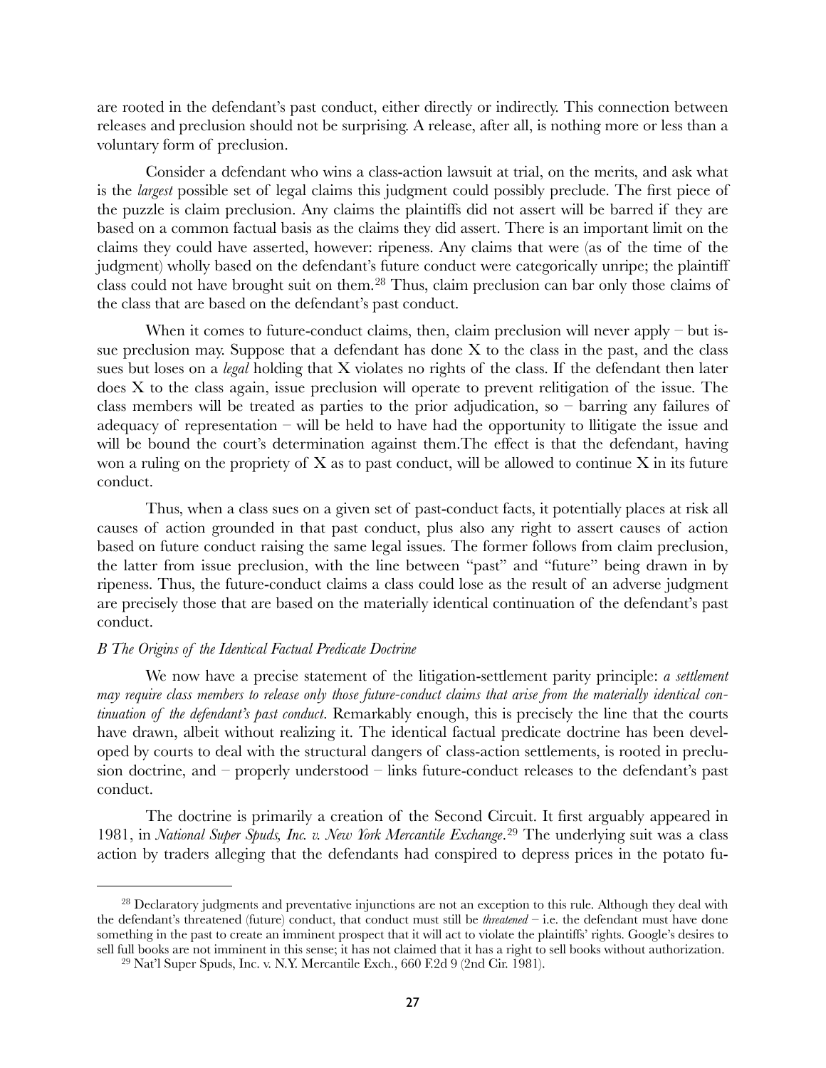are rooted in the defendant's past conduct, either directly or indirectly. This connection between releases and preclusion should not be surprising. A release, after all, is nothing more or less than a voluntary form of preclusion.

Consider a defendant who wins a class-action lawsuit at trial, on the merits, and ask what is the *largest* possible set of legal claims this judgment could possibly preclude. The first piece of the puzzle is claim preclusion. Any claims the plaintiffs did not assert will be barred if they are based on a common factual basis as the claims they did assert. There is an important limit on the claims they could have asserted, however: ripeness. Any claims that were (as of the time of the judgment) wholly based on the defendant's future conduct were categorically unripe; the plaintiff class could not have brought suit on them.[28] Thus, claim preclusion can bar only those claims of the class that are based on the defendant's past conduct.

When it comes to future-conduct claims, then, claim preclusion will never apply – but issue preclusion may. Suppose that a defendant has done X to the class in the past, and the class sues but loses on a *legal* holding that X violates no rights of the class. If the defendant then later does X to the class again, issue preclusion will operate to prevent relitigation of the issue. The class members will be treated as parties to the prior adjudication, so – barring any failures of adequacy of representation – will be held to have had the opportunity to llitigate the issue and will be bound the court's determination against them.The effect is that the defendant, having won a ruling on the propriety of X as to past conduct, will be allowed to continue X in its future conduct.

Thus, when a class sues on a given set of past-conduct facts, it potentially places at risk all causes of action grounded in that past conduct, plus also any right to assert causes of action based on future conduct raising the same legal issues. The former follows from claim preclusion, the latter from issue preclusion, with the line between "past" and "future" being drawn in by ripeness. Thus, the future-conduct claims a class could lose as the result of an adverse judgment are precisely those that are based on the materially identical continuation of the defendant's past conduct.

### *B The Origins of the Identical Factual Predicate Doctrine*

We now have a precise statement of the litigation-settlement parity principle: *a settlement may require class members to release only those future-conduct claims that arise from the materially identical continuation of the defendant's past conduct*. Remarkably enough, this is precisely the line that the courts have drawn, albeit without realizing it. The identical factual predicate doctrine has been developed by courts to deal with the structural dangers of class-action settlements, is rooted in preclusion doctrine, and – properly understood – links future-conduct releases to the defendant's past conduct.

The doctrine is primarily a creation of the Second Circuit. It first arguably appeared in 1981, in *National Super Spuds, Inc. v. New York Mercantile Exchange*.[29] The underlying suit was a class action by traders alleging that the defendants had conspired to depress prices in the potato fu-

---

[28] Declaratory judgments and preventative injunctions are not an exception to this rule. Although they deal with the defendant's threatened (future) conduct, that conduct must still be *threatened* – i.e. the defendant must have done something in the past to create an imminent prospect that it will act to violate the plaintiffs' rights. Google's desires to sell full books are not imminent in this sense; it has not claimed that it has a right to sell books without authorization.

[29] Nat'l Super Spuds, Inc. v. N.Y. Mercantile Exch., 660 F.2d 9 (2nd Cir. 1981).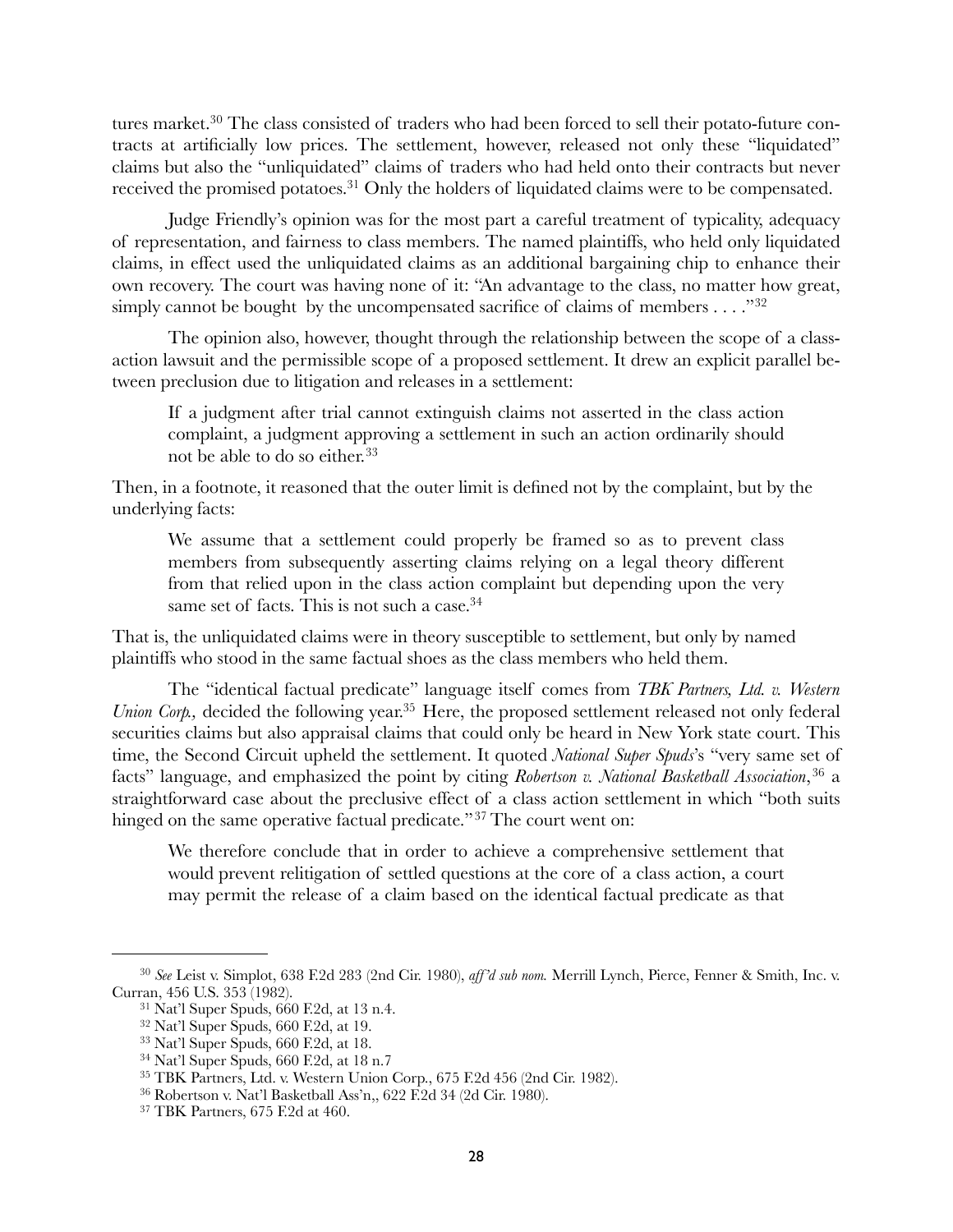tures market.[30] The class consisted of traders who had been forced to sell their potato-future contracts at artificially low prices. The settlement, however, released not only these "liquidated" claims but also the "unliquidated" claims of traders who had held onto their contracts but never received the promised potatoes.[31] Only the holders of liquidated claims were to be compensated.

Judge Friendly's opinion was for the most part a careful treatment of typicality, adequacy of representation, and fairness to class members. The named plaintiffs, who held only liquidated claims, in effect used the unliquidated claims as an additional bargaining chip to enhance their own recovery. The court was having none of it: "An advantage to the class, no matter how great, simply cannot be bought by the uncompensated sacrifice of claims of members . . . ."[32]

The opinion also, however, thought through the relationship between the scope of a class-action lawsuit and the permissible scope of a proposed settlement. It drew an explicit parallel between preclusion due to litigation and releases in a settlement:

> If a judgment after trial cannot extinguish claims not asserted in the class action complaint, a judgment approving a settlement in such an action ordinarily should not be able to do so either.[33]

Then, in a footnote, it reasoned that the outer limit is defined not by the complaint, but by the underlying facts:

> We assume that a settlement could properly be framed so as to prevent class members from subsequently asserting claims relying on a legal theory different from that relied upon in the class action complaint but depending upon the very same set of facts. This is not such a case.[34]

That is, the unliquidated claims were in theory susceptible to settlement, but only by named plaintiffs who stood in the same factual shoes as the class members who held them.

The "identical factual predicate" language itself comes from *TBK Partners, Ltd. v. Western Union Corp.,* decided the following year.[35] Here, the proposed settlement released not only federal securities claims but also appraisal claims that could only be heard in New York state court. This time, the Second Circuit upheld the settlement. It quoted *National Super Spuds*'s "very same set of facts" language, and emphasized the point by citing *Robertson v. National Basketball Association*,[36] a straightforward case about the preclusive effect of a class action settlement in which "both suits hinged on the same operative factual predicate."[37] The court went on:

> We therefore conclude that in order to achieve a comprehensive settlement that would prevent relitigation of settled questions at the core of a class action, a court may permit the release of a claim based on the identical factual predicate as that

---

[30] *See* Leist v. Simplot, 638 F.2d 283 (2nd Cir. 1980), *aff'd sub nom.* Merrill Lynch, Pierce, Fenner & Smith, Inc. v. Curran, 456 U.S. 353 (1982).

[31] Nat'l Super Spuds, 660 F.2d, at 13 n.4.

[32] Nat'l Super Spuds, 660 F.2d, at 19.

[33] Nat'l Super Spuds, 660 F.2d, at 18.

[34] Nat'l Super Spuds, 660 F.2d, at 18 n.7

[35] TBK Partners, Ltd. v. Western Union Corp., 675 F.2d 456 (2nd Cir. 1982).

[36] Robertson v. Nat'l Basketball Ass'n,, 622 F.2d 34 (2d Cir. 1980).

[37] TBK Partners, 675 F.2d at 460.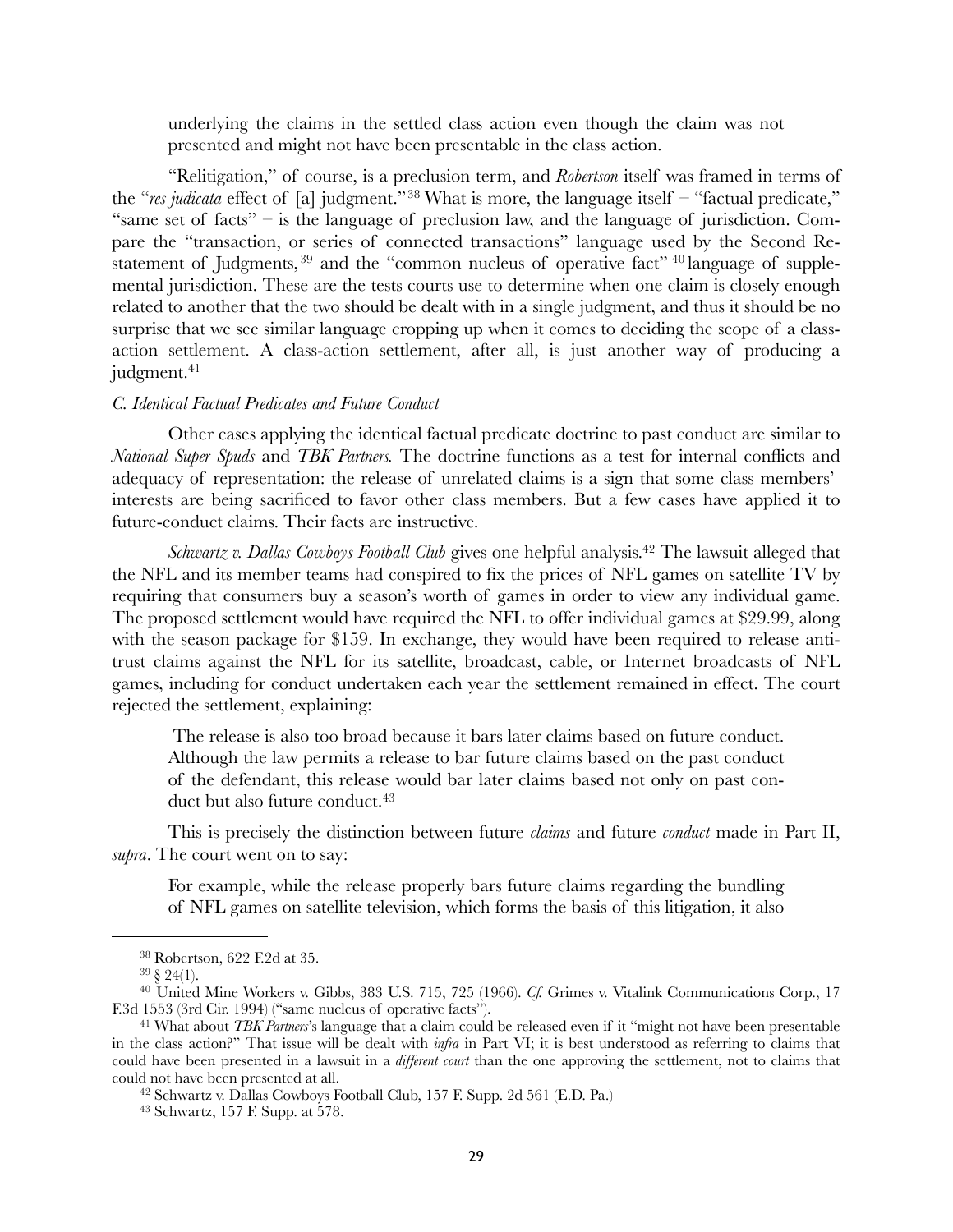> underlying the claims in the settled class action even though the claim was not presented and might not have been presentable in the class action.

"Relitigation," of course, is a preclusion term, and *Robertson* itself was framed in terms of the "*res judicata* effect of [a] judgment."[38] What is more, the language itself – "factual predicate," "same set of facts" – is the language of preclusion law, and the language of jurisdiction. Compare the "transaction, or series of connected transactions" language used by the Second Restatement of Judgments,[39] and the "common nucleus of operative fact"[40] language of supplemental jurisdiction. These are the tests courts use to determine when one claim is closely enough related to another that the two should be dealt with in a single judgment, and thus it should be no surprise that we see similar language cropping up when it comes to deciding the scope of a class-action settlement. A class-action settlement, after all, is just another way of producing a judgment.[41]

### *C. Identical Factual Predicates and Future Conduct*

Other cases applying the identical factual predicate doctrine to past conduct are similar to *National Super Spuds* and *TBK Partners.* The doctrine functions as a test for internal conflicts and adequacy of representation: the release of unrelated claims is a sign that some class members' interests are being sacrificed to favor other class members. But a few cases have applied it to future-conduct claims. Their facts are instructive.

*Schwartz v. Dallas Cowboys Football Club* gives one helpful analysis.[42] The lawsuit alleged that the NFL and its member teams had conspired to fix the prices of NFL games on satellite TV by requiring that consumers buy a season's worth of games in order to view any individual game. The proposed settlement would have required the NFL to offer individual games at $29.99, along with the season package for $159. In exchange, they would have been required to release antitrust claims against the NFL for its satellite, broadcast, cable, or Internet broadcasts of NFL games, including for conduct undertaken each year the settlement remained in effect. The court rejected the settlement, explaining:

> The release is also too broad because it bars later claims based on future conduct. Although the law permits a release to bar future claims based on the past conduct of the defendant, this release would bar later claims based not only on past conduct but also future conduct.[43]

This is precisely the distinction between future *claims* and future *conduct* made in Part II, *supra*. The court went on to say:

> For example, while the release properly bars future claims regarding the bundling of NFL games on satellite television, which forms the basis of this litigation, it also

---

[38] Robertson, 622 F.2d at 35.

[39] § 24(1).

[40] United Mine Workers v. Gibbs, 383 U.S. 715, 725 (1966). *Cf.* Grimes v. Vitalink Communications Corp., 17 F.3d 1553 (3rd Cir. 1994) ("same nucleus of operative facts").

[41] What about *TBK Partners*'s language that a claim could be released even if it "might not have been presentable in the class action?" That issue will be dealt with *infra* in Part VI; it is best understood as referring to claims that could have been presented in a lawsuit in a *different court* than the one approving the settlement, not to claims that could not have been presented at all.

[42] Schwartz v. Dallas Cowboys Football Club, 157 F. Supp. 2d 561 (E.D. Pa.)

[43] Schwartz, 157 F. Supp. at 578.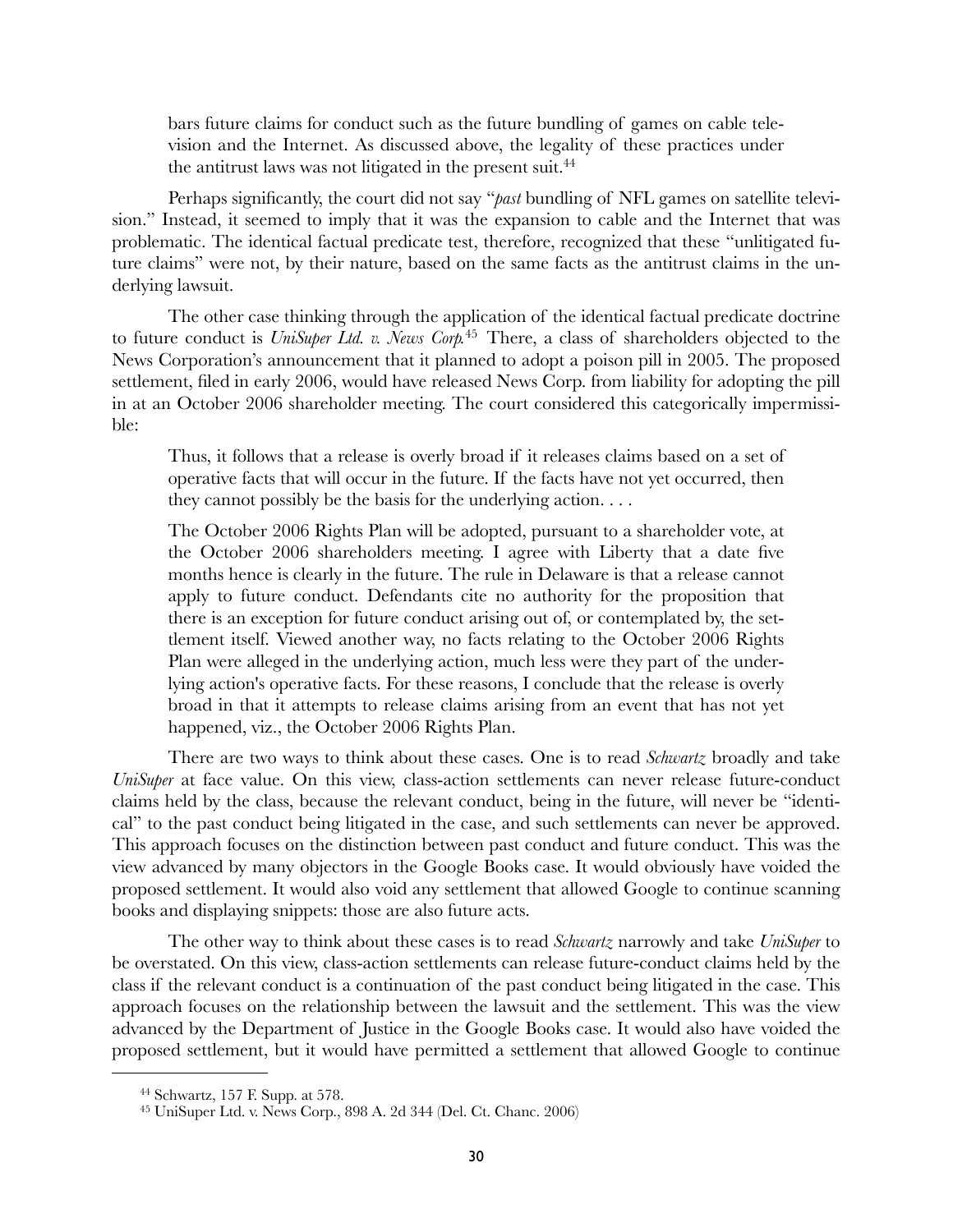> bars future claims for conduct such as the future bundling of games on cable television and the Internet. As discussed above, the legality of these practices under the antitrust laws was not litigated in the present suit.[44]

Perhaps significantly, the court did not say "*past* bundling of NFL games on satellite television." Instead, it seemed to imply that it was the expansion to cable and the Internet that was problematic. The identical factual predicate test, therefore, recognized that these "unlitigated future claims" were not, by their nature, based on the same facts as the antitrust claims in the underlying lawsuit.

The other case thinking through the application of the identical factual predicate doctrine to future conduct is *UniSuper Ltd. v. News Corp.*[45] There, a class of shareholders objected to the News Corporation's announcement that it planned to adopt a poison pill in 2005. The proposed settlement, filed in early 2006, would have released News Corp. from liability for adopting the pill in at an October 2006 shareholder meeting. The court considered this categorically impermissible:

> Thus, it follows that a release is overly broad if it releases claims based on a set of operative facts that will occur in the future. If the facts have not yet occurred, then they cannot possibly be the basis for the underlying action. . . .
>
> The October 2006 Rights Plan will be adopted, pursuant to a shareholder vote, at the October 2006 shareholders meeting. I agree with Liberty that a date five months hence is clearly in the future. The rule in Delaware is that a release cannot apply to future conduct. Defendants cite no authority for the proposition that there is an exception for future conduct arising out of, or contemplated by, the settlement itself. Viewed another way, no facts relating to the October 2006 Rights Plan were alleged in the underlying action, much less were they part of the underlying action's operative facts. For these reasons, I conclude that the release is overly broad in that it attempts to release claims arising from an event that has not yet happened, viz., the October 2006 Rights Plan.

There are two ways to think about these cases. One is to read *Schwartz* broadly and take *UniSuper* at face value. On this view, class-action settlements can never release future-conduct claims held by the class, because the relevant conduct, being in the future, will never be "identical" to the past conduct being litigated in the case, and such settlements can never be approved. This approach focuses on the distinction between past conduct and future conduct. This was the view advanced by many objectors in the Google Books case. It would obviously have voided the proposed settlement. It would also void any settlement that allowed Google to continue scanning books and displaying snippets: those are also future acts.

The other way to think about these cases is to read *Schwartz* narrowly and take *UniSuper* to be overstated. On this view, class-action settlements can release future-conduct claims held by the class if the relevant conduct is a continuation of the past conduct being litigated in the case. This approach focuses on the relationship between the lawsuit and the settlement. This was the view advanced by the Department of Justice in the Google Books case. It would also have voided the proposed settlement, but it would have permitted a settlement that allowed Google to continue

---

[44] Schwartz, 157 F. Supp. at 578.

[45] UniSuper Ltd. v. News Corp., 898 A. 2d 344 (Del. Ct. Chanc. 2006)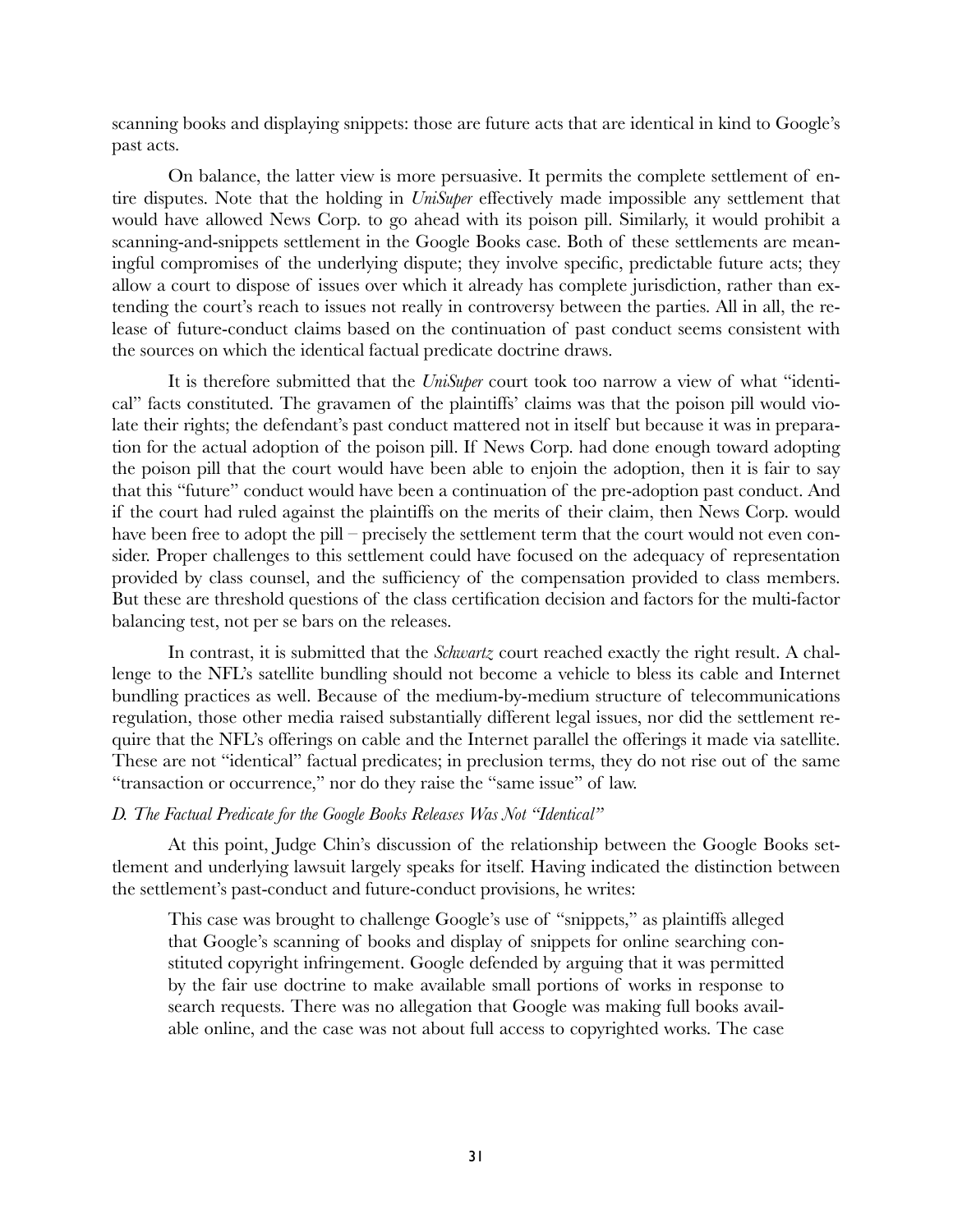scanning books and displaying snippets: those are future acts that are identical in kind to Google's past acts.

On balance, the latter view is more persuasive. It permits the complete settlement of entire disputes. Note that the holding in *UniSuper* effectively made impossible any settlement that would have allowed News Corp. to go ahead with its poison pill. Similarly, it would prohibit a scanning-and-snippets settlement in the Google Books case. Both of these settlements are meaningful compromises of the underlying dispute; they involve specific, predictable future acts; they allow a court to dispose of issues over which it already has complete jurisdiction, rather than extending the court's reach to issues not really in controversy between the parties. All in all, the release of future-conduct claims based on the continuation of past conduct seems consistent with the sources on which the identical factual predicate doctrine draws.

It is therefore submitted that the *UniSuper* court took too narrow a view of what "identical" facts constituted. The gravamen of the plaintiffs' claims was that the poison pill would violate their rights; the defendant's past conduct mattered not in itself but because it was in preparation for the actual adoption of the poison pill. If News Corp. had done enough toward adopting the poison pill that the court would have been able to enjoin the adoption, then it is fair to say that this "future" conduct would have been a continuation of the pre-adoption past conduct. And if the court had ruled against the plaintiffs on the merits of their claim, then News Corp. would have been free to adopt the pill – precisely the settlement term that the court would not even consider. Proper challenges to this settlement could have focused on the adequacy of representation provided by class counsel, and the sufficiency of the compensation provided to class members. But these are threshold questions of the class certification decision and factors for the multi-factor balancing test, not per se bars on the releases.

In contrast, it is submitted that the *Schwartz* court reached exactly the right result. A challenge to the NFL's satellite bundling should not become a vehicle to bless its cable and Internet bundling practices as well. Because of the medium-by-medium structure of telecommunications regulation, those other media raised substantially different legal issues, nor did the settlement require that the NFL's offerings on cable and the Internet parallel the offerings it made via satellite. These are not "identical" factual predicates; in preclusion terms, they do not rise out of the same "transaction or occurrence," nor do they raise the "same issue" of law.

### *D. The Factual Predicate for the Google Books Releases Was Not "Identical"*

At this point, Judge Chin's discussion of the relationship between the Google Books settlement and underlying lawsuit largely speaks for itself. Having indicated the distinction between the settlement's past-conduct and future-conduct provisions, he writes:

> This case was brought to challenge Google's use of "snippets," as plaintiffs alleged that Google's scanning of books and display of snippets for online searching constituted copyright infringement. Google defended by arguing that it was permitted by the fair use doctrine to make available small portions of works in response to search requests. There was no allegation that Google was making full books available online, and the case was not about full access to copyrighted works. The case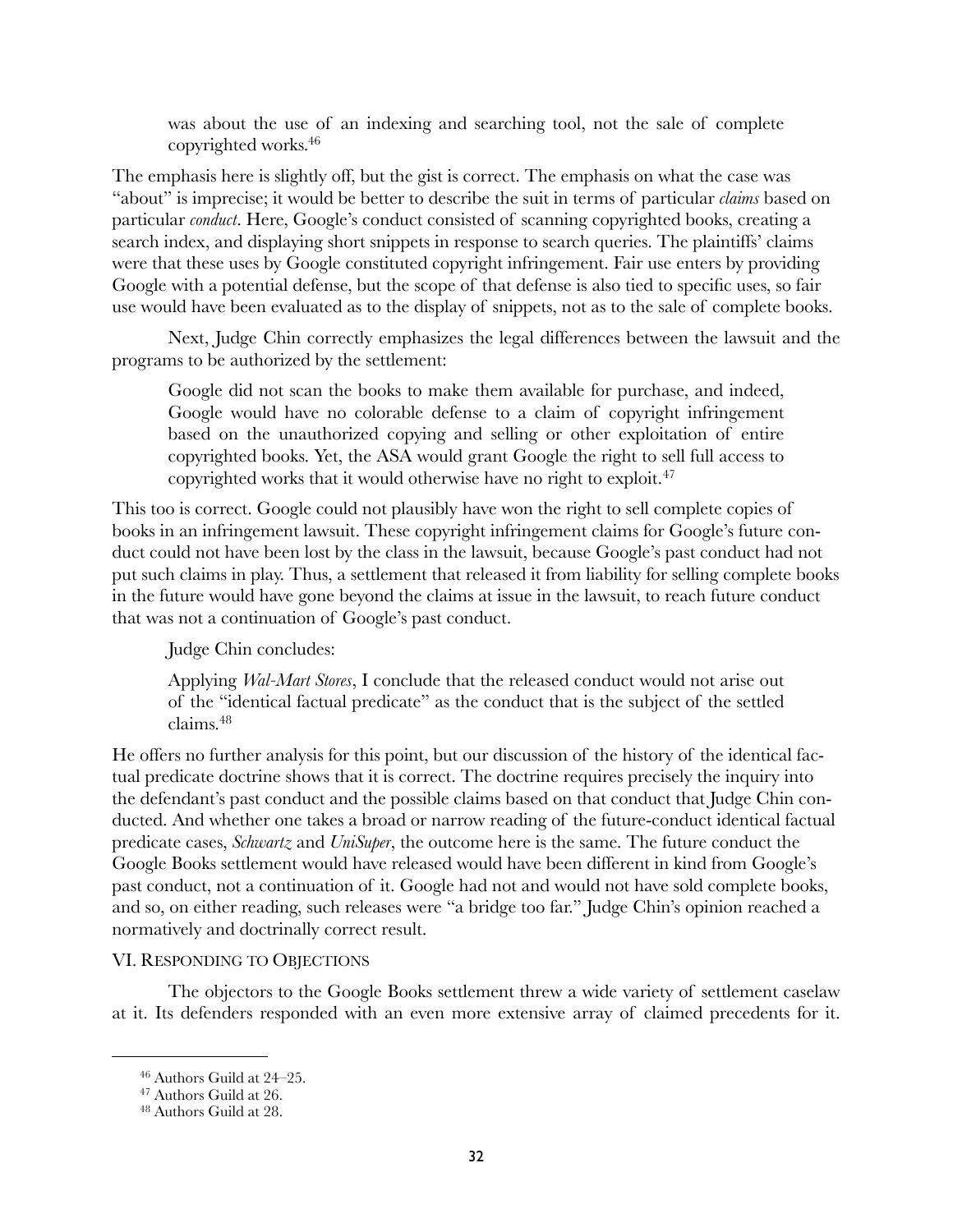> was about the use of an indexing and searching tool, not the sale of complete copyrighted works.[46]

The emphasis here is slightly off, but the gist is correct. The emphasis on what the case was "about" is imprecise; it would be better to describe the suit in terms of particular *claims* based on particular *conduct*. Here, Google's conduct consisted of scanning copyrighted books, creating a search index, and displaying short snippets in response to search queries. The plaintiffs' claims were that these uses by Google constituted copyright infringement. Fair use enters by providing Google with a potential defense, but the scope of that defense is also tied to specific uses, so fair use would have been evaluated as to the display of snippets, not as to the sale of complete books.

Next, Judge Chin correctly emphasizes the legal differences between the lawsuit and the programs to be authorized by the settlement:

> Google did not scan the books to make them available for purchase, and indeed, Google would have no colorable defense to a claim of copyright infringement based on the unauthorized copying and selling or other exploitation of entire copyrighted books. Yet, the ASA would grant Google the right to sell full access to copyrighted works that it would otherwise have no right to exploit.[47]

This too is correct. Google could not plausibly have won the right to sell complete copies of books in an infringement lawsuit. These copyright infringement claims for Google's future conduct could not have been lost by the class in the lawsuit, because Google's past conduct had not put such claims in play. Thus, a settlement that released it from liability for selling complete books in the future would have gone beyond the claims at issue in the lawsuit, to reach future conduct that was not a continuation of Google's past conduct.

Judge Chin concludes:

> Applying *Wal-Mart Stores*, I conclude that the released conduct would not arise out of the "identical factual predicate" as the conduct that is the subject of the settled claims.[48]

He offers no further analysis for this point, but our discussion of the history of the identical factual predicate doctrine shows that it is correct. The doctrine requires precisely the inquiry into the defendant's past conduct and the possible claims based on that conduct that Judge Chin conducted. And whether one takes a broad or narrow reading of the future-conduct identical factual predicate cases, *Schwartz* and *UniSuper*, the outcome here is the same. The future conduct the Google Books settlement would have released would have been different in kind from Google's past conduct, not a continuation of it. Google had not and would not have sold complete books, and so, on either reading, such releases were "a bridge too far." Judge Chin's opinion reached a normatively and doctrinally correct result.

## VI. Responding to Objections

The objectors to the Google Books settlement threw a wide variety of settlement caselaw at it. Its defenders responded with an even more extensive array of claimed precedents for it.

---

[46] Authors Guild at 24–25.

[47] Authors Guild at 26.

[48] Authors Guild at 28.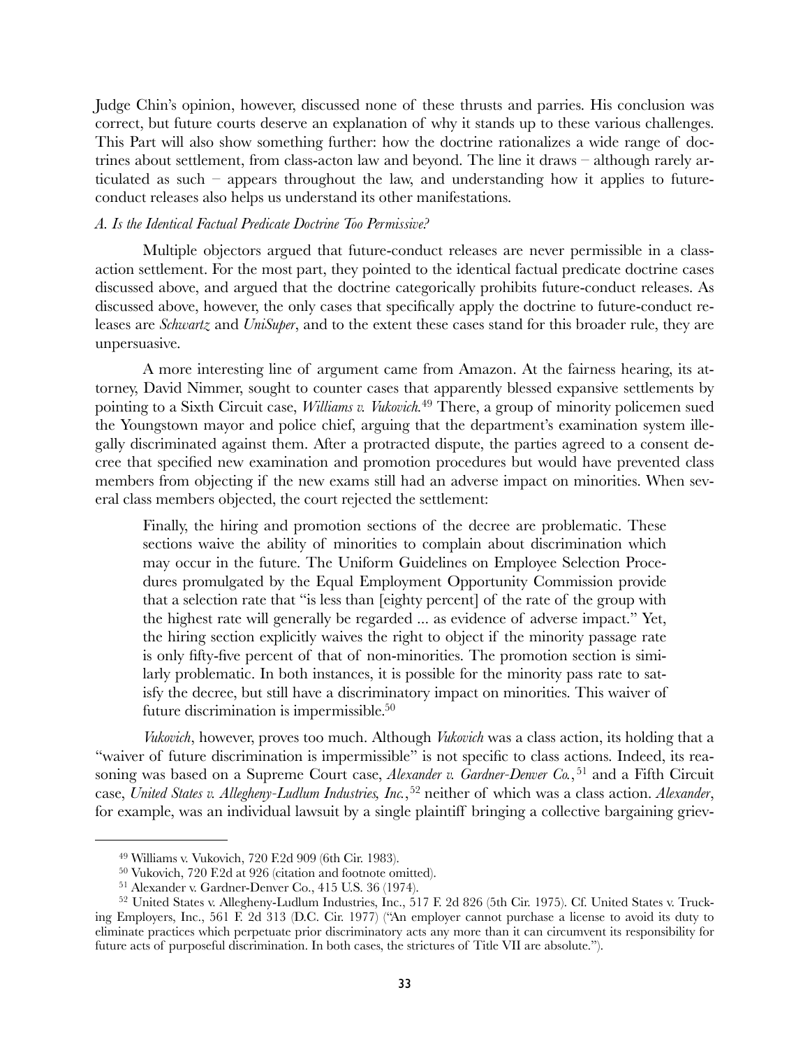Judge Chin's opinion, however, discussed none of these thrusts and parries. His conclusion was correct, but future courts deserve an explanation of why it stands up to these various challenges. This Part will also show something further: how the doctrine rationalizes a wide range of doctrines about settlement, from class-acton law and beyond. The line it draws – although rarely articulated as such – appears throughout the law, and understanding how it applies to future-conduct releases also helps us understand its other manifestations.

### *A. Is the Identical Factual Predicate Doctrine Too Permissive?*

Multiple objectors argued that future-conduct releases are never permissible in a class-action settlement. For the most part, they pointed to the identical factual predicate doctrine cases discussed above, and argued that the doctrine categorically prohibits future-conduct releases. As discussed above, however, the only cases that specifically apply the doctrine to future-conduct releases are *Schwartz* and *UniSuper*, and to the extent these cases stand for this broader rule, they are unpersuasive.

A more interesting line of argument came from Amazon. At the fairness hearing, its attorney, David Nimmer, sought to counter cases that apparently blessed expansive settlements by pointing to a Sixth Circuit case, *Williams v. Vukovich.*[49] There, a group of minority policemen sued the Youngstown mayor and police chief, arguing that the department's examination system illegally discriminated against them. After a protracted dispute, the parties agreed to a consent decree that specified new examination and promotion procedures but would have prevented class members from objecting if the new exams still had an adverse impact on minorities. When several class members objected, the court rejected the settlement:

> Finally, the hiring and promotion sections of the decree are problematic. These sections waive the ability of minorities to complain about discrimination which may occur in the future. The Uniform Guidelines on Employee Selection Procedures promulgated by the Equal Employment Opportunity Commission provide that a selection rate that "is less than [eighty percent] of the rate of the group with the highest rate will generally be regarded ... as evidence of adverse impact." Yet, the hiring section explicitly waives the right to object if the minority passage rate is only fifty-five percent of that of non-minorities. The promotion section is similarly problematic. In both instances, it is possible for the minority pass rate to satisfy the decree, but still have a discriminatory impact on minorities. This waiver of future discrimination is impermissible.[50]

*Vukovich*, however, proves too much. Although *Vukovich* was a class action, its holding that a "waiver of future discrimination is impermissible" is not specific to class actions. Indeed, its reasoning was based on a Supreme Court case, *Alexander v. Gardner-Denver Co.*,[51] and a Fifth Circuit case, *United States v. Allegheny-Ludlum Industries, Inc.*,[52] neither of which was a class action. *Alexander*, for example, was an individual lawsuit by a single plaintiff bringing a collective bargaining griev-

---

[49] Williams v. Vukovich, 720 F.2d 909 (6th Cir. 1983).

[50] Vukovich, 720 F.2d at 926 (citation and footnote omitted).

[51] Alexander v. Gardner-Denver Co., 415 U.S. 36 (1974).

[52] United States v. Allegheny-Ludlum Industries, Inc., 517 F. 2d 826 (5th Cir. 1975). Cf. United States v. Trucking Employers, Inc., 561 F. 2d 313 (D.C. Cir. 1977) ("An employer cannot purchase a license to avoid its duty to eliminate practices which perpetuate prior discriminatory acts any more than it can circumvent its responsibility for future acts of purposeful discrimination. In both cases, the strictures of Title VII are absolute.").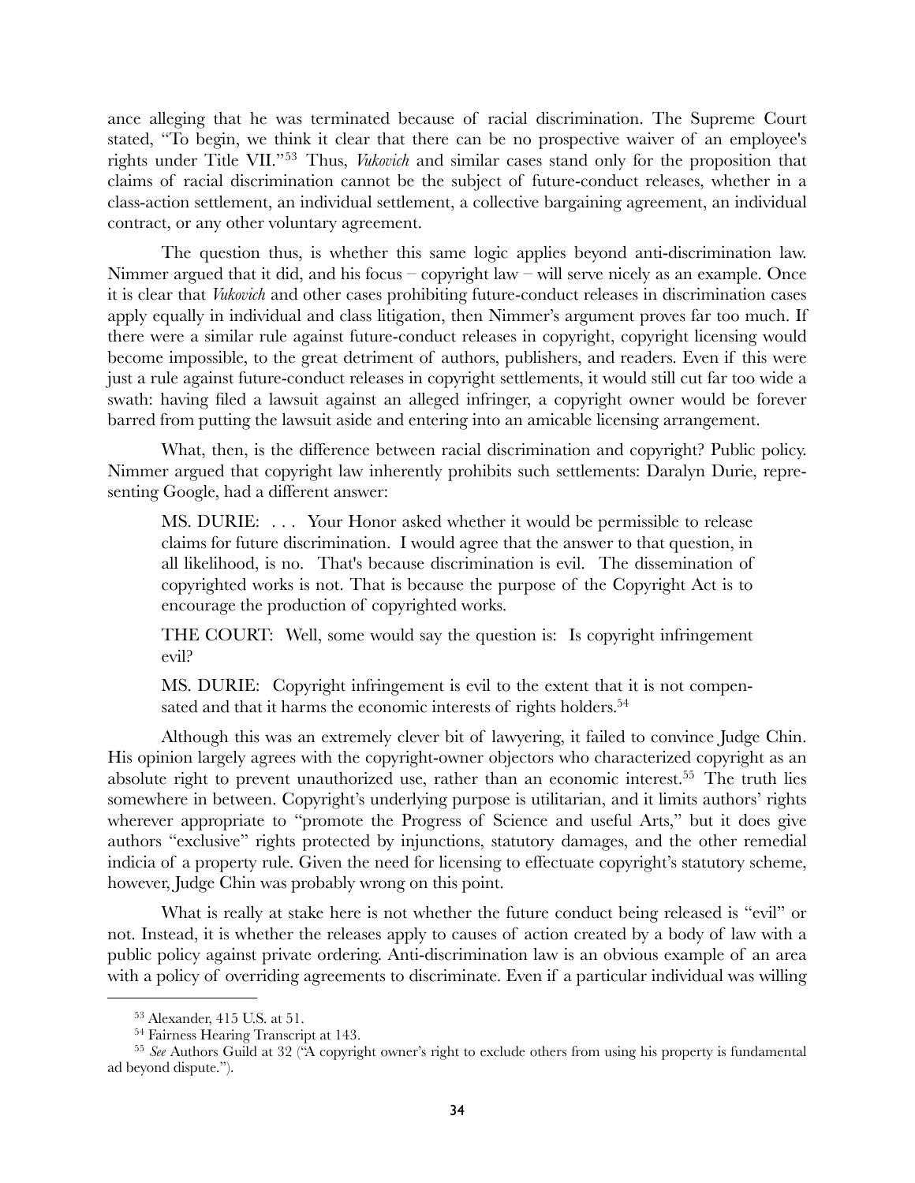ance alleging that he was terminated because of racial discrimination. The Supreme Court stated, "To begin, we think it clear that there can be no prospective waiver of an employee's rights under Title VII."[53] Thus, *Vukovich* and similar cases stand only for the proposition that claims of racial discrimination cannot be the subject of future-conduct releases, whether in a class-action settlement, an individual settlement, a collective bargaining agreement, an individual contract, or any other voluntary agreement.

The question thus, is whether this same logic applies beyond anti-discrimination law. Nimmer argued that it did, and his focus – copyright law – will serve nicely as an example. Once it is clear that *Vukovich* and other cases prohibiting future-conduct releases in discrimination cases apply equally in individual and class litigation, then Nimmer's argument proves far too much. If there were a similar rule against future-conduct releases in copyright, copyright licensing would become impossible, to the great detriment of authors, publishers, and readers. Even if this were just a rule against future-conduct releases in copyright settlements, it would still cut far too wide a swath: having filed a lawsuit against an alleged infringer, a copyright owner would be forever barred from putting the lawsuit aside and entering into an amicable licensing arrangement.

What, then, is the difference between racial discrimination and copyright? Public policy. Nimmer argued that copyright law inherently prohibits such settlements: Daralyn Durie, representing Google, had a different answer:

> MS. DURIE: . . . Your Honor asked whether it would be permissible to release claims for future discrimination. I would agree that the answer to that question, in all likelihood, is no. That's because discrimination is evil. The dissemination of copyrighted works is not. That is because the purpose of the Copyright Act is to encourage the production of copyrighted works.
>
> THE COURT: Well, some would say the question is: Is copyright infringement evil?
>
> MS. DURIE: Copyright infringement is evil to the extent that it is not compensated and that it harms the economic interests of rights holders.[54]

Although this was an extremely clever bit of lawyering, it failed to convince Judge Chin. His opinion largely agrees with the copyright-owner objectors who characterized copyright as an absolute right to prevent unauthorized use, rather than an economic interest.[55] The truth lies somewhere in between. Copyright's underlying purpose is utilitarian, and it limits authors' rights wherever appropriate to "promote the Progress of Science and useful Arts," but it does give authors "exclusive" rights protected by injunctions, statutory damages, and the other remedial indicia of a property rule. Given the need for licensing to effectuate copyright's statutory scheme, however, Judge Chin was probably wrong on this point.

What is really at stake here is not whether the future conduct being released is "evil" or not. Instead, it is whether the releases apply to causes of action created by a body of law with a public policy against private ordering. Anti-discrimination law is an obvious example of an area with a policy of overriding agreements to discriminate. Even if a particular individual was willing

---

[53] Alexander, 415 U.S. at 51.

[54] Fairness Hearing Transcript at 143.

[55] *See* Authors Guild at 32 ("A copyright owner's right to exclude others from using his property is fundamental ad beyond dispute.").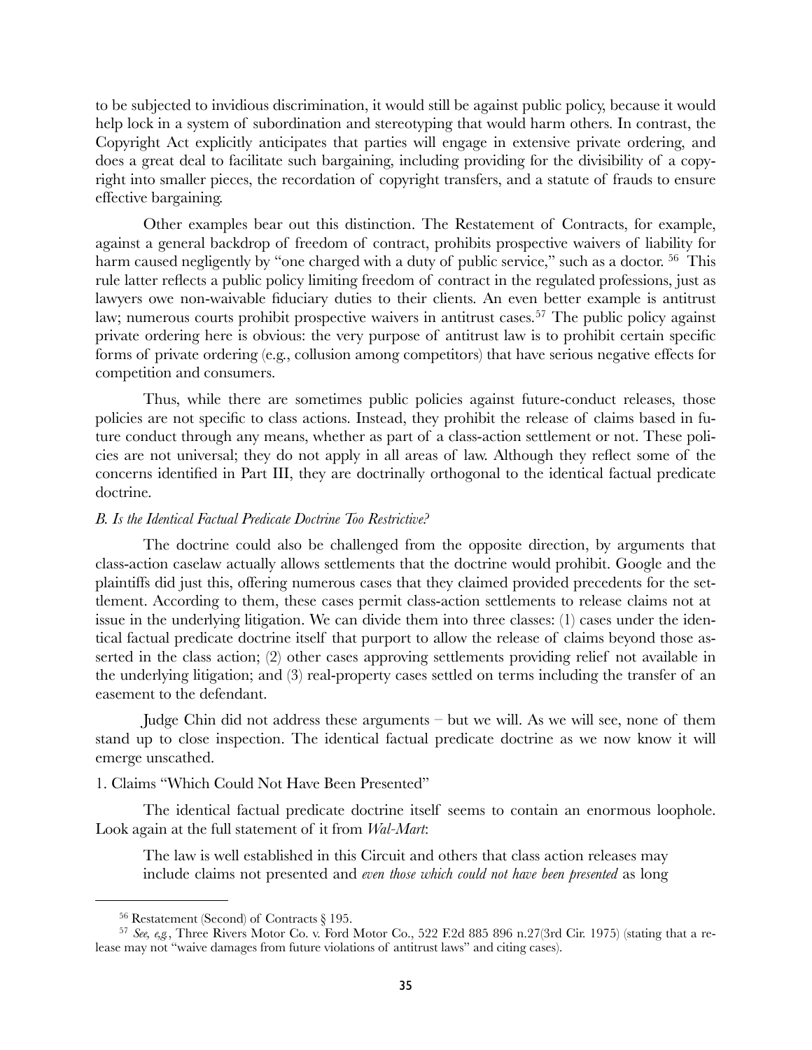to be subjected to invidious discrimination, it would still be against public policy, because it would help lock in a system of subordination and stereotyping that would harm others. In contrast, the Copyright Act explicitly anticipates that parties will engage in extensive private ordering, and does a great deal to facilitate such bargaining, including providing for the divisibility of a copyright into smaller pieces, the recordation of copyright transfers, and a statute of frauds to ensure effective bargaining.

Other examples bear out this distinction. The Restatement of Contracts, for example, against a general backdrop of freedom of contract, prohibits prospective waivers of liability for harm caused negligently by "one charged with a duty of public service," such as a doctor. [56] This rule latter reflects a public policy limiting freedom of contract in the regulated professions, just as lawyers owe non-waivable fiduciary duties to their clients. An even better example is antitrust law; numerous courts prohibit prospective waivers in antitrust cases.[57] The public policy against private ordering here is obvious: the very purpose of antitrust law is to prohibit certain specific forms of private ordering (e.g., collusion among competitors) that have serious negative effects for competition and consumers.

Thus, while there are sometimes public policies against future-conduct releases, those policies are not specific to class actions. Instead, they prohibit the release of claims based in future conduct through any means, whether as part of a class-action settlement or not. These policies are not universal; they do not apply in all areas of law. Although they reflect some of the concerns identified in Part III, they are doctrinally orthogonal to the identical factual predicate doctrine.

*B. Is the Identical Factual Predicate Doctrine Too Restrictive?*

The doctrine could also be challenged from the opposite direction, by arguments that class-action caselaw actually allows settlements that the doctrine would prohibit. Google and the plaintiffs did just this, offering numerous cases that they claimed provided precedents for the settlement. According to them, these cases permit class-action settlements to release claims not at issue in the underlying litigation. We can divide them into three classes: (1) cases under the identical factual predicate doctrine itself that purport to allow the release of claims beyond those asserted in the class action; (2) other cases approving settlements providing relief not available in the underlying litigation; and (3) real-property cases settled on terms including the transfer of an easement to the defendant.

Judge Chin did not address these arguments – but we will. As we will see, none of them stand up to close inspection. The identical factual predicate doctrine as we now know it will emerge unscathed.

1. Claims "Which Could Not Have Been Presented"

The identical factual predicate doctrine itself seems to contain an enormous loophole. Look again at the full statement of it from *Wal-Mart*:

> The law is well established in this Circuit and others that class action releases may include claims not presented and *even those which could not have been presented* as long

[56] Restatement (Second) of Contracts § 195.

[57] *See, e.g.*, Three Rivers Motor Co. v. Ford Motor Co., 522 F.2d 885 896 n.27(3rd Cir. 1975) (stating that a release may not "waive damages from future violations of antitrust laws" and citing cases).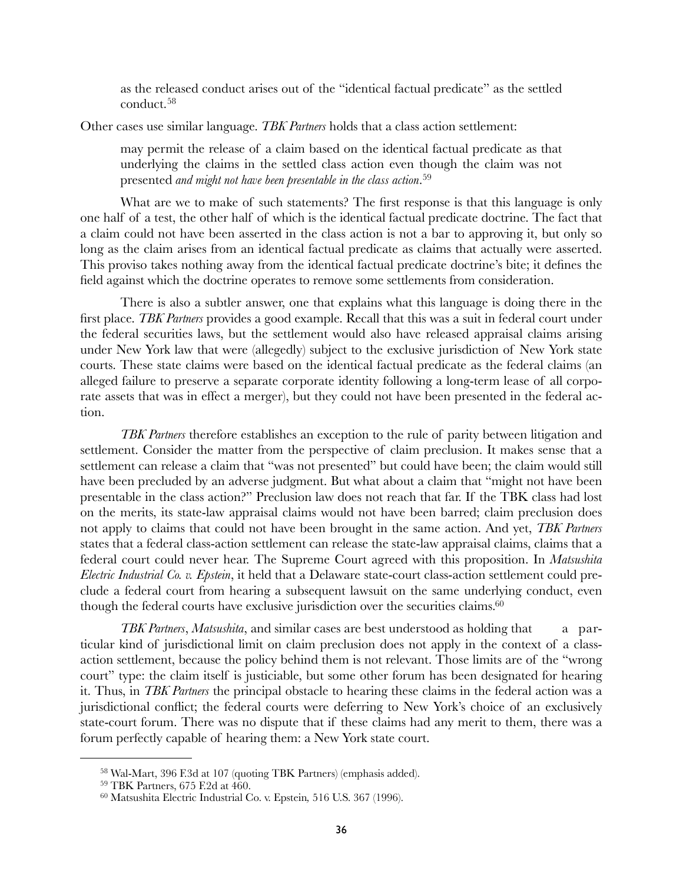> as the released conduct arises out of the "identical factual predicate" as the settled conduct.[58]

Other cases use similar language. *TBK Partners* holds that a class action settlement:

> may permit the release of a claim based on the identical factual predicate as that underlying the claims in the settled class action even though the claim was not presented *and might not have been presentable in the class action*.[59]

What are we to make of such statements? The first response is that this language is only one half of a test, the other half of which is the identical factual predicate doctrine. The fact that a claim could not have been asserted in the class action is not a bar to approving it, but only so long as the claim arises from an identical factual predicate as claims that actually were asserted. This proviso takes nothing away from the identical factual predicate doctrine's bite; it defines the field against which the doctrine operates to remove some settlements from consideration.

There is also a subtler answer, one that explains what this language is doing there in the first place. *TBK Partners* provides a good example. Recall that this was a suit in federal court under the federal securities laws, but the settlement would also have released appraisal claims arising under New York law that were (allegedly) subject to the exclusive jurisdiction of New York state courts. These state claims were based on the identical factual predicate as the federal claims (an alleged failure to preserve a separate corporate identity following a long-term lease of all corporate assets that was in effect a merger), but they could not have been presented in the federal action.

*TBK Partners* therefore establishes an exception to the rule of parity between litigation and settlement. Consider the matter from the perspective of claim preclusion. It makes sense that a settlement can release a claim that "was not presented" but could have been; the claim would still have been precluded by an adverse judgment. But what about a claim that "might not have been presentable in the class action?" Preclusion law does not reach that far. If the TBK class had lost on the merits, its state-law appraisal claims would not have been barred; claim preclusion does not apply to claims that could not have been brought in the same action. And yet, *TBK Partners* states that a federal class-action settlement can release the state-law appraisal claims, claims that a federal court could never hear. The Supreme Court agreed with this proposition. In *Matsushita Electric Industrial Co. v. Epstein*, it held that a Delaware state-court class-action settlement could preclude a federal court from hearing a subsequent lawsuit on the same underlying conduct, even though the federal courts have exclusive jurisdiction over the securities claims.[60]

*TBK Partners*, *Matsushita*, and similar cases are best understood as holding that a particular kind of jurisdictional limit on claim preclusion does not apply in the context of a class-action settlement, because the policy behind them is not relevant. Those limits are of the "wrong court" type: the claim itself is justiciable, but some other forum has been designated for hearing it. Thus, in *TBK Partners* the principal obstacle to hearing these claims in the federal action was a jurisdictional conflict; the federal courts were deferring to New York's choice of an exclusively state-court forum. There was no dispute that if these claims had any merit to them, there was a forum perfectly capable of hearing them: a New York state court.

---

[58] Wal-Mart, 396 F.3d at 107 (quoting TBK Partners) (emphasis added).

[59] TBK Partners, 675 F.2d at 460.

[60] Matsushita Electric Industrial Co. v. Epstein, 516 U.S. 367 (1996).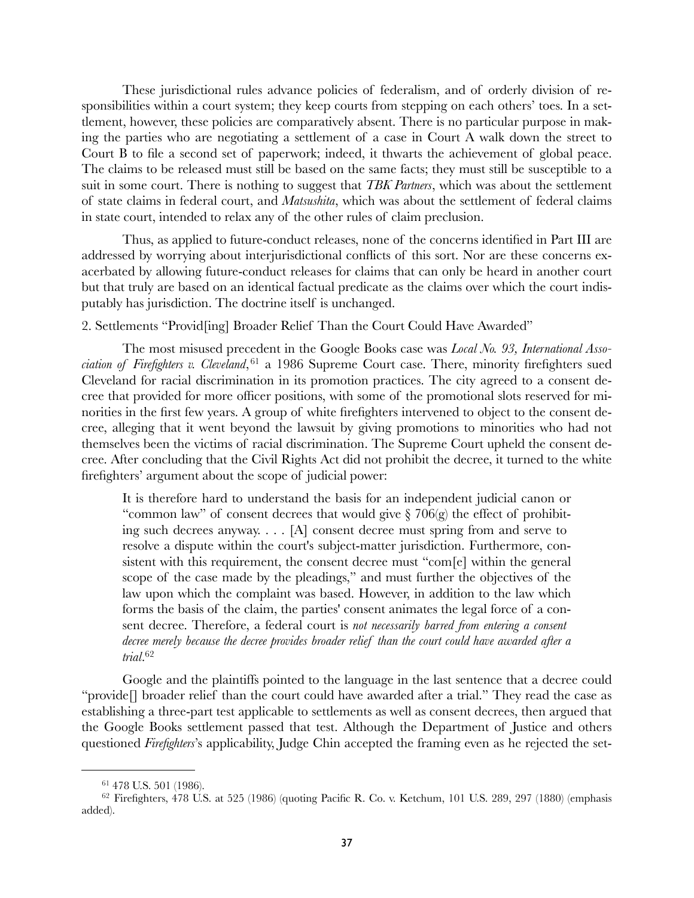These jurisdictional rules advance policies of federalism, and of orderly division of responsibilities within a court system; they keep courts from stepping on each others' toes. In a settlement, however, these policies are comparatively absent. There is no particular purpose in making the parties who are negotiating a settlement of a case in Court A walk down the street to Court B to file a second set of paperwork; indeed, it thwarts the achievement of global peace. The claims to be released must still be based on the same facts; they must still be susceptible to a suit in some court. There is nothing to suggest that *TBK Partners*, which was about the settlement of state claims in federal court, and *Matsushita*, which was about the settlement of federal claims in state court, intended to relax any of the other rules of claim preclusion.

Thus, as applied to future-conduct releases, none of the concerns identified in Part III are addressed by worrying about interjurisdictional conflicts of this sort. Nor are these concerns exacerbated by allowing future-conduct releases for claims that can only be heard in another court but that truly are based on an identical factual predicate as the claims over which the court indisputably has jurisdiction. The doctrine itself is unchanged.

### 2. Settlements "Provid[ing] Broader Relief Than the Court Could Have Awarded"

The most misused precedent in the Google Books case was *Local No. 93, International Association of Firefighters v. Cleveland*,[61] a 1986 Supreme Court case. There, minority firefighters sued Cleveland for racial discrimination in its promotion practices. The city agreed to a consent decree that provided for more officer positions, with some of the promotional slots reserved for minorities in the first few years. A group of white firefighters intervened to object to the consent decree, alleging that it went beyond the lawsuit by giving promotions to minorities who had not themselves been the victims of racial discrimination. The Supreme Court upheld the consent decree. After concluding that the Civil Rights Act did not prohibit the decree, it turned to the white firefighters' argument about the scope of judicial power:

> It is therefore hard to understand the basis for an independent judicial canon or "common law" of consent decrees that would give § 706(g) the effect of prohibiting such decrees anyway. . . . [A] consent decree must spring from and serve to resolve a dispute within the court's subject-matter jurisdiction. Furthermore, consistent with this requirement, the consent decree must "com[e] within the general scope of the case made by the pleadings," and must further the objectives of the law upon which the complaint was based. However, in addition to the law which forms the basis of the claim, the parties' consent animates the legal force of a consent decree. Therefore, a federal court is *not necessarily barred from entering a consent decree merely because the decree provides broader relief than the court could have awarded after a trial*.[62]

Google and the plaintiffs pointed to the language in the last sentence that a decree could "provide[] broader relief than the court could have awarded after a trial." They read the case as establishing a three-part test applicable to settlements as well as consent decrees, then argued that the Google Books settlement passed that test. Although the Department of Justice and others questioned *Firefighters*'s applicability, Judge Chin accepted the framing even as he rejected the set-

---

[61] 478 U.S. 501 (1986).

[62] Firefighters, 478 U.S. at 525 (1986) (quoting Pacific R. Co. v. Ketchum, 101 U.S. 289, 297 (1880) (emphasis added).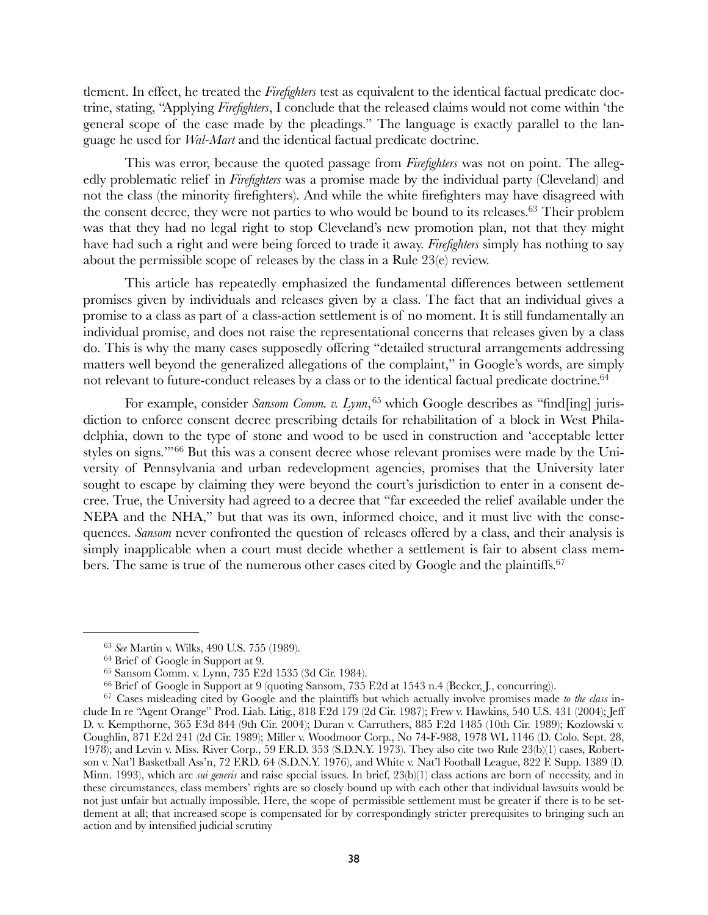tlement. In effect, he treated the *Firefighters* test as equivalent to the identical factual predicate doctrine, stating, "Applying *Firefighters*, I conclude that the released claims would not come within 'the general scope of the case made by the pleadings." The language is exactly parallel to the language he used for *Wal-Mart* and the identical factual predicate doctrine.

This was error, because the quoted passage from *Firefighters* was not on point. The allegedly problematic relief in *Firefighters* was a promise made by the individual party (Cleveland) and not the class (the minority firefighters). And while the white firefighters may have disagreed with the consent decree, they were not parties to who would be bound to its releases.[63] Their problem was that they had no legal right to stop Cleveland's new promotion plan, not that they might have had such a right and were being forced to trade it away. *Firefighters* simply has nothing to say about the permissible scope of releases by the class in a Rule 23(e) review.

This article has repeatedly emphasized the fundamental differences between settlement promises given by individuals and releases given by a class. The fact that an individual gives a promise to a class as part of a class-action settlement is of no moment. It is still fundamentally an individual promise, and does not raise the representational concerns that releases given by a class do. This is why the many cases supposedly offering "detailed structural arrangements addressing matters well beyond the generalized allegations of the complaint," in Google's words, are simply not relevant to future-conduct releases by a class or to the identical factual predicate doctrine.[64]

For example, consider *Sansom Comm. v. Lynn*,[65] which Google describes as "find[ing] jurisdiction to enforce consent decree prescribing details for rehabilitation of a block in West Philadelphia, down to the type of stone and wood to be used in construction and 'acceptable letter styles on signs.'"[66] But this was a consent decree whose relevant promises were made by the University of Pennsylvania and urban redevelopment agencies, promises that the University later sought to escape by claiming they were beyond the court's jurisdiction to enter in a consent decree. True, the University had agreed to a decree that "far exceeded the relief available under the NEPA and the NHA," but that was its own, informed choice, and it must live with the consequences. *Sansom* never confronted the question of releases offered by a class, and their analysis is simply inapplicable when a court must decide whether a settlement is fair to absent class members. The same is true of the numerous other cases cited by Google and the plaintiffs.[67]

---

[63] *See* Martin v. Wilks, 490 U.S. 755 (1989).

[64] Brief of Google in Support at 9.

[65] Sansom Comm. v. Lynn, 735 F.2d 1535 (3d Cir. 1984).

[66] Brief of Google in Support at 9 (quoting Sansom, 735 F.2d at 1543 n.4 (Becker, J., concurring)).

[67] Cases misleading cited by Google and the plaintiffs but which actually involve promises made *to the class* include In re "Agent Orange" Prod. Liab. Litig., 818 F.2d 179 (2d Cir. 1987); Frew v. Hawkins, 540 U.S. 431 (2004); Jeff D. v. Kempthorne, 365 F.3d 844 (9th Cir. 2004); Duran v. Carruthers, 885 F.2d 1485 (10th Cir. 1989); Kozlowski v. Coughlin, 871 F.2d 241 (2d Cir. 1989); Miller v. Woodmoor Corp., No 74-F-988, 1978 WL 1146 (D. Colo. Sept. 28, 1978); and Levin v. Miss. River Corp., 59 F.R.D. 353 (S.D.N.Y. 1973). They also cite two Rule 23(b)(1) cases, Robertson v. Nat'l Basketball Ass'n, 72 F.R.D. 64 (S.D.N.Y. 1976), and White v. Nat'l Football League, 822 F. Supp. 1389 (D. Minn. 1993), which are *sui generis* and raise special issues. In brief, 23(b)(1) class actions are born of necessity, and in these circumstances, class members' rights are so closely bound up with each other that individual lawsuits would be not just unfair but actually impossible. Here, the scope of permissible settlement must be greater if there is to be settlement at all; that increased scope is compensated for by correspondingly stricter prerequisites to bringing such an action and by intensified judicial scrutiny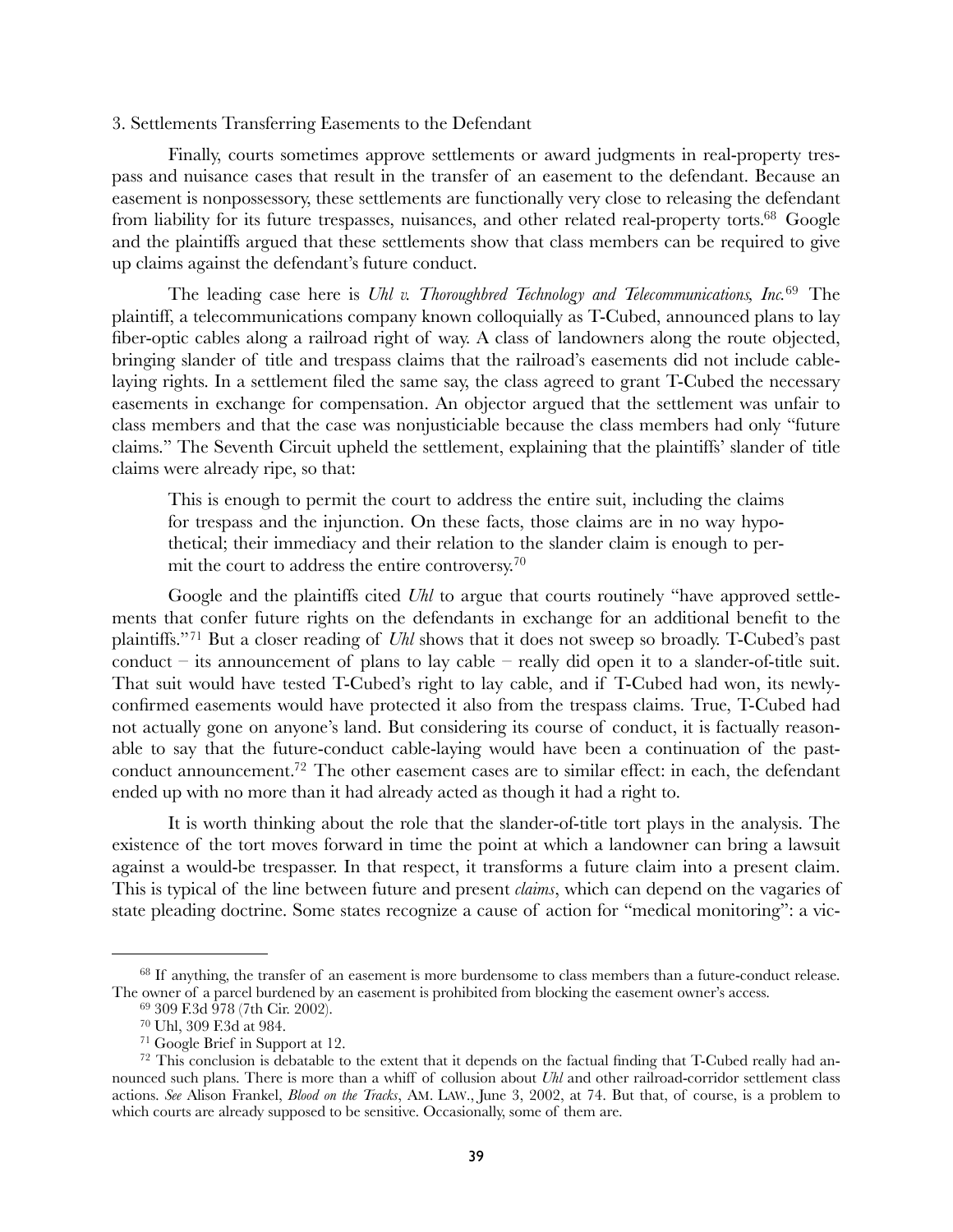3. Settlements Transferring Easements to the Defendant

Finally, courts sometimes approve settlements or award judgments in real-property trespass and nuisance cases that result in the transfer of an easement to the defendant. Because an easement is nonpossessory, these settlements are functionally very close to releasing the defendant from liability for its future trespasses, nuisances, and other related real-property torts.[68] Google and the plaintiffs argued that these settlements show that class members can be required to give up claims against the defendant's future conduct.

The leading case here is *Uhl v. Thoroughbred Technology and Telecommunications, Inc.*[69] The plaintiff, a telecommunications company known colloquially as T-Cubed, announced plans to lay fiber-optic cables along a railroad right of way. A class of landowners along the route objected, bringing slander of title and trespass claims that the railroad's easements did not include cable-laying rights. In a settlement filed the same say, the class agreed to grant T-Cubed the necessary easements in exchange for compensation. An objector argued that the settlement was unfair to class members and that the case was nonjusticiable because the class members had only "future claims." The Seventh Circuit upheld the settlement, explaining that the plaintiffs' slander of title claims were already ripe, so that:

> This is enough to permit the court to address the entire suit, including the claims for trespass and the injunction. On these facts, those claims are in no way hypothetical; their immediacy and their relation to the slander claim is enough to permit the court to address the entire controversy.[70]

Google and the plaintiffs cited *Uhl* to argue that courts routinely "have approved settlements that confer future rights on the defendants in exchange for an additional benefit to the plaintiffs."[71] But a closer reading of *Uhl* shows that it does not sweep so broadly. T-Cubed's past conduct – its announcement of plans to lay cable – really did open it to a slander-of-title suit. That suit would have tested T-Cubed's right to lay cable, and if T-Cubed had won, its newly-confirmed easements would have protected it also from the trespass claims. True, T-Cubed had not actually gone on anyone's land. But considering its course of conduct, it is factually reasonable to say that the future-conduct cable-laying would have been a continuation of the past-conduct announcement.[72] The other easement cases are to similar effect: in each, the defendant ended up with no more than it had already acted as though it had a right to.

It is worth thinking about the role that the slander-of-title tort plays in the analysis. The existence of the tort moves forward in time the point at which a landowner can bring a lawsuit against a would-be trespasser. In that respect, it transforms a future claim into a present claim. This is typical of the line between future and present *claims*, which can depend on the vagaries of state pleading doctrine. Some states recognize a cause of action for "medical monitoring": a vic-

---

[68] If anything, the transfer of an easement is more burdensome to class members than a future-conduct release. The owner of a parcel burdened by an easement is prohibited from blocking the easement owner's access.

[69] 309 F.3d 978 (7th Cir. 2002).

[70] Uhl, 309 F.3d at 984.

[71] Google Brief in Support at 12.

[72] This conclusion is debatable to the extent that it depends on the factual finding that T-Cubed really had announced such plans. There is more than a whiff of collusion about *Uhl* and other railroad-corridor settlement class actions. *See* Alison Frankel, *Blood on the Tracks*, AM. LAW., June 3, 2002, at 74. But that, of course, is a problem to which courts are already supposed to be sensitive. Occasionally, some of them are.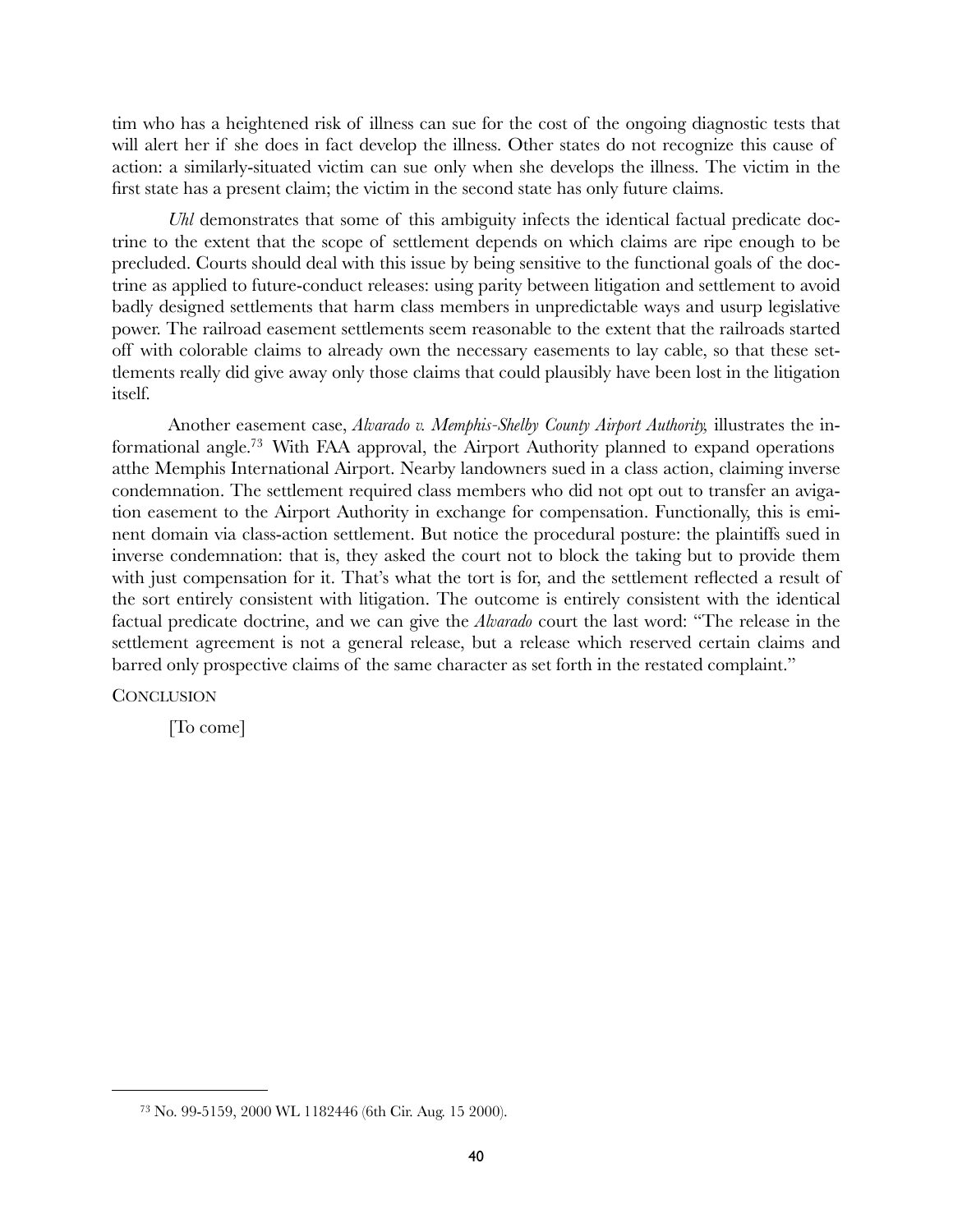tim who has a heightened risk of illness can sue for the cost of the ongoing diagnostic tests that will alert her if she does in fact develop the illness. Other states do not recognize this cause of action: a similarly-situated victim can sue only when she develops the illness. The victim in the first state has a present claim; the victim in the second state has only future claims.

*Uhl* demonstrates that some of this ambiguity infects the identical factual predicate doctrine to the extent that the scope of settlement depends on which claims are ripe enough to be precluded. Courts should deal with this issue by being sensitive to the functional goals of the doctrine as applied to future-conduct releases: using parity between litigation and settlement to avoid badly designed settlements that harm class members in unpredictable ways and usurp legislative power. The railroad easement settlements seem reasonable to the extent that the railroads started off with colorable claims to already own the necessary easements to lay cable, so that these settlements really did give away only those claims that could plausibly have been lost in the litigation itself.

Another easement case, *Alvarado v. Memphis-Shelby County Airport Authority*, illustrates the informational angle.[73] With FAA approval, the Airport Authority planned to expand operations atthe Memphis International Airport. Nearby landowners sued in a class action, claiming inverse condemnation. The settlement required class members who did not opt out to transfer an avigation easement to the Airport Authority in exchange for compensation. Functionally, this is eminent domain via class-action settlement. But notice the procedural posture: the plaintiffs sued in inverse condemnation: that is, they asked the court not to block the taking but to provide them with just compensation for it. That's what the tort is for, and the settlement reflected a result of the sort entirely consistent with litigation. The outcome is entirely consistent with the identical factual predicate doctrine, and we can give the *Alvarado* court the last word: "The release in the settlement agreement is not a general release, but a release which reserved certain claims and barred only prospective claims of the same character as set forth in the restated complaint."

## Conclusion

[To come]

---

[73] No. 99-5159, 2000 WL 1182446 (6th Cir. Aug. 15 2000).